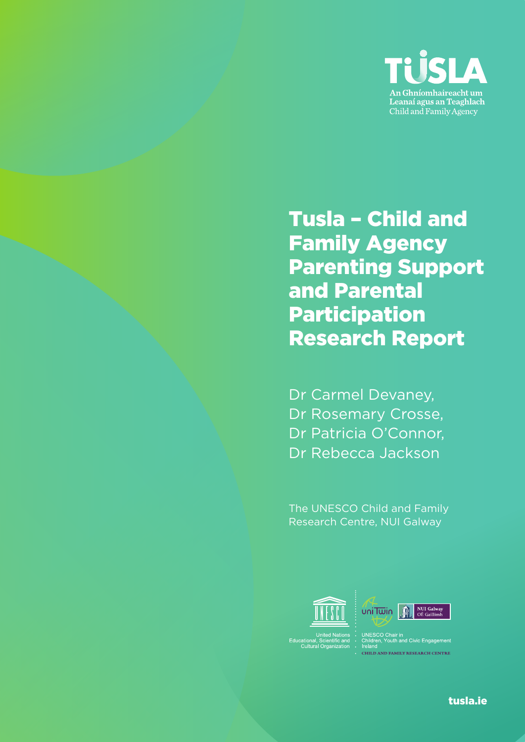TUSLA

An Ghníomhaireacht um Leanaí agus an Teaghlach
Child and Family Agency

# Tusla – Child and Family Agency Parenting Support and Parental Participation Research Report

Dr Carmel Devaney,
Dr Rosemary Crosse,
Dr Patricia O'Connor,
Dr Rebecca Jackson

The UNESCO Child and Family Research Centre, NUI Galway

United Nations Educational, Scientific and Cultural Organization

UNESCO Chair in Children, Youth and Civic Engagement Ireland

NUI Galway OÉ Gaillimh

CHILD AND FAMILY RESEARCH CENTRE

tusla.ie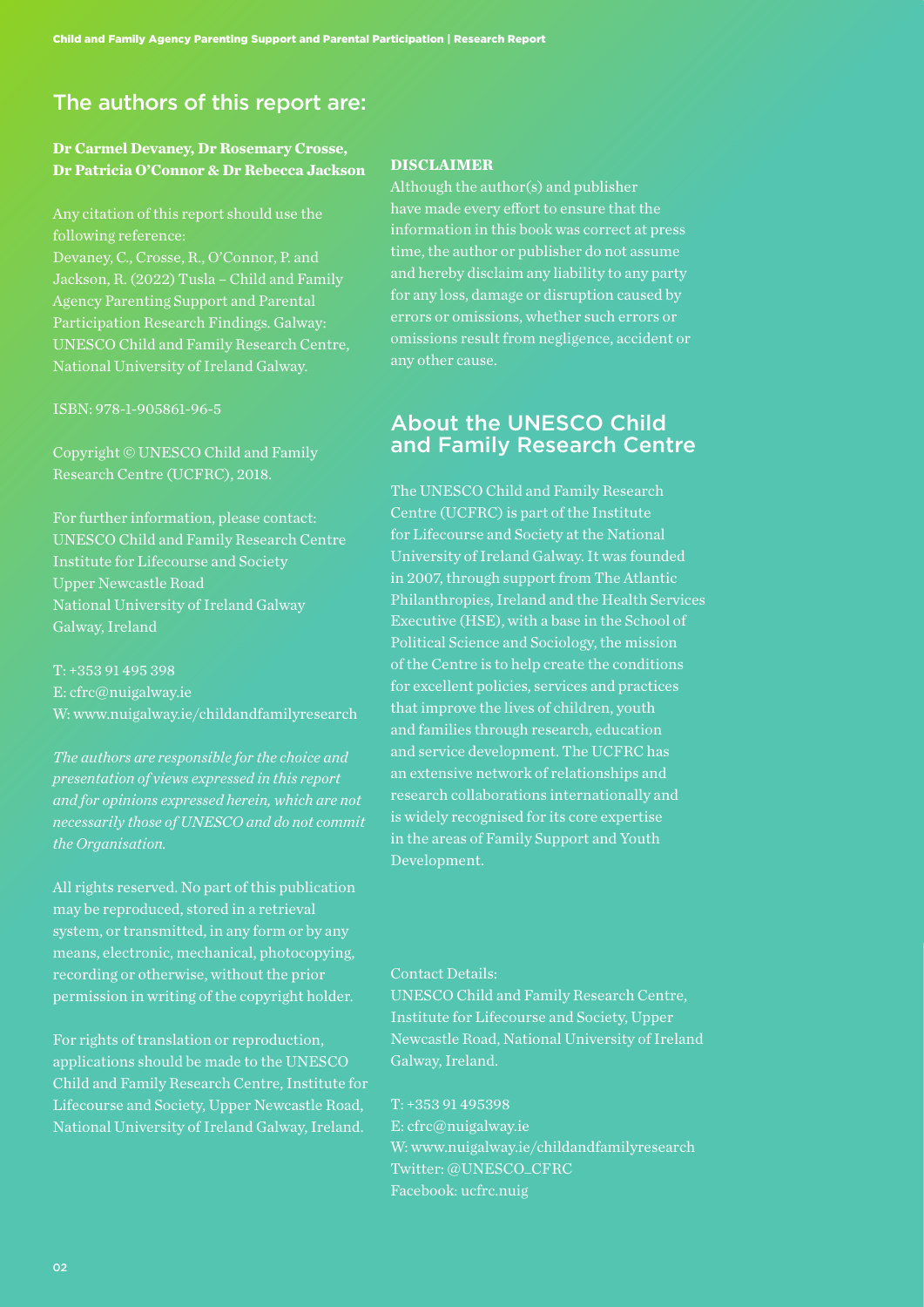## The authors of this report are:

**Dr Carmel Devaney, Dr Rosemary Crosse, Dr Patricia O'Connor & Dr Rebecca Jackson**

Any citation of this report should use the following reference:
Devaney, C., Crosse, R., O'Connor, P. and Jackson, R. (2022) Tusla – Child and Family Agency Parenting Support and Parental Participation Research Findings. Galway: UNESCO Child and Family Research Centre, National University of Ireland Galway.

ISBN: 978-1-905861-96-5

Copyright © UNESCO Child and Family Research Centre (UCFRC), 2018.

For further information, please contact:
UNESCO Child and Family Research Centre
Institute for Lifecourse and Society
Upper Newcastle Road
National University of Ireland Galway
Galway, Ireland

T: +353 91 495 398
E: cfrc@nuigalway.ie
W: www.nuigalway.ie/childandfamilyresearch

*The authors are responsible for the choice and presentation of views expressed in this report and for opinions expressed herein, which are not necessarily those of UNESCO and do not commit the Organisation.*

All rights reserved. No part of this publication may be reproduced, stored in a retrieval system, or transmitted, in any form or by any means, electronic, mechanical, photocopying, recording or otherwise, without the prior permission in writing of the copyright holder.

For rights of translation or reproduction, applications should be made to the UNESCO Child and Family Research Centre, Institute for Lifecourse and Society, Upper Newcastle Road, National University of Ireland Galway, Ireland.

**DISCLAIMER**

Although the author(s) and publisher have made every effort to ensure that the information in this book was correct at press time, the author or publisher do not assume and hereby disclaim any liability to any party for any loss, damage or disruption caused by errors or omissions, whether such errors or omissions result from negligence, accident or any other cause.

## About the UNESCO Child and Family Research Centre

The UNESCO Child and Family Research Centre (UCFRC) is part of the Institute for Lifecourse and Society at the National University of Ireland Galway. It was founded in 2007, through support from The Atlantic Philanthropies, Ireland and the Health Services Executive (HSE), with a base in the School of Political Science and Sociology, the mission of the Centre is to help create the conditions for excellent policies, services and practices that improve the lives of children, youth and families through research, education and service development. The UCFRC has an extensive network of relationships and research collaborations internationally and is widely recognised for its core expertise in the areas of Family Support and Youth Development.

Contact Details:
UNESCO Child and Family Research Centre, Institute for Lifecourse and Society, Upper Newcastle Road, National University of Ireland Galway, Ireland.

T: +353 91 495398
E: cfrc@nuigalway.ie
W: www.nuigalway.ie/childandfamilyresearch
Twitter: @UNESCO_CFRC
Facebook: ucfrc.nuig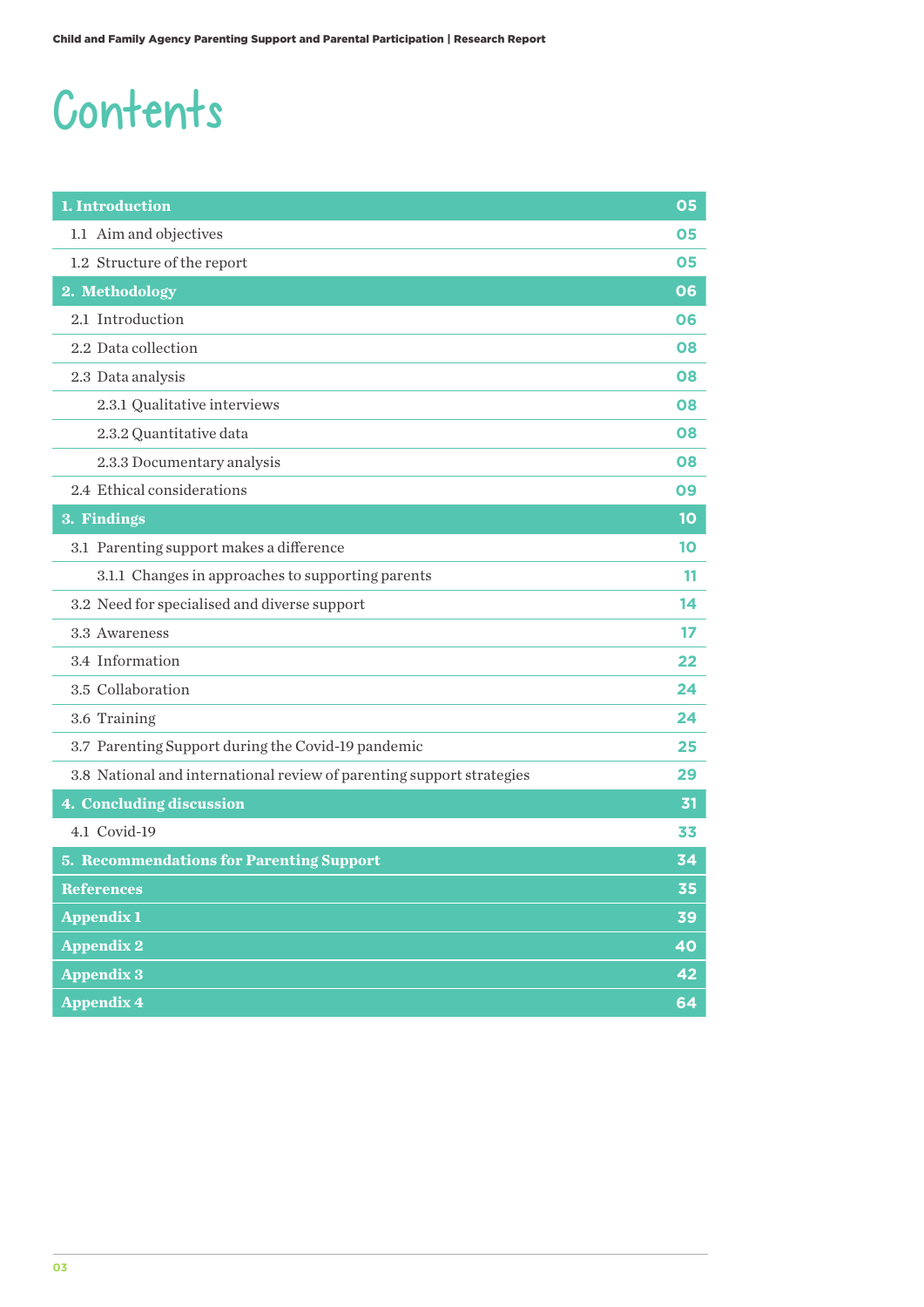# Contents

| | |
|---|---|
| **1. Introduction** | **05** |
| 1.1 Aim and objectives | 05 |
| 1.2 Structure of the report | 05 |
| **2. Methodology** | **06** |
| 2.1 Introduction | 06 |
| 2.2 Data collection | 08 |
| 2.3 Data analysis | 08 |
| 2.3.1 Qualitative interviews | 08 |
| 2.3.2 Quantitative data | 08 |
| 2.3.3 Documentary analysis | 08 |
| 2.4 Ethical considerations | 09 |
| **3. Findings** | **10** |
| 3.1 Parenting support makes a difference | 10 |
| 3.1.1 Changes in approaches to supporting parents | 11 |
| 3.2 Need for specialised and diverse support | 14 |
| 3.3 Awareness | 17 |
| 3.4 Information | 22 |
| 3.5 Collaboration | 24 |
| 3.6 Training | 24 |
| 3.7 Parenting Support during the Covid-19 pandemic | 25 |
| 3.8 National and international review of parenting support strategies | 29 |
| **4. Concluding discussion** | **31** |
| 4.1 Covid-19 | 33 |
| **5. Recommendations for Parenting Support** | **34** |
| **References** | **35** |
| **Appendix 1** | **39** |
| **Appendix 2** | **40** |
| **Appendix 3** | **42** |
| **Appendix 4** | **64** |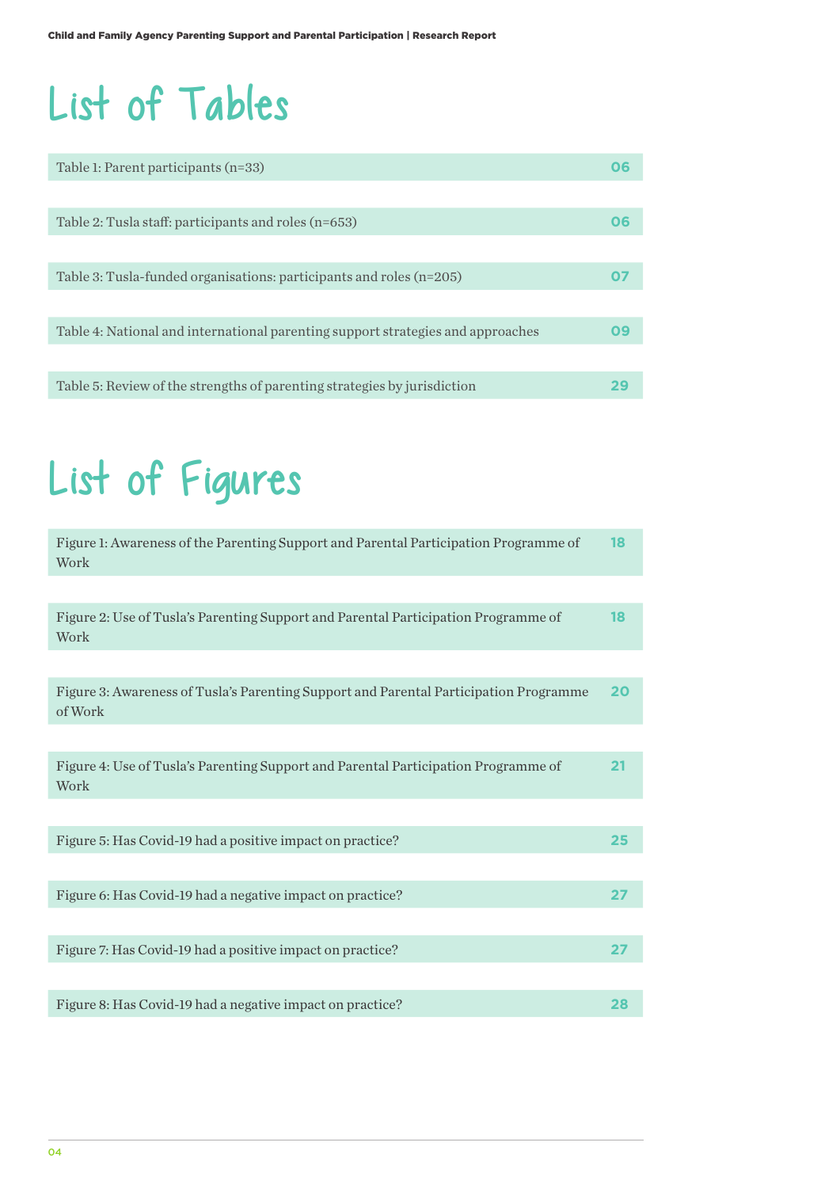# List of Tables

| | |
|---|---|
| Table 1: Parent participants (n=33) | 06 |
| Table 2: Tusla staff: participants and roles (n=653) | 06 |
| Table 3: Tusla-funded organisations: participants and roles (n=205) | 07 |
| Table 4: National and international parenting support strategies and approaches | 09 |
| Table 5: Review of the strengths of parenting strategies by jurisdiction | 29 |

# List of Figures

| | |
|---|---|
| Figure 1: Awareness of the Parenting Support and Parental Participation Programme of Work | 18 |
| Figure 2: Use of Tusla's Parenting Support and Parental Participation Programme of Work | 18 |
| Figure 3: Awareness of Tusla's Parenting Support and Parental Participation Programme of Work | 20 |
| Figure 4: Use of Tusla's Parenting Support and Parental Participation Programme of Work | 21 |
| Figure 5: Has Covid-19 had a positive impact on practice? | 25 |
| Figure 6: Has Covid-19 had a negative impact on practice? | 27 |
| Figure 7: Has Covid-19 had a positive impact on practice? | 27 |
| Figure 8: Has Covid-19 had a negative impact on practice? | 28 |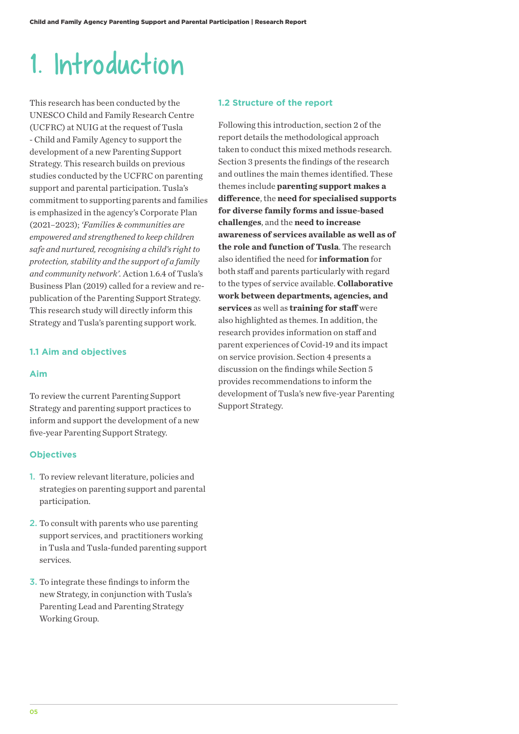# 1. Introduction

This research has been conducted by the UNESCO Child and Family Research Centre (UCFRC) at NUIG at the request of Tusla - Child and Family Agency to support the development of a new Parenting Support Strategy. This research builds on previous studies conducted by the UCFRC on parenting support and parental participation. Tusla's commitment to supporting parents and families is emphasized in the agency's Corporate Plan (2021–2023); *'Families & communities are empowered and strengthened to keep children safe and nurtured, recognising a child's right to protection, stability and the support of a family and community network'*. Action 1.6.4 of Tusla's Business Plan (2019) called for a review and re-publication of the Parenting Support Strategy. This research study will directly inform this Strategy and Tusla's parenting support work.

## 1.1 Aim and objectives

### Aim

To review the current Parenting Support Strategy and parenting support practices to inform and support the development of a new five-year Parenting Support Strategy.

### Objectives

1. To review relevant literature, policies and strategies on parenting support and parental participation.
2. To consult with parents who use parenting support services, and practitioners working in Tusla and Tusla-funded parenting support services.
3. To integrate these findings to inform the new Strategy, in conjunction with Tusla's Parenting Lead and Parenting Strategy Working Group.

## 1.2 Structure of the report

Following this introduction, section 2 of the report details the methodological approach taken to conduct this mixed methods research. Section 3 presents the findings of the research and outlines the main themes identified. These themes include **parenting support makes a difference**, the **need for specialised supports for diverse family forms and issue-based challenges**, and the **need to increase awareness of services available as well as of the role and function of Tusla**. The research also identified the need for **information** for both staff and parents particularly with regard to the types of service available. **Collaborative work between departments, agencies, and services** as well as **training for staff** were also highlighted as themes. In addition, the research provides information on staff and parent experiences of Covid-19 and its impact on service provision. Section 4 presents a discussion on the findings while Section 5 provides recommendations to inform the development of Tusla's new five-year Parenting Support Strategy.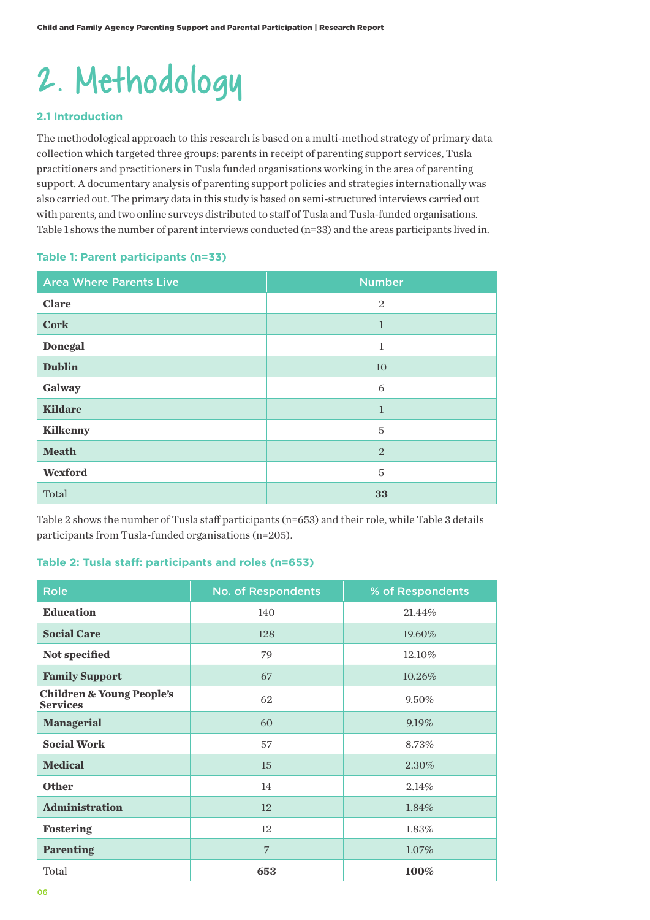# 2. Methodology

## 2.1 Introduction

The methodological approach to this research is based on a multi-method strategy of primary data collection which targeted three groups: parents in receipt of parenting support services, Tusla practitioners and practitioners in Tusla funded organisations working in the area of parenting support. A documentary analysis of parenting support policies and strategies internationally was also carried out. The primary data in this study is based on semi-structured interviews carried out with parents, and two online surveys distributed to staff of Tusla and Tusla-funded organisations. Table 1 shows the number of parent interviews conducted (n=33) and the areas participants lived in.

### Table 1: Parent participants (n=33)

| Area Where Parents Live | Number |
|---|---|
| **Clare** | 2 |
| **Cork** | 1 |
| **Donegal** | 1 |
| **Dublin** | 10 |
| **Galway** | 6 |
| **Kildare** | 1 |
| **Kilkenny** | 5 |
| **Meath** | 2 |
| **Wexford** | 5 |
| Total | **33** |

Table 2 shows the number of Tusla staff participants (n=653) and their role, while Table 3 details participants from Tusla-funded organisations (n=205).

### Table 2: Tusla staff: participants and roles (n=653)

| Role | No. of Respondents | % of Respondents |
|---|---|---|
| **Education** | 140 | 21.44% |
| **Social Care** | 128 | 19.60% |
| **Not specified** | 79 | 12.10% |
| **Family Support** | 67 | 10.26% |
| **Children & Young People's Services** | 62 | 9.50% |
| **Managerial** | 60 | 9.19% |
| **Social Work** | 57 | 8.73% |
| **Medical** | 15 | 2.30% |
| **Other** | 14 | 2.14% |
| **Administration** | 12 | 1.84% |
| **Fostering** | 12 | 1.83% |
| **Parenting** | 7 | 1.07% |
| Total | **653** | **100%** |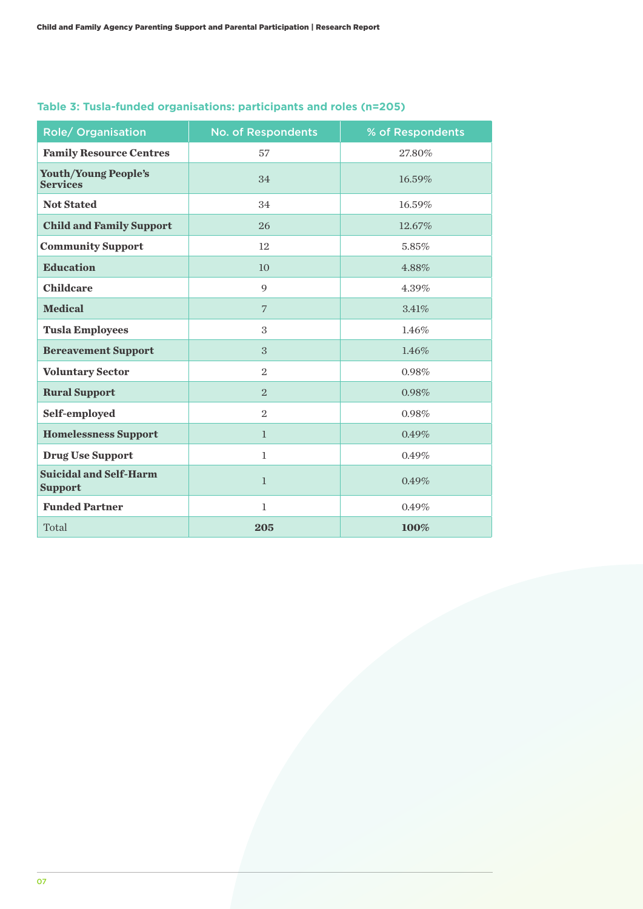### Table 3: Tusla-funded organisations: participants and roles (n=205)

| Role/ Organisation | No. of Respondents | % of Respondents |
|---|---|---|
| **Family Resource Centres** | 57 | 27.80% |
| **Youth/Young People's Services** | 34 | 16.59% |
| **Not Stated** | 34 | 16.59% |
| **Child and Family Support** | 26 | 12.67% |
| **Community Support** | 12 | 5.85% |
| **Education** | 10 | 4.88% |
| **Childcare** | 9 | 4.39% |
| **Medical** | 7 | 3.41% |
| **Tusla Employees** | 3 | 1.46% |
| **Bereavement Support** | 3 | 1.46% |
| **Voluntary Sector** | 2 | 0.98% |
| **Rural Support** | 2 | 0.98% |
| **Self-employed** | 2 | 0.98% |
| **Homelessness Support** | 1 | 0.49% |
| **Drug Use Support** | 1 | 0.49% |
| **Suicidal and Self-Harm Support** | 1 | 0.49% |
| **Funded Partner** | 1 | 0.49% |
| Total | **205** | **100%** |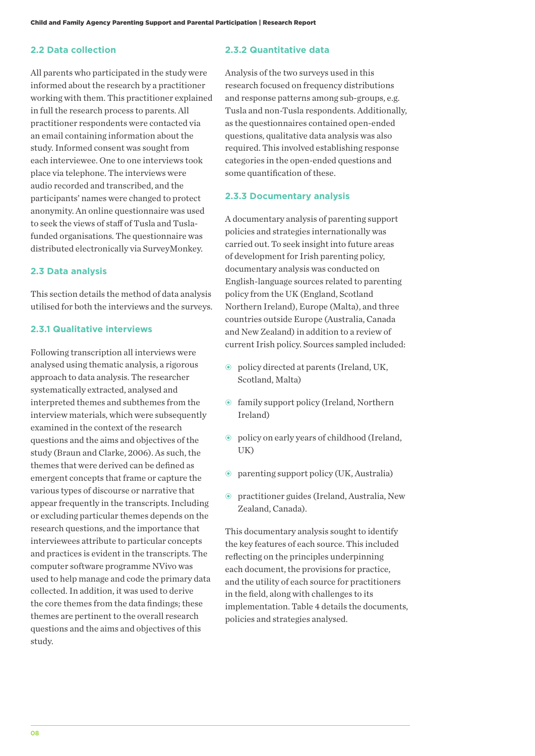## 2.2 Data collection

All parents who participated in the study were informed about the research by a practitioner working with them. This practitioner explained in full the research process to parents. All practitioner respondents were contacted via an email containing information about the study. Informed consent was sought from each interviewee. One to one interviews took place via telephone. The interviews were audio recorded and transcribed, and the participants' names were changed to protect anonymity. An online questionnaire was used to seek the views of staff of Tusla and Tusla-funded organisations. The questionnaire was distributed electronically via SurveyMonkey.

## 2.3 Data analysis

This section details the method of data analysis utilised for both the interviews and the surveys.

### 2.3.1 Qualitative interviews

Following transcription all interviews were analysed using thematic analysis, a rigorous approach to data analysis. The researcher systematically extracted, analysed and interpreted themes and subthemes from the interview materials, which were subsequently examined in the context of the research questions and the aims and objectives of the study (Braun and Clarke, 2006). As such, the themes that were derived can be defined as emergent concepts that frame or capture the various types of discourse or narrative that appear frequently in the transcripts. Including or excluding particular themes depends on the research questions, and the importance that interviewees attribute to particular concepts and practices is evident in the transcripts. The computer software programme NVivo was used to help manage and code the primary data collected. In addition, it was used to derive the core themes from the data findings; these themes are pertinent to the overall research questions and the aims and objectives of this study.

### 2.3.2 Quantitative data

Analysis of the two surveys used in this research focused on frequency distributions and response patterns among sub-groups, e.g. Tusla and non-Tusla respondents. Additionally, as the questionnaires contained open-ended questions, qualitative data analysis was also required. This involved establishing response categories in the open-ended questions and some quantification of these.

### 2.3.3 Documentary analysis

A documentary analysis of parenting support policies and strategies internationally was carried out. To seek insight into future areas of development for Irish parenting policy, documentary analysis was conducted on English-language sources related to parenting policy from the UK (England, Scotland Northern Ireland), Europe (Malta), and three countries outside Europe (Australia, Canada and New Zealand) in addition to a review of current Irish policy. Sources sampled included:

- policy directed at parents (Ireland, UK, Scotland, Malta)
- family support policy (Ireland, Northern Ireland)
- policy on early years of childhood (Ireland, UK)
- parenting support policy (UK, Australia)
- practitioner guides (Ireland, Australia, New Zealand, Canada).

This documentary analysis sought to identify the key features of each source. This included reflecting on the principles underpinning each document, the provisions for practice, and the utility of each source for practitioners in the field, along with challenges to its implementation. Table 4 details the documents, policies and strategies analysed.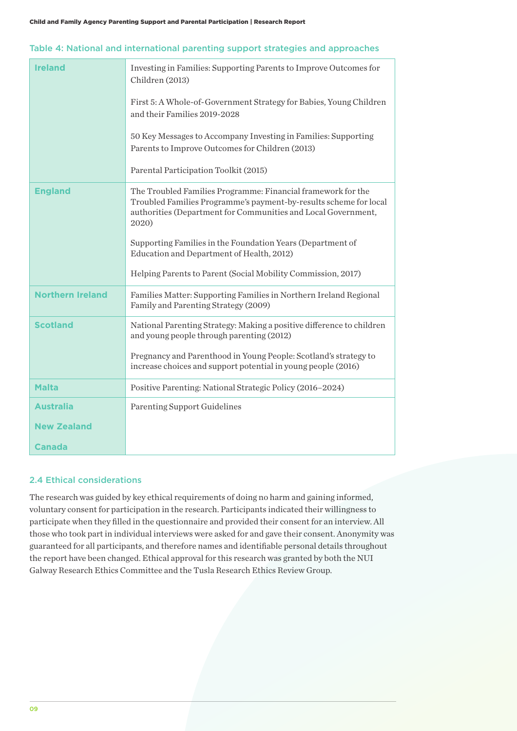Table 4: National and international parenting support strategies and approaches

| Country | Strategy/Approach |
|---|---|
| **Ireland** | Investing in Families: Supporting Parents to Improve Outcomes for Children (2013)<br><br>First 5: A Whole-of-Government Strategy for Babies, Young Children and their Families 2019-2028<br><br>50 Key Messages to Accompany Investing in Families: Supporting Parents to Improve Outcomes for Children (2013)<br><br>Parental Participation Toolkit (2015) |
| **England** | The Troubled Families Programme: Financial framework for the Troubled Families Programme's payment-by-results scheme for local authorities (Department for Communities and Local Government, 2020)<br><br>Supporting Families in the Foundation Years (Department of Education and Department of Health, 2012)<br><br>Helping Parents to Parent (Social Mobility Commission, 2017) |
| **Northern Ireland** | Families Matter: Supporting Families in Northern Ireland Regional Family and Parenting Strategy (2009) |
| **Scotland** | National Parenting Strategy: Making a positive difference to children and young people through parenting (2012)<br><br>Pregnancy and Parenthood in Young People: Scotland's strategy to increase choices and support potential in young people (2016) |
| **Malta** | Positive Parenting: National Strategic Policy (2016–2024) |
| **Australia**<br><br>**New Zealand**<br><br>**Canada** | Parenting Support Guidelines |

### 2.4 Ethical considerations

The research was guided by key ethical requirements of doing no harm and gaining informed, voluntary consent for participation in the research. Participants indicated their willingness to participate when they filled in the questionnaire and provided their consent for an interview. All those who took part in individual interviews were asked for and gave their consent. Anonymity was guaranteed for all participants, and therefore names and identifiable personal details throughout the report have been changed. Ethical approval for this research was granted by both the NUI Galway Research Ethics Committee and the Tusla Research Ethics Review Group.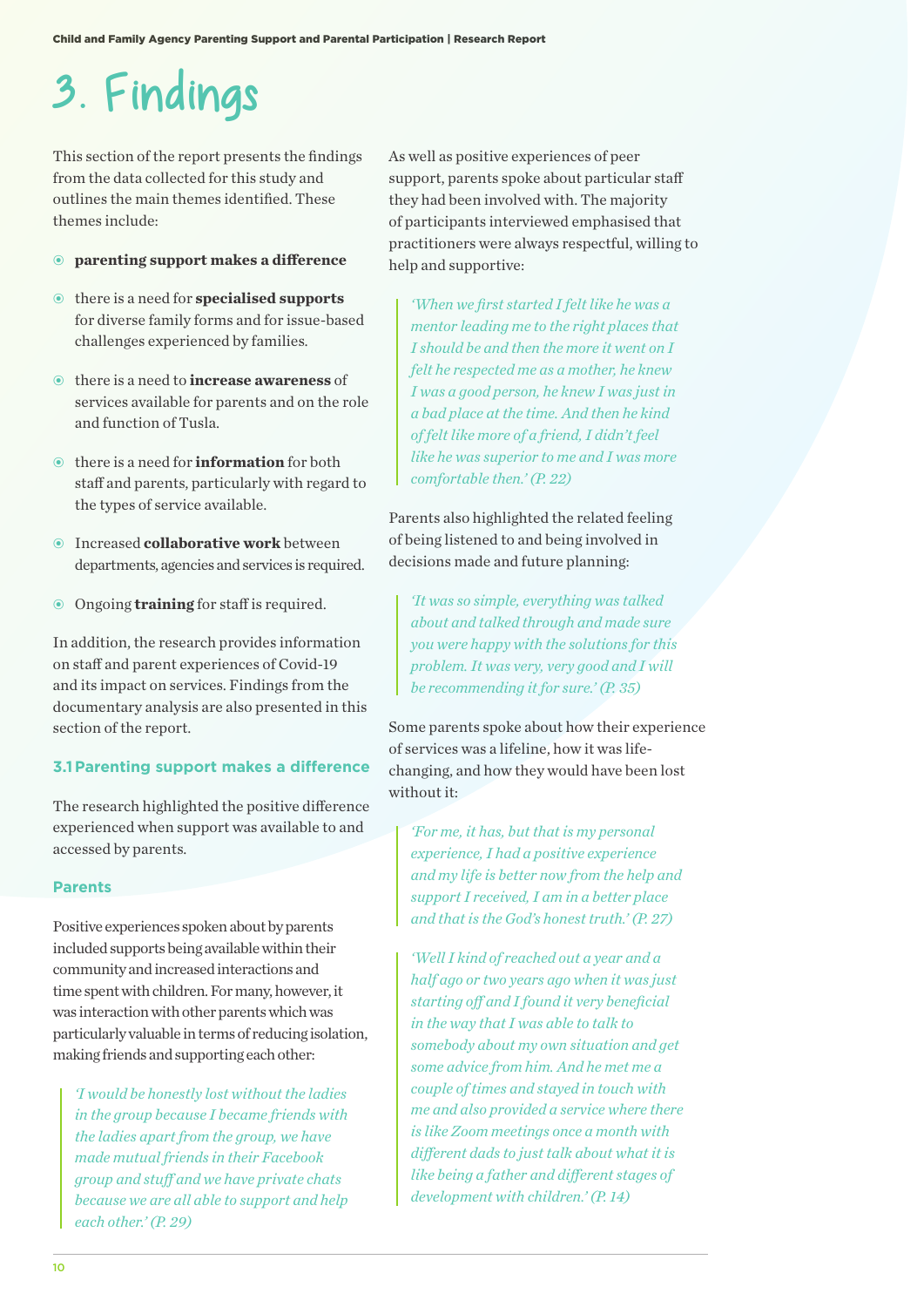# 3. Findings

This section of the report presents the findings from the data collected for this study and outlines the main themes identified. These themes include:

- **parenting support makes a difference**
- there is a need for **specialised supports** for diverse family forms and for issue-based challenges experienced by families.
- there is a need to **increase awareness** of services available for parents and on the role and function of Tusla.
- there is a need for **information** for both staff and parents, particularly with regard to the types of service available.
- Increased **collaborative work** between departments, agencies and services is required.
- Ongoing **training** for staff is required.

In addition, the research provides information on staff and parent experiences of Covid-19 and its impact on services. Findings from the documentary analysis are also presented in this section of the report.

### 3.1 Parenting support makes a difference

The research highlighted the positive difference experienced when support was available to and accessed by parents.

#### Parents

Positive experiences spoken about by parents included supports being available within their community and increased interactions and time spent with children. For many, however, it was interaction with other parents which was particularly valuable in terms of reducing isolation, making friends and supporting each other:

> *'I would be honestly lost without the ladies in the group because I became friends with the ladies apart from the group, we have made mutual friends in their Facebook group and stuff and we have private chats because we are all able to support and help each other.' (P. 29)*

As well as positive experiences of peer support, parents spoke about particular staff they had been involved with. The majority of participants interviewed emphasised that practitioners were always respectful, willing to help and supportive:

> *'When we first started I felt like he was a mentor leading me to the right places that I should be and then the more it went on I felt he respected me as a mother, he knew I was a good person, he knew I was just in a bad place at the time. And then he kind of felt like more of a friend, I didn't feel like he was superior to me and I was more comfortable then.' (P. 22)*

Parents also highlighted the related feeling of being listened to and being involved in decisions made and future planning:

> *'It was so simple, everything was talked about and talked through and made sure you were happy with the solutions for this problem. It was very, very good and I will be recommending it for sure.' (P. 35)*

Some parents spoke about how their experience of services was a lifeline, how it was life-changing, and how they would have been lost without it:

> *'For me, it has, but that is my personal experience, I had a positive experience and my life is better now from the help and support I received, I am in a better place and that is the God's honest truth.' (P. 27)*

> *'Well I kind of reached out a year and a half ago or two years ago when it was just starting off and I found it very beneficial in the way that I was able to talk to somebody about my own situation and get some advice from him. And he met me a couple of times and stayed in touch with me and also provided a service where there is like Zoom meetings once a month with different dads to just talk about what it is like being a father and different stages of development with children.' (P. 14)*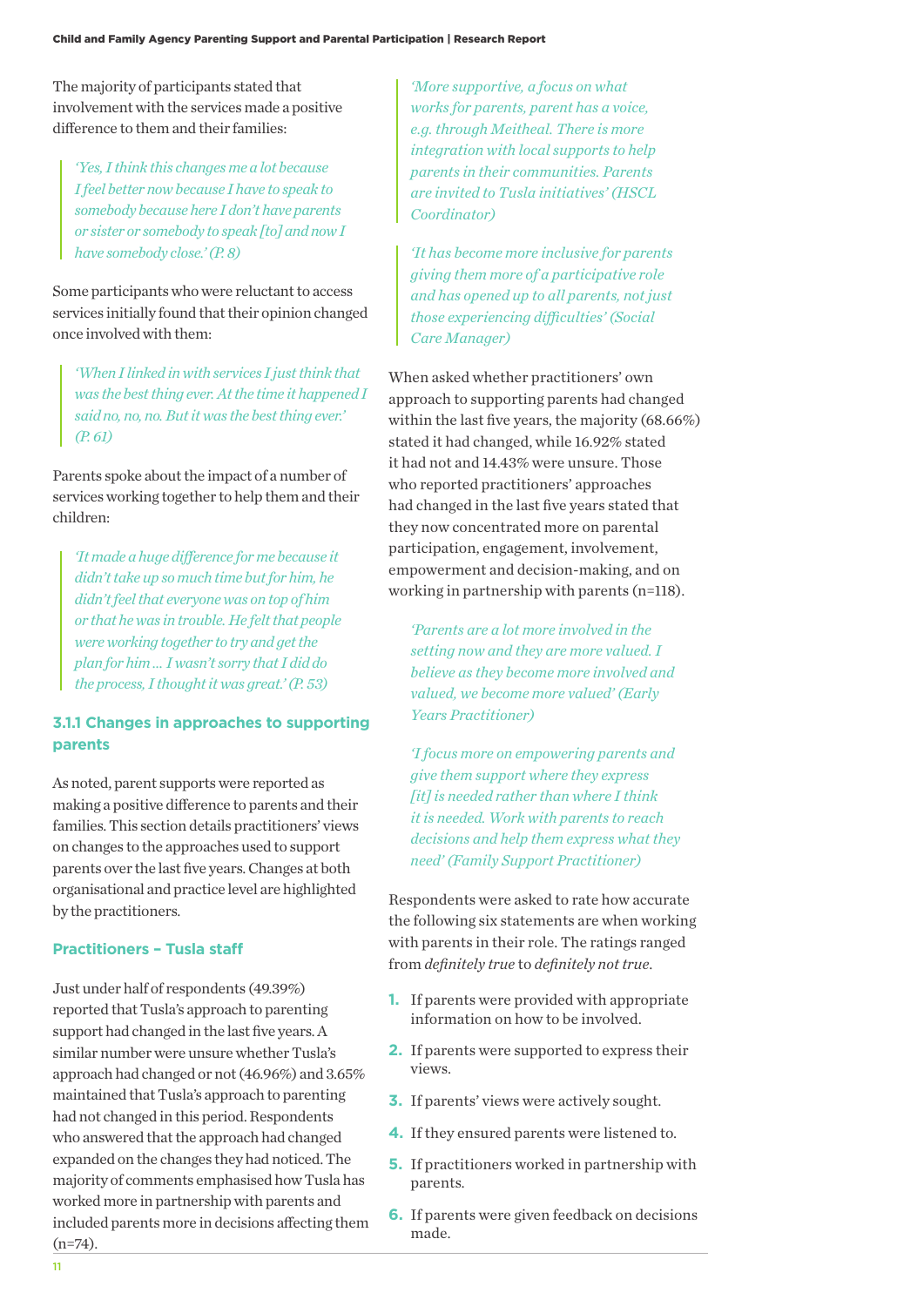The majority of participants stated that involvement with the services made a positive difference to them and their families:

> *'Yes, I think this changes me a lot because I feel better now because I have to speak to somebody because here I don't have parents or sister or somebody to speak [to] and now I have somebody close.' (P. 8)*

Some participants who were reluctant to access services initially found that their opinion changed once involved with them:

> *'When I linked in with services I just think that was the best thing ever. At the time it happened I said no, no, no. But it was the best thing ever.' (P. 61)*

Parents spoke about the impact of a number of services working together to help them and their children:

> *'It made a huge difference for me because it didn't take up so much time but for him, he didn't feel that everyone was on top of him or that he was in trouble. He felt that people were working together to try and get the plan for him ... I wasn't sorry that I did do the process, I thought it was great.' (P. 53)*

### 3.1.1 Changes in approaches to supporting parents

As noted, parent supports were reported as making a positive difference to parents and their families. This section details practitioners' views on changes to the approaches used to support parents over the last five years. Changes at both organisational and practice level are highlighted by the practitioners.

#### Practitioners – Tusla staff

Just under half of respondents (49.39%) reported that Tusla's approach to parenting support had changed in the last five years. A similar number were unsure whether Tusla's approach had changed or not (46.96%) and 3.65% maintained that Tusla's approach to parenting had not changed in this period. Respondents who answered that the approach had changed expanded on the changes they had noticed. The majority of comments emphasised how Tusla has worked more in partnership with parents and included parents more in decisions affecting them (n=74).

> *'More supportive, a focus on what works for parents, parent has a voice, e.g. through Meitheal. There is more integration with local supports to help parents in their communities. Parents are invited to Tusla initiatives' (HSCL Coordinator)*

> *'It has become more inclusive for parents giving them more of a participative role and has opened up to all parents, not just those experiencing difficulties' (Social Care Manager)*

When asked whether practitioners' own approach to supporting parents had changed within the last five years, the majority (68.66%) stated it had changed, while 16.92% stated it had not and 14.43% were unsure. Those who reported practitioners' approaches had changed in the last five years stated that they now concentrated more on parental participation, engagement, involvement, empowerment and decision-making, and on working in partnership with parents (n=118).

> *'Parents are a lot more involved in the setting now and they are more valued. I believe as they become more involved and valued, we become more valued' (Early Years Practitioner)*

> *'I focus more on empowering parents and give them support where they express [it] is needed rather than where I think it is needed. Work with parents to reach decisions and help them express what they need' (Family Support Practitioner)*

Respondents were asked to rate how accurate the following six statements are when working with parents in their role. The ratings ranged from *definitely true* to *definitely not true*.

1. If parents were provided with appropriate information on how to be involved.
2. If parents were supported to express their views.
3. If parents' views were actively sought.
4. If they ensured parents were listened to.
5. If practitioners worked in partnership with parents.
6. If parents were given feedback on decisions made.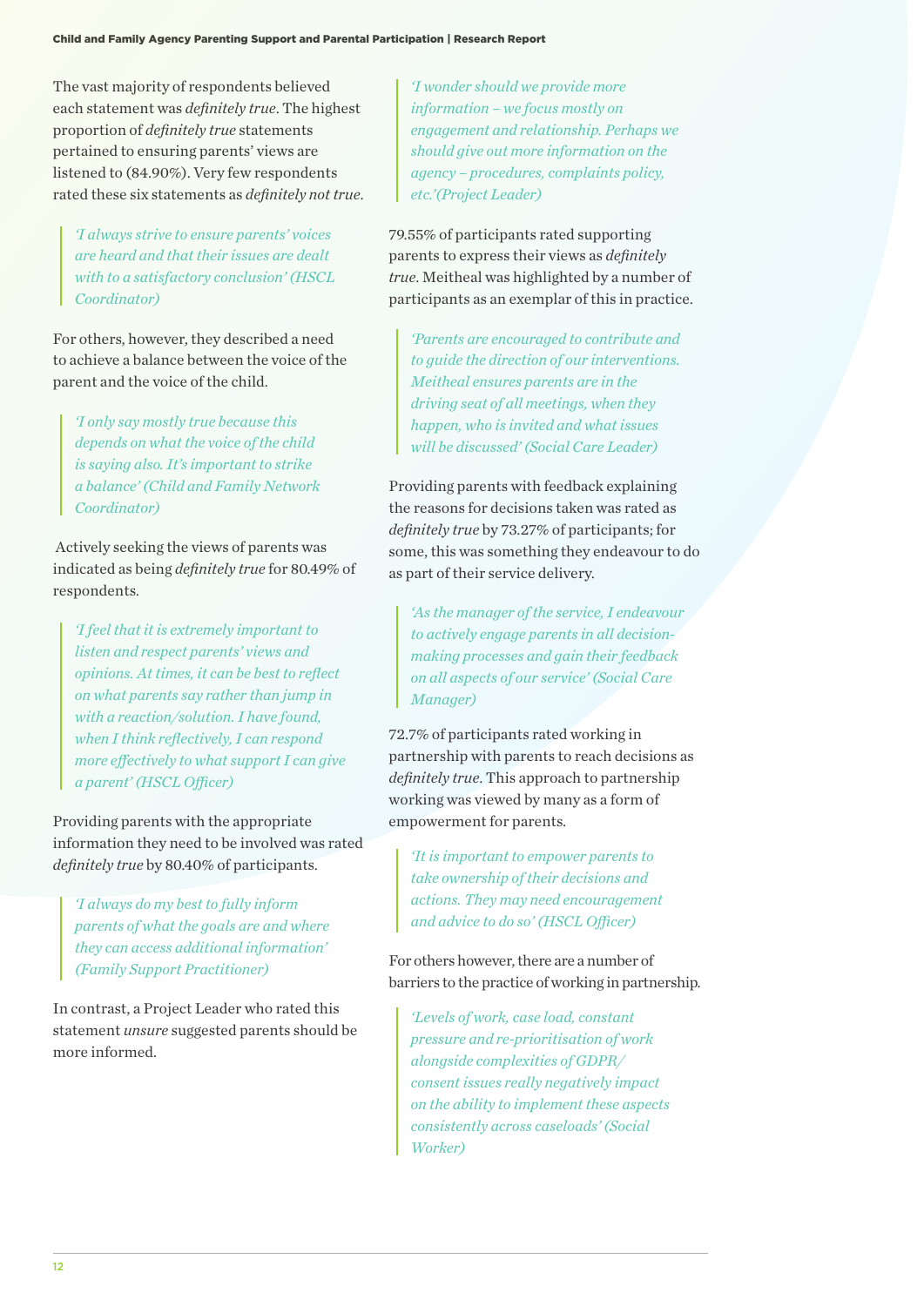The vast majority of respondents believed each statement was *definitely true*. The highest proportion of *definitely true* statements pertained to ensuring parents' views are listened to (84.90%). Very few respondents rated these six statements as *definitely not true*.

> *'I always strive to ensure parents' voices are heard and that their issues are dealt with to a satisfactory conclusion' (HSCL Coordinator)*

For others, however, they described a need to achieve a balance between the voice of the parent and the voice of the child.

> *'I only say mostly true because this depends on what the voice of the child is saying also. It's important to strike a balance' (Child and Family Network Coordinator)*

Actively seeking the views of parents was indicated as being *definitely true* for 80.49% of respondents.

> *'I feel that it is extremely important to listen and respect parents' views and opinions. At times, it can be best to reflect on what parents say rather than jump in with a reaction/solution. I have found, when I think reflectively, I can respond more effectively to what support I can give a parent' (HSCL Officer)*

Providing parents with the appropriate information they need to be involved was rated *definitely true* by 80.40% of participants.

> *'I always do my best to fully inform parents of what the goals are and where they can access additional information' (Family Support Practitioner)*

In contrast, a Project Leader who rated this statement *unsure* suggested parents should be more informed.

> *'I wonder should we provide more information – we focus mostly on engagement and relationship. Perhaps we should give out more information on the agency – procedures, complaints policy, etc.'(Project Leader)*

79.55% of participants rated supporting parents to express their views as *definitely true*. Meitheal was highlighted by a number of participants as an exemplar of this in practice.

> *'Parents are encouraged to contribute and to guide the direction of our interventions. Meitheal ensures parents are in the driving seat of all meetings, when they happen, who is invited and what issues will be discussed' (Social Care Leader)*

Providing parents with feedback explaining the reasons for decisions taken was rated as *definitely true* by 73.27% of participants; for some, this was something they endeavour to do as part of their service delivery.

> *'As the manager of the service, I endeavour to actively engage parents in all decision-making processes and gain their feedback on all aspects of our service' (Social Care Manager)*

72.7% of participants rated working in partnership with parents to reach decisions as *definitely true*. This approach to partnership working was viewed by many as a form of empowerment for parents.

> *'It is important to empower parents to take ownership of their decisions and actions. They may need encouragement and advice to do so' (HSCL Officer)*

For others however, there are a number of barriers to the practice of working in partnership.

> *'Levels of work, case load, constant pressure and re-prioritisation of work alongside complexities of GDPR/consent issues really negatively impact on the ability to implement these aspects consistently across caseloads' (Social Worker)*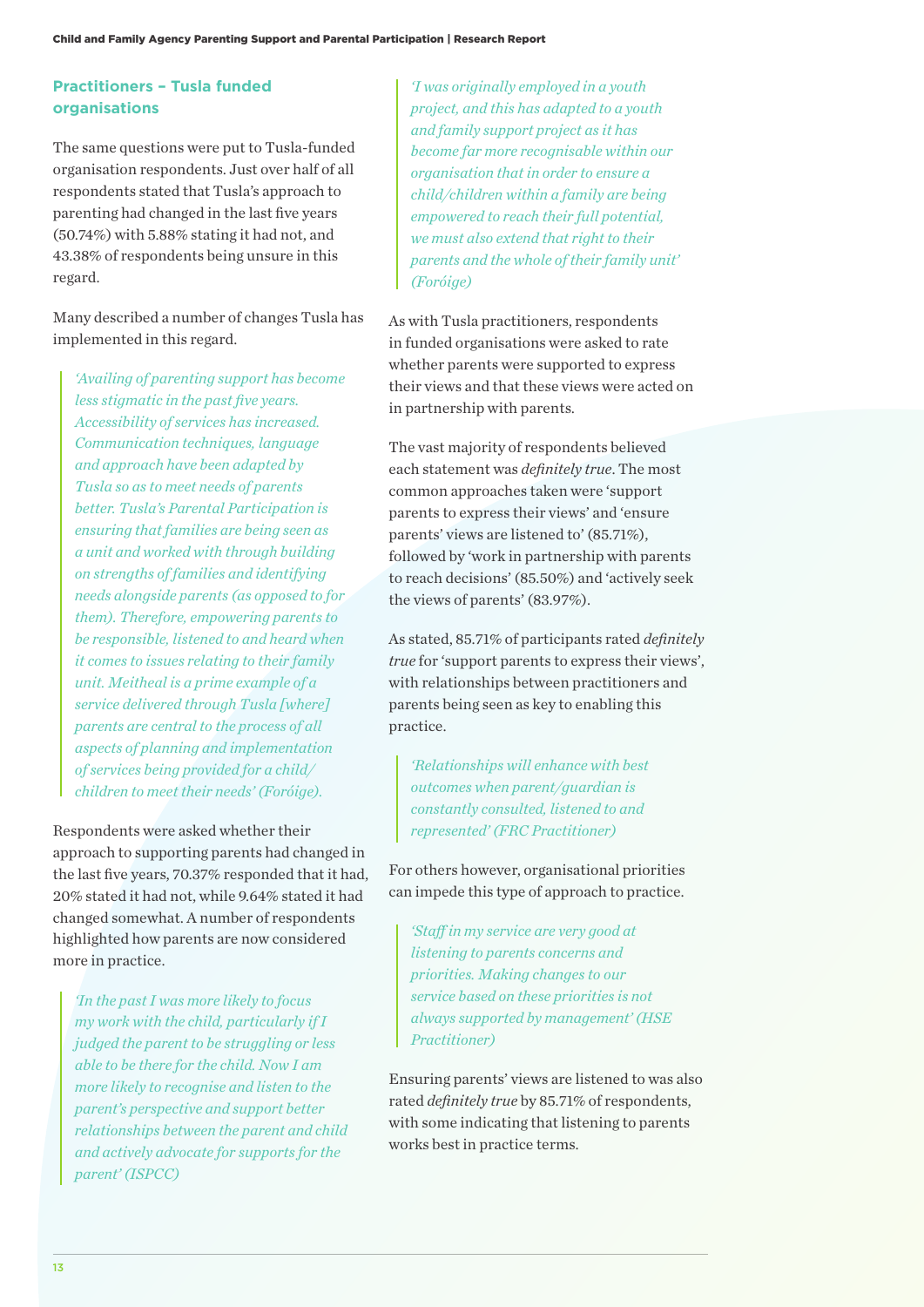### Practitioners – Tusla funded organisations

The same questions were put to Tusla-funded organisation respondents. Just over half of all respondents stated that Tusla's approach to parenting had changed in the last five years (50.74%) with 5.88% stating it had not, and 43.38% of respondents being unsure in this regard.

Many described a number of changes Tusla has implemented in this regard.

> *'Availing of parenting support has become less stigmatic in the past five years. Accessibility of services has increased. Communication techniques, language and approach have been adapted by Tusla so as to meet needs of parents better. Tusla's Parental Participation is ensuring that families are being seen as a unit and worked with through building on strengths of families and identifying needs alongside parents (as opposed to for them). Therefore, empowering parents to be responsible, listened to and heard when it comes to issues relating to their family unit. Meitheal is a prime example of a service delivered through Tusla [where] parents are central to the process of all aspects of planning and implementation of services being provided for a child/children to meet their needs' (Foróige).*

Respondents were asked whether their approach to supporting parents had changed in the last five years, 70.37% responded that it had, 20% stated it had not, while 9.64% stated it had changed somewhat. A number of respondents highlighted how parents are now considered more in practice.

> *'In the past I was more likely to focus my work with the child, particularly if I judged the parent to be struggling or less able to be there for the child. Now I am more likely to recognise and listen to the parent's perspective and support better relationships between the parent and child and actively advocate for supports for the parent' (ISPCC)*

> *'I was originally employed in a youth project, and this has adapted to a youth and family support project as it has become far more recognisable within our organisation that in order to ensure a child/children within a family are being empowered to reach their full potential, we must also extend that right to their parents and the whole of their family unit' (Foróige)*

As with Tusla practitioners, respondents in funded organisations were asked to rate whether parents were supported to express their views and that these views were acted on in partnership with parents.

The vast majority of respondents believed each statement was *definitely true*. The most common approaches taken were 'support parents to express their views' and 'ensure parents' views are listened to' (85.71%), followed by 'work in partnership with parents to reach decisions' (85.50%) and 'actively seek the views of parents' (83.97%).

As stated, 85.71% of participants rated *definitely true* for 'support parents to express their views', with relationships between practitioners and parents being seen as key to enabling this practice.

> *'Relationships will enhance with best outcomes when parent/guardian is constantly consulted, listened to and represented' (FRC Practitioner)*

For others however, organisational priorities can impede this type of approach to practice.

> *'Staff in my service are very good at listening to parents concerns and priorities. Making changes to our service based on these priorities is not always supported by management' (HSE Practitioner)*

Ensuring parents' views are listened to was also rated *definitely true* by 85.71% of respondents, with some indicating that listening to parents works best in practice terms.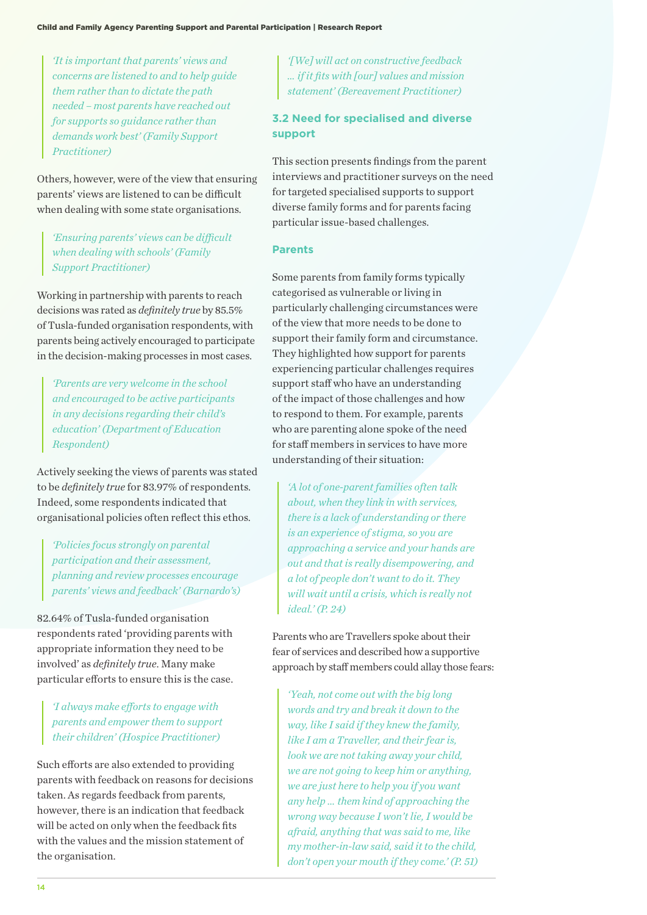> *'It is important that parents' views and concerns are listened to and to help guide them rather than to dictate the path needed – most parents have reached out for supports so guidance rather than demands work best' (Family Support Practitioner)*

Others, however, were of the view that ensuring parents' views are listened to can be difficult when dealing with some state organisations.

> *'Ensuring parents' views can be difficult when dealing with schools' (Family Support Practitioner)*

Working in partnership with parents to reach decisions was rated as *definitely true* by 85.5% of Tusla-funded organisation respondents, with parents being actively encouraged to participate in the decision-making processes in most cases.

> *'Parents are very welcome in the school and encouraged to be active participants in any decisions regarding their child's education' (Department of Education Respondent)*

Actively seeking the views of parents was stated to be *definitely true* for 83.97% of respondents. Indeed, some respondents indicated that organisational policies often reflect this ethos.

> *'Policies focus strongly on parental participation and their assessment, planning and review processes encourage parents' views and feedback' (Barnardo's)*

82.64% of Tusla-funded organisation respondents rated 'providing parents with appropriate information they need to be involved' as *definitely true*. Many make particular efforts to ensure this is the case.

> *'I always make efforts to engage with parents and empower them to support their children' (Hospice Practitioner)*

Such efforts are also extended to providing parents with feedback on reasons for decisions taken. As regards feedback from parents, however, there is an indication that feedback will be acted on only when the feedback fits with the values and the mission statement of the organisation.

> *'[We] will act on constructive feedback … if it fits with [our] values and mission statement' (Bereavement Practitioner)*

### 3.2 Need for specialised and diverse support

This section presents findings from the parent interviews and practitioner surveys on the need for targeted specialised supports to support diverse family forms and for parents facing particular issue-based challenges.

#### Parents

Some parents from family forms typically categorised as vulnerable or living in particularly challenging circumstances were of the view that more needs to be done to support their family form and circumstance. They highlighted how support for parents experiencing particular challenges requires support staff who have an understanding of the impact of those challenges and how to respond to them. For example, parents who are parenting alone spoke of the need for staff members in services to have more understanding of their situation:

> *'A lot of one-parent families often talk about, when they link in with services, there is a lack of understanding or there is an experience of stigma, so you are approaching a service and your hands are out and that is really disempowering, and a lot of people don't want to do it. They will wait until a crisis, which is really not ideal.' (P. 24)*

Parents who are Travellers spoke about their fear of services and described how a supportive approach by staff members could allay those fears:

> *'Yeah, not come out with the big long words and try and break it down to the way, like I said if they knew the family, like I am a Traveller, and their fear is, look we are not taking away your child, we are not going to keep him or anything, we are just here to help you if you want any help … them kind of approaching the wrong way because I won't lie, I would be afraid, anything that was said to me, like my mother-in-law said, said it to the child, don't open your mouth if they come.' (P. 51)*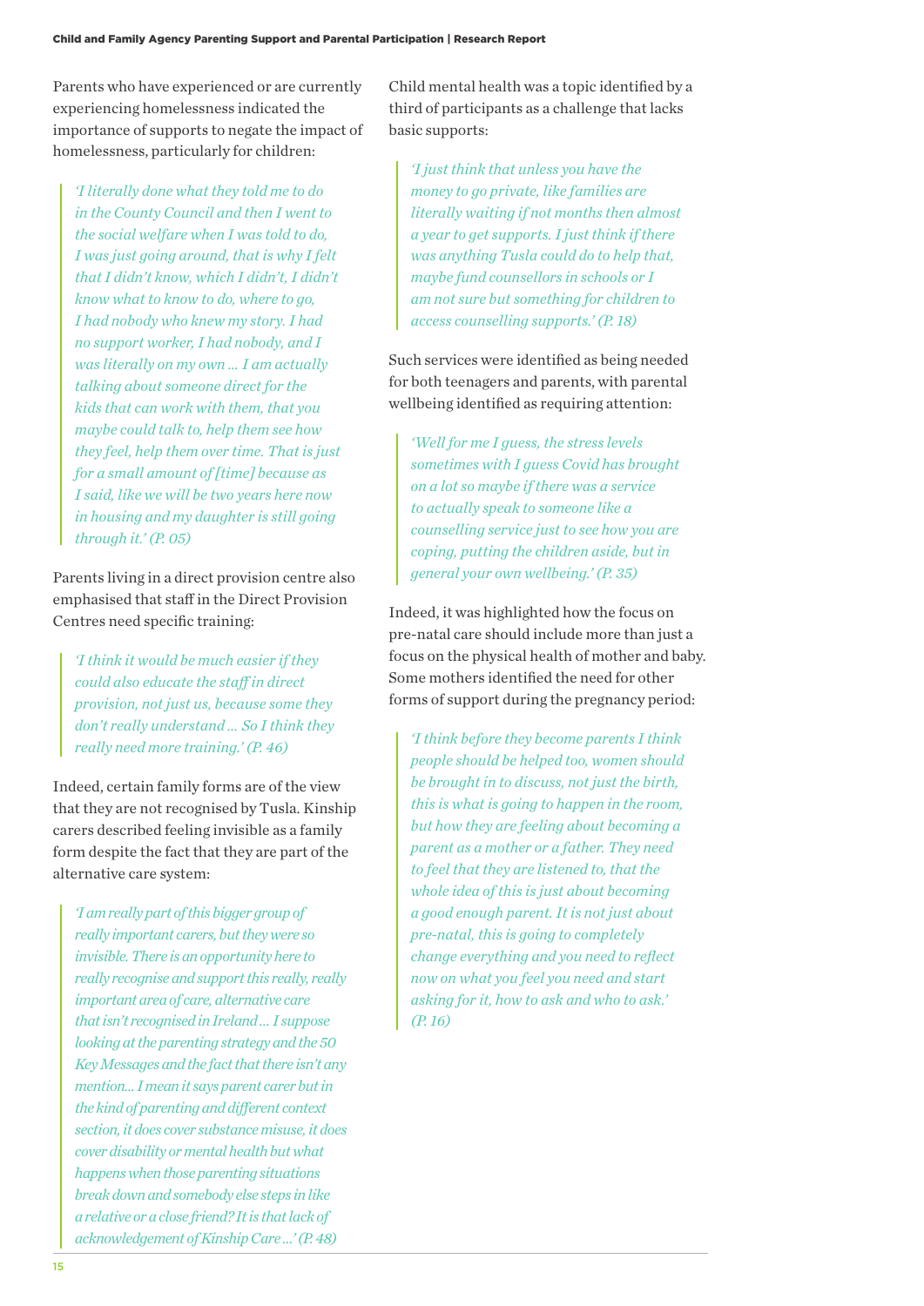Parents who have experienced or are currently experiencing homelessness indicated the importance of supports to negate the impact of homelessness, particularly for children:

> *'I literally done what they told me to do in the County Council and then I went to the social welfare when I was told to do, I was just going around, that is why I felt that I didn't know, which I didn't, I didn't know what to know to do, where to go, I had nobody who knew my story. I had no support worker, I had nobody, and I was literally on my own … I am actually talking about someone direct for the kids that can work with them, that you maybe could talk to, help them see how they feel, help them over time. That is just for a small amount of [time] because as I said, like we will be two years here now in housing and my daughter is still going through it.' (P. 05)*

Parents living in a direct provision centre also emphasised that staff in the Direct Provision Centres need specific training:

> *'I think it would be much easier if they could also educate the staff in direct provision, not just us, because some they don't really understand … So I think they really need more training.' (P. 46)*

Indeed, certain family forms are of the view that they are not recognised by Tusla. Kinship carers described feeling invisible as a family form despite the fact that they are part of the alternative care system:

> *'I am really part of this bigger group of really important carers, but they were so invisible. There is an opportunity here to really recognise and support this really, really important area of care, alternative care that isn't recognised in Ireland … I suppose looking at the parenting strategy and the 50 Key Messages and the fact that there isn't any mention… I mean it says parent carer but in the kind of parenting and different context section, it does cover substance misuse, it does cover disability or mental health but what happens when those parenting situations break down and somebody else steps in like a relative or a close friend? It is that lack of acknowledgement of Kinship Care …' (P. 48)*

Child mental health was a topic identified by a third of participants as a challenge that lacks basic supports:

> *'I just think that unless you have the money to go private, like families are literally waiting if not months then almost a year to get supports. I just think if there was anything Tusla could do to help that, maybe fund counsellors in schools or I am not sure but something for children to access counselling supports.' (P. 18)*

Such services were identified as being needed for both teenagers and parents, with parental wellbeing identified as requiring attention:

> *'Well for me I guess, the stress levels sometimes with I guess Covid has brought on a lot so maybe if there was a service to actually speak to someone like a counselling service just to see how you are coping, putting the children aside, but in general your own wellbeing.' (P. 35)*

Indeed, it was highlighted how the focus on pre-natal care should include more than just a focus on the physical health of mother and baby. Some mothers identified the need for other forms of support during the pregnancy period:

> *'I think before they become parents I think people should be helped too, women should be brought in to discuss, not just the birth, this is what is going to happen in the room, but how they are feeling about becoming a parent as a mother or a father. They need to feel that they are listened to, that the whole idea of this is just about becoming a good enough parent. It is not just about pre-natal, this is going to completely change everything and you need to reflect now on what you feel you need and start asking for it, how to ask and who to ask.' (P. 16)*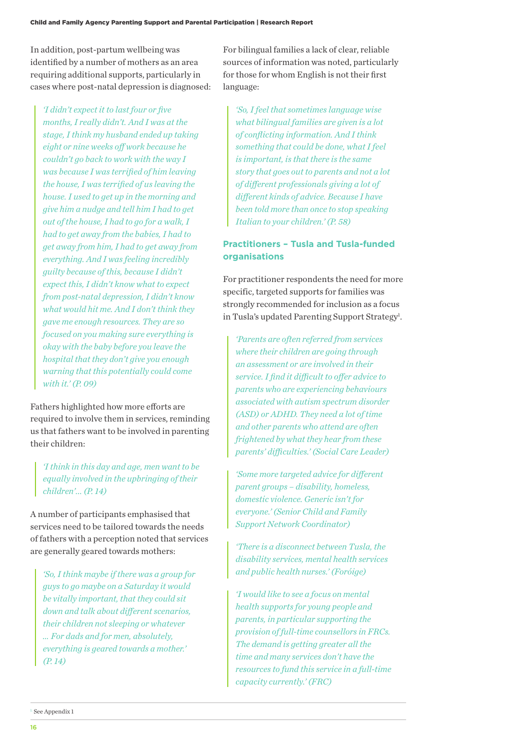In addition, post-partum wellbeing was identified by a number of mothers as an area requiring additional supports, particularly in cases where post-natal depression is diagnosed:

> *'I didn't expect it to last four or five months, I really didn't. And I was at the stage, I think my husband ended up taking eight or nine weeks off work because he couldn't go back to work with the way I was because I was terrified of him leaving the house, I was terrified of us leaving the house. I used to get up in the morning and give him a nudge and tell him I had to get out of the house, I had to go for a walk, I had to get away from the babies, I had to get away from him, I had to get away from everything. And I was feeling incredibly guilty because of this, because I didn't expect this, I didn't know what to expect from post-natal depression, I didn't know what would hit me. And I don't think they gave me enough resources. They are so focused on you making sure everything is okay with the baby before you leave the hospital that they don't give you enough warning that this potentially could come with it.' (P. 09)*

Fathers highlighted how more efforts are required to involve them in services, reminding us that fathers want to be involved in parenting their children:

> *'I think in this day and age, men want to be equally involved in the upbringing of their children'... (P. 14)*

A number of participants emphasised that services need to be tailored towards the needs of fathers with a perception noted that services are generally geared towards mothers:

> *'So, I think maybe if there was a group for guys to go maybe on a Saturday it would be vitally important, that they could sit down and talk about different scenarios, their children not sleeping or whatever ... For dads and for men, absolutely, everything is geared towards a mother.' (P. 14)*

For bilingual families a lack of clear, reliable sources of information was noted, particularly for those for whom English is not their first language:

> *'So, I feel that sometimes language wise what bilingual families are given is a lot of conflicting information. And I think something that could be done, what I feel is important, is that there is the same story that goes out to parents and not a lot of different professionals giving a lot of different kinds of advice. Because I have been told more than once to stop speaking Italian to your children.' (P. 58)*

### Practitioners – Tusla and Tusla-funded organisations

For practitioner respondents the need for more specific, targeted supports for families was strongly recommended for inclusion as a focus in Tusla's updated Parenting Support Strategy[1].

> *'Parents are often referred from services where their children are going through an assessment or are involved in their service. I find it difficult to offer advice to parents who are experiencing behaviours associated with autism spectrum disorder (ASD) or ADHD. They need a lot of time and other parents who attend are often frightened by what they hear from these parents' difficulties.' (Social Care Leader)*

> *'Some more targeted advice for different parent groups – disability, homeless, domestic violence. Generic isn't for everyone.' (Senior Child and Family Support Network Coordinator)*

> *'There is a disconnect between Tusla, the disability services, mental health services and public health nurses.' (Foróige)*

> *'I would like to see a focus on mental health supports for young people and parents, in particular supporting the provision of full-time counsellors in FRCs. The demand is getting greater all the time and many services don't have the resources to fund this service in a full-time capacity currently.' (FRC)*

---

[1] See Appendix 1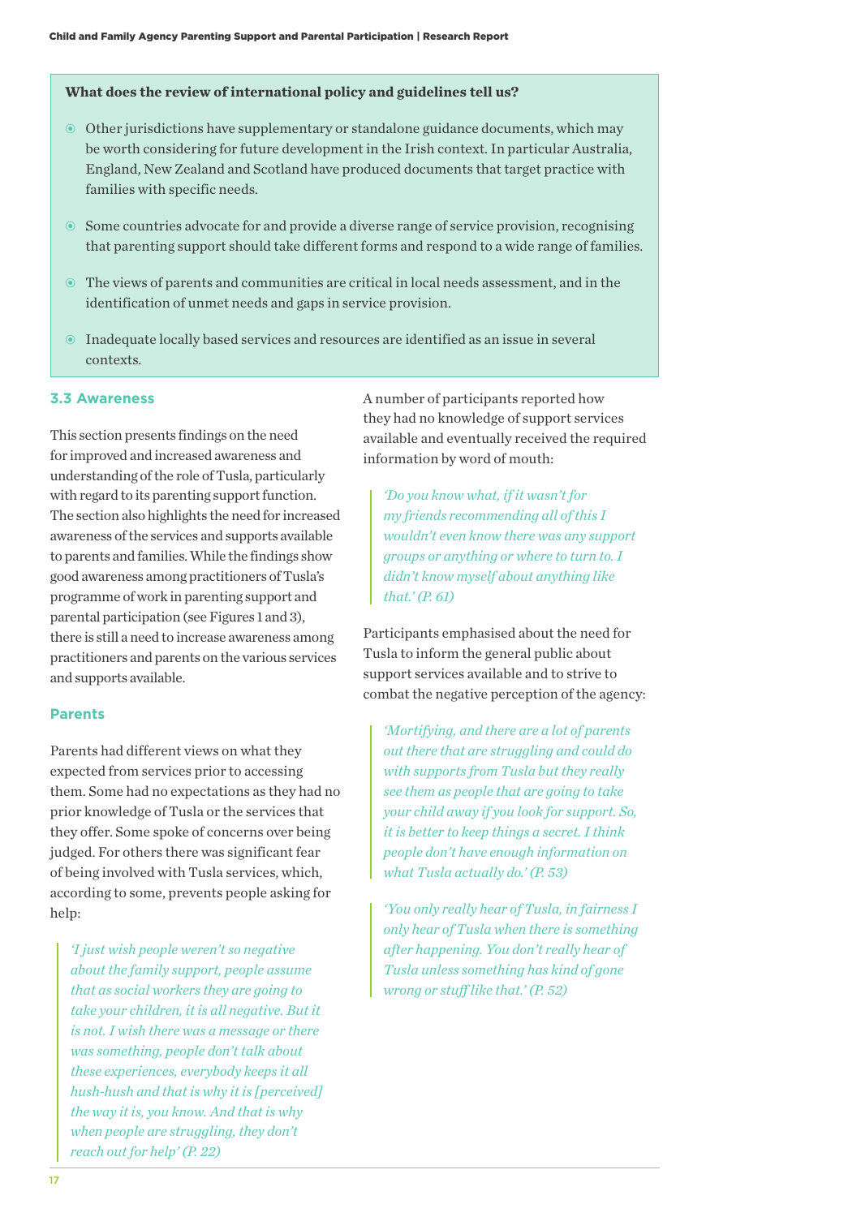**What does the review of international policy and guidelines tell us?**

- Other jurisdictions have supplementary or standalone guidance documents, which may be worth considering for future development in the Irish context. In particular Australia, England, New Zealand and Scotland have produced documents that target practice with families with specific needs.
- Some countries advocate for and provide a diverse range of service provision, recognising that parenting support should take different forms and respond to a wide range of families.
- The views of parents and communities are critical in local needs assessment, and in the identification of unmet needs and gaps in service provision.
- Inadequate locally based services and resources are identified as an issue in several contexts.

### 3.3 Awareness

This section presents findings on the need for improved and increased awareness and understanding of the role of Tusla, particularly with regard to its parenting support function. The section also highlights the need for increased awareness of the services and supports available to parents and families. While the findings show good awareness among practitioners of Tusla's programme of work in parenting support and parental participation (see Figures 1 and 3), there is still a need to increase awareness among practitioners and parents on the various services and supports available.

#### Parents

Parents had different views on what they expected from services prior to accessing them. Some had no expectations as they had no prior knowledge of Tusla or the services that they offer. Some spoke of concerns over being judged. For others there was significant fear of being involved with Tusla services, which, according to some, prevents people asking for help:

> *'I just wish people weren't so negative about the family support, people assume that as social workers they are going to take your children, it is all negative. But it is not. I wish there was a message or there was something, people don't talk about these experiences, everybody keeps it all hush-hush and that is why it is [perceived] the way it is, you know. And that is why when people are struggling, they don't reach out for help' (P. 22)*

A number of participants reported how they had no knowledge of support services available and eventually received the required information by word of mouth:

> *'Do you know what, if it wasn't for my friends recommending all of this I wouldn't even know there was any support groups or anything or where to turn to. I didn't know myself about anything like that.' (P. 61)*

Participants emphasised about the need for Tusla to inform the general public about support services available and to strive to combat the negative perception of the agency:

> *'Mortifying, and there are a lot of parents out there that are struggling and could do with supports from Tusla but they really see them as people that are going to take your child away if you look for support. So, it is better to keep things a secret. I think people don't have enough information on what Tusla actually do.' (P. 53)*

> *'You only really hear of Tusla, in fairness I only hear of Tusla when there is something after happening. You don't really hear of Tusla unless something has kind of gone wrong or stuff like that.' (P. 52)*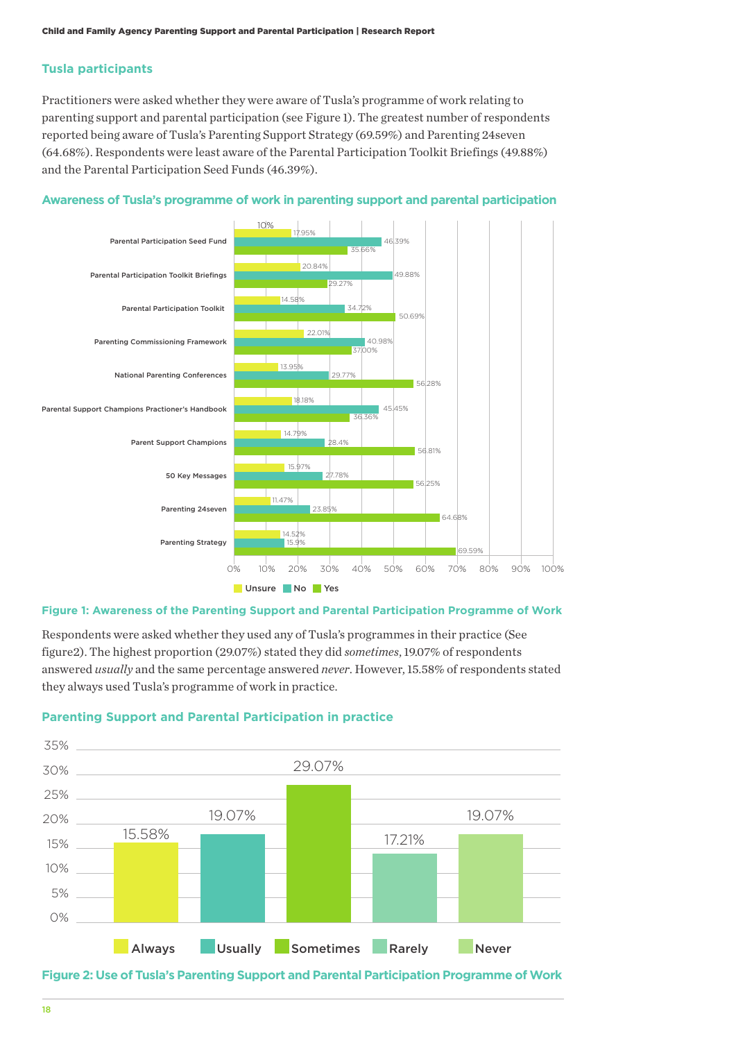## Tusla participants

Practitioners were asked whether they were aware of Tusla's programme of work relating to parenting support and parental participation (see Figure 1). The greatest number of respondents reported being aware of Tusla's Parenting Support Strategy (69.59%) and Parenting 24seven (64.68%). Respondents were least aware of the Parental Participation Toolkit Briefings (49.88%) and the Parental Participation Seed Funds (46.39%).

### Awareness of Tusla's programme of work in parenting support and parental participation

| | Unsure | No | Yes |
|---|---|---|---|
| Parental Participation Seed Fund | 17.95% | 46.39% | 35.66% |
| Parental Participation Toolkit Briefings | 20.84% | 49.88% | 29.27% |
| Parental Participation Toolkit | 14.58% | 34.72% | 50.69% |
| Parenting Commissioning Framework | 22.01% | 40.98% | 37.00% |
| National Parenting Conferences | 13.95% | 29.77% | 56.28% |
| Parental Support Champions Practioner's Handbook | 18.18% | 45.45% | 36.36% |
| Parent Support Champions | 14.79% | 28.4% | 56.81% |
| 50 Key Messages | 15.97% | 27.78% | 56.25% |
| Parenting 24seven | 11.47% | 23.85% | 64.68% |
| Parenting Strategy | 14.52% | 15.9% | 69.59% |

**Figure 1: Awareness of the Parenting Support and Parental Participation Programme of Work**

Respondents were asked whether they used any of Tusla's programmes in their practice (See figure2). The highest proportion (29.07%) stated they did *sometimes*, 19.07% of respondents answered *usually* and the same percentage answered *never*. However, 15.58% of respondents stated they always used Tusla's programme of work in practice.

### Parenting Support and Parental Participation in practice

| Always | Usually | Sometimes | Rarely | Never |
|---|---|---|---|---|
| 15.58% | 19.07% | 29.07% | 17.21% | 19.07% |

**Figure 2: Use of Tusla's Parenting Support and Parental Participation Programme of Work**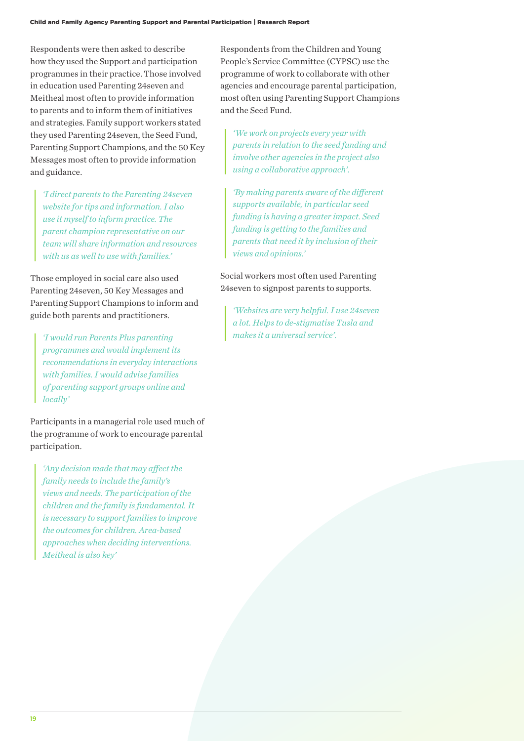Respondents were then asked to describe how they used the Support and participation programmes in their practice. Those involved in education used Parenting 24seven and Meitheal most often to provide information to parents and to inform them of initiatives and strategies. Family support workers stated they used Parenting 24seven, the Seed Fund, Parenting Support Champions, and the 50 Key Messages most often to provide information and guidance.

> *'I direct parents to the Parenting 24seven website for tips and information. I also use it myself to inform practice. The parent champion representative on our team will share information and resources with us as well to use with families.'*

Those employed in social care also used Parenting 24seven, 50 Key Messages and Parenting Support Champions to inform and guide both parents and practitioners.

> *'I would run Parents Plus parenting programmes and would implement its recommendations in everyday interactions with families. I would advise families of parenting support groups online and locally'*

Participants in a managerial role used much of the programme of work to encourage parental participation.

> *'Any decision made that may affect the family needs to include the family's views and needs. The participation of the children and the family is fundamental. It is necessary to support families to improve the outcomes for children. Area-based approaches when deciding interventions. Meitheal is also key'*

Respondents from the Children and Young People's Service Committee (CYPSC) use the programme of work to collaborate with other agencies and encourage parental participation, most often using Parenting Support Champions and the Seed Fund.

> *'We work on projects every year with parents in relation to the seed funding and involve other agencies in the project also using a collaborative approach'.*

> *'By making parents aware of the different supports available, in particular seed funding is having a greater impact. Seed funding is getting to the families and parents that need it by inclusion of their views and opinions.'*

Social workers most often used Parenting 24seven to signpost parents to supports.

> *'Websites are very helpful. I use 24seven a lot. Helps to de-stigmatise Tusla and makes it a universal service'.*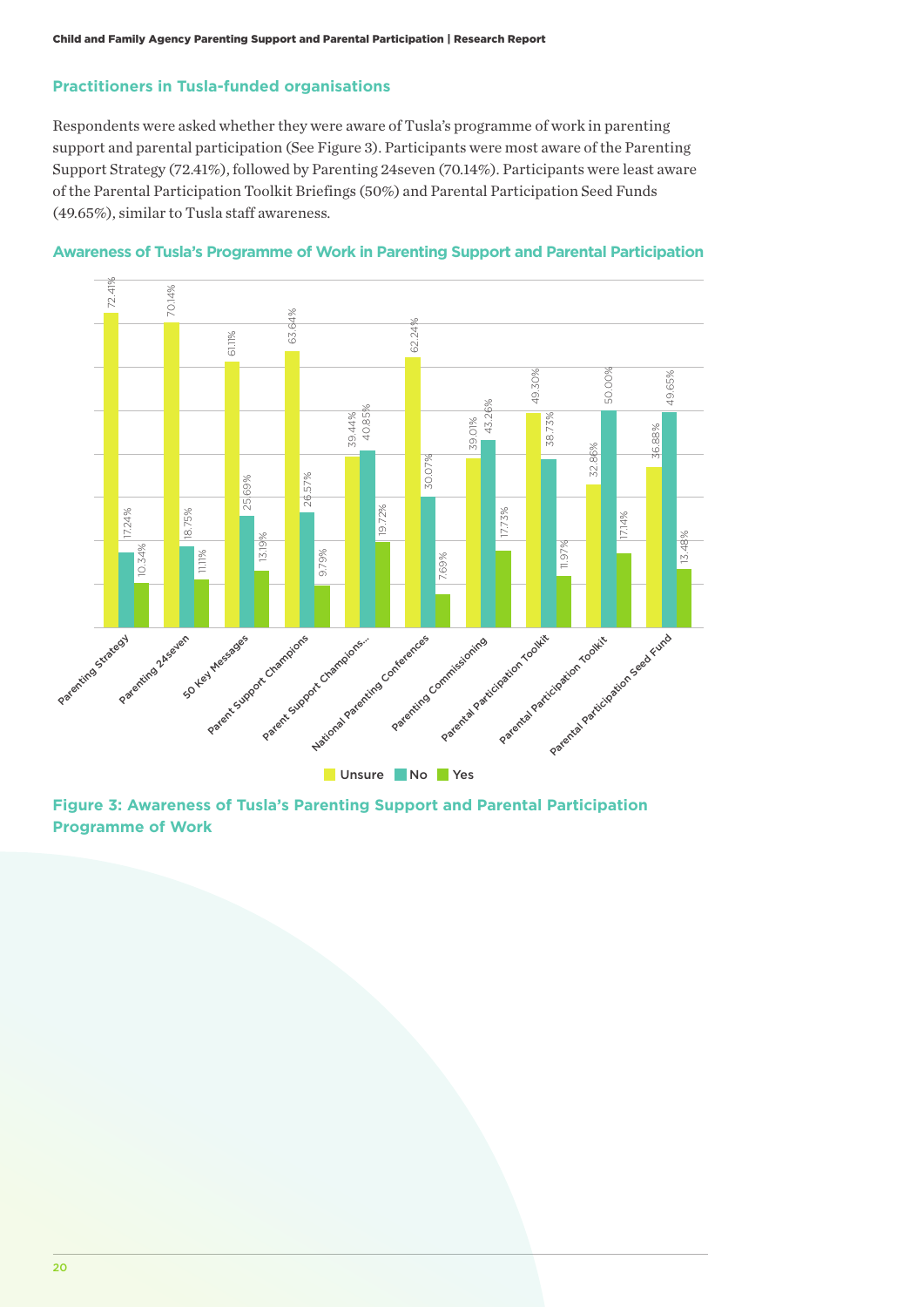### Practitioners in Tusla-funded organisations

Respondents were asked whether they were aware of Tusla's programme of work in parenting support and parental participation (See Figure 3). Participants were most aware of the Parenting Support Strategy (72.41%), followed by Parenting 24seven (70.14%). Participants were least aware of the Parental Participation Toolkit Briefings (50%) and Parental Participation Seed Funds (49.65%), similar to Tusla staff awareness.

**Awareness of Tusla's Programme of Work in Parenting Support and Parental Participation**

| | Unsure | No | Yes |
|---|---|---|---|
| Parenting Strategy | 72.41% | 17.24% | 10.34% |
| Parenting 24seven | 70.14% | 18.75% | 11.11% |
| 50 Key Messages | 61.11% | 25.69% | 13.19% |
| Parent Support Champions | 63.64% | 26.57% | 9.79% |
| Parent Support Champions... | 39.44% | 40.85% | 19.72% |
| National Parenting Conferences | 62.24% | 30.07% | 7.69% |
| Parenting Commissioning | 39.01% | 43.26% | 17.73% |
| Parental Participation Toolkit | 49.30% | 38.73% | 11.97% |
| Parental Participation Toolkit | 32.86% | 50.00% | 17.14% |
| Parental Participation Seed Fund | 36.88% | 49.65% | 13.48% |

**Figure 3: Awareness of Tusla's Parenting Support and Parental Participation Programme of Work**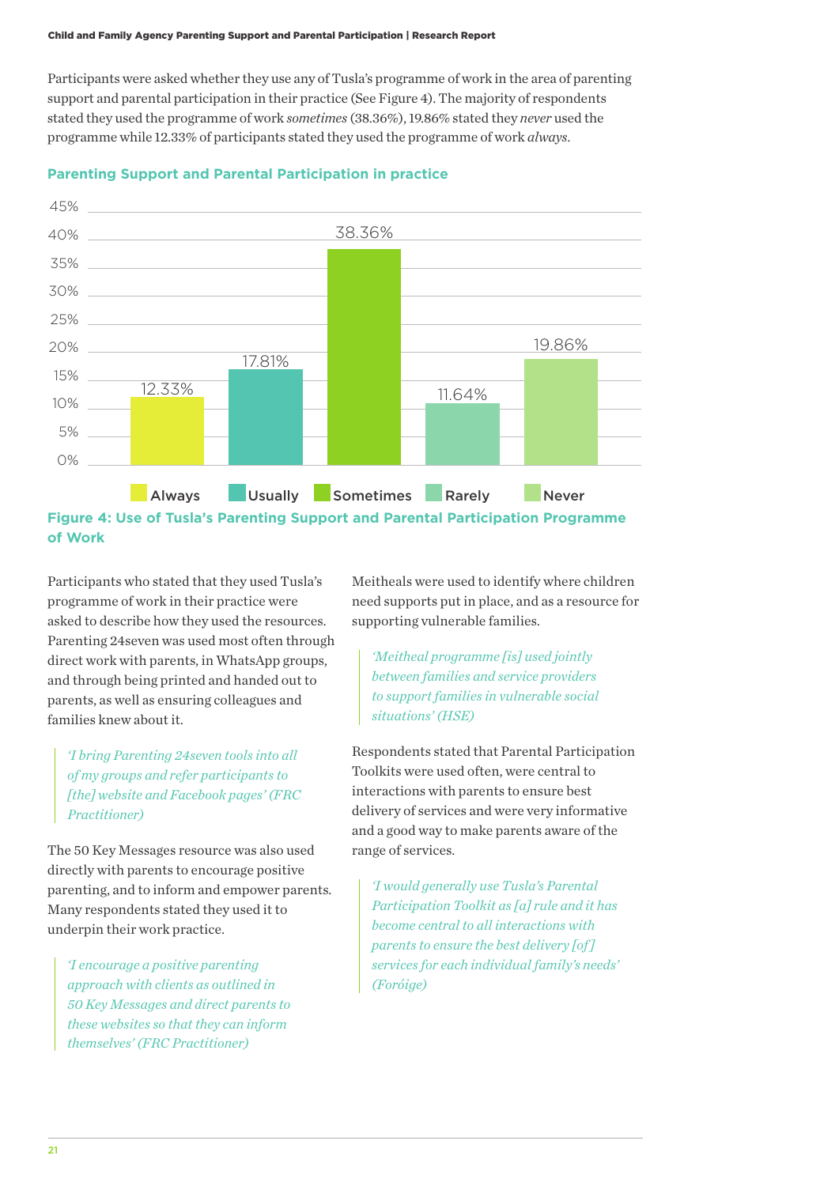Participants were asked whether they use any of Tusla's programme of work in the area of parenting support and parental participation in their practice (See Figure 4). The majority of respondents stated they used the programme of work *sometimes* (38.36%), 19.86% stated they *never* used the programme while 12.33% of participants stated they used the programme of work *always*.

**Parenting Support and Parental Participation in practice**

| Always | Usually | Sometimes | Rarely | Never |
|---|---|---|---|---|
| 12.33% | 17.81% | 38.36% | 11.64% | 19.86% |

**Figure 4: Use of Tusla's Parenting Support and Parental Participation Programme of Work**

Participants who stated that they used Tusla's programme of work in their practice were asked to describe how they used the resources. Parenting 24seven was used most often through direct work with parents, in WhatsApp groups, and through being printed and handed out to parents, as well as ensuring colleagues and families knew about it.

> *'I bring Parenting 24seven tools into all of my groups and refer participants to [the] website and Facebook pages' (FRC Practitioner)*

The 50 Key Messages resource was also used directly with parents to encourage positive parenting, and to inform and empower parents. Many respondents stated they used it to underpin their work practice.

> *'I encourage a positive parenting approach with clients as outlined in 50 Key Messages and direct parents to these websites so that they can inform themselves' (FRC Practitioner)*

Meitheals were used to identify where children need supports put in place, and as a resource for supporting vulnerable families.

> *'Meitheal programme [is] used jointly between families and service providers to support families in vulnerable social situations' (HSE)*

Respondents stated that Parental Participation Toolkits were used often, were central to interactions with parents to ensure best delivery of services and were very informative and a good way to make parents aware of the range of services.

> *'I would generally use Tusla's Parental Participation Toolkit as [a] rule and it has become central to all interactions with parents to ensure the best delivery [of] services for each individual family's needs' (Foróige)*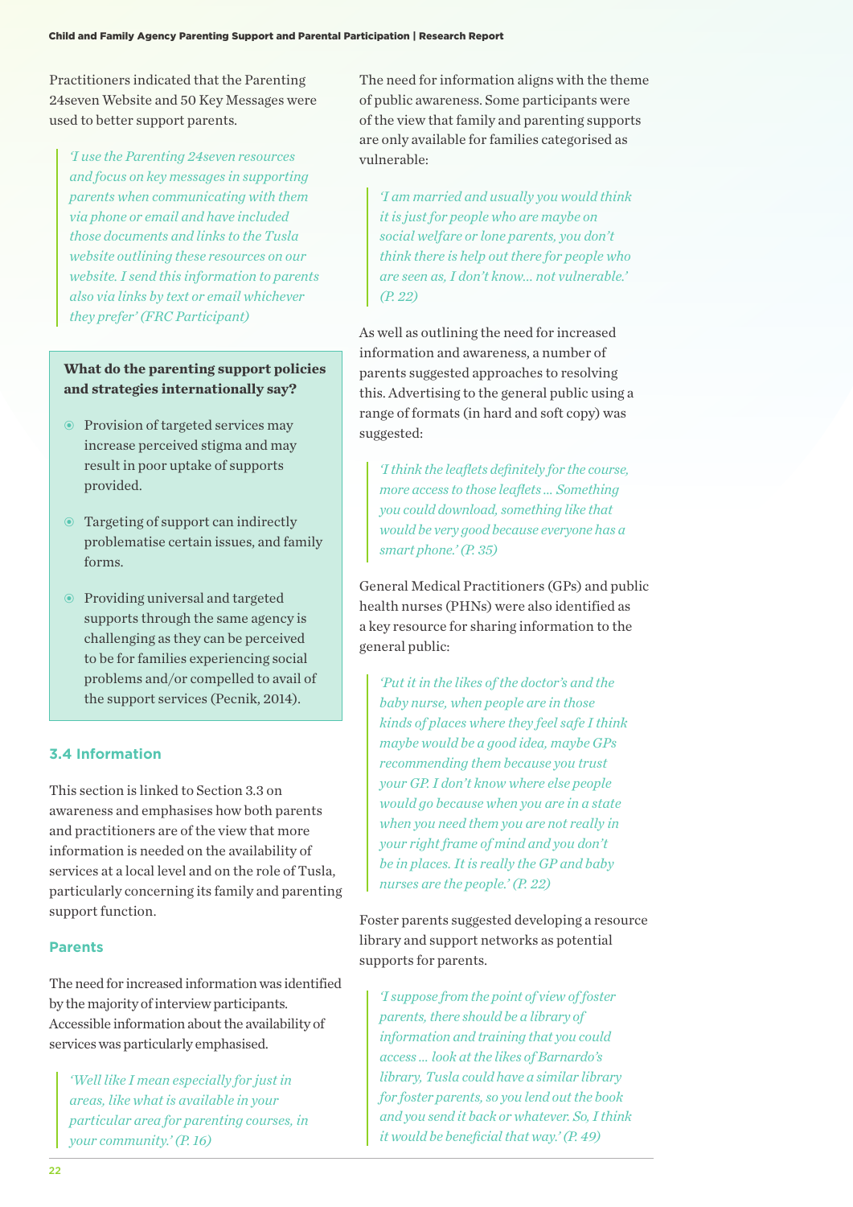Practitioners indicated that the Parenting 24seven Website and 50 Key Messages were used to better support parents.

> *'I use the Parenting 24seven resources and focus on key messages in supporting parents when communicating with them via phone or email and have included those documents and links to the Tusla website outlining these resources on our website. I send this information to parents also via links by text or email whichever they prefer' (FRC Participant)*

> **What do the parenting support policies and strategies internationally say?**
>
> - Provision of targeted services may increase perceived stigma and may result in poor uptake of supports provided.
> - Targeting of support can indirectly problematise certain issues, and family forms.
> - Providing universal and targeted supports through the same agency is challenging as they can be perceived to be for families experiencing social problems and/or compelled to avail of the support services (Pecnik, 2014).

### 3.4 Information

This section is linked to Section 3.3 on awareness and emphasises how both parents and practitioners are of the view that more information is needed on the availability of services at a local level and on the role of Tusla, particularly concerning its family and parenting support function.

#### Parents

The need for increased information was identified by the majority of interview participants. Accessible information about the availability of services was particularly emphasised.

> *'Well like I mean especially for just in areas, like what is available in your particular area for parenting courses, in your community.' (P. 16)*

The need for information aligns with the theme of public awareness. Some participants were of the view that family and parenting supports are only available for families categorised as vulnerable:

> *'I am married and usually you would think it is just for people who are maybe on social welfare or lone parents, you don't think there is help out there for people who are seen as, I don't know… not vulnerable.' (P. 22)*

As well as outlining the need for increased information and awareness, a number of parents suggested approaches to resolving this. Advertising to the general public using a range of formats (in hard and soft copy) was suggested:

> *'I think the leaflets definitely for the course, more access to those leaflets … Something you could download, something like that would be very good because everyone has a smart phone.' (P. 35)*

General Medical Practitioners (GPs) and public health nurses (PHNs) were also identified as a key resource for sharing information to the general public:

> *'Put it in the likes of the doctor's and the baby nurse, when people are in those kinds of places where they feel safe I think maybe would be a good idea, maybe GPs recommending them because you trust your GP. I don't know where else people would go because when you are in a state when you need them you are not really in your right frame of mind and you don't be in places. It is really the GP and baby nurses are the people.' (P. 22)*

Foster parents suggested developing a resource library and support networks as potential supports for parents.

> *'I suppose from the point of view of foster parents, there should be a library of information and training that you could access … look at the likes of Barnardo's library, Tusla could have a similar library for foster parents, so you lend out the book and you send it back or whatever. So, I think it would be beneficial that way.' (P. 49)*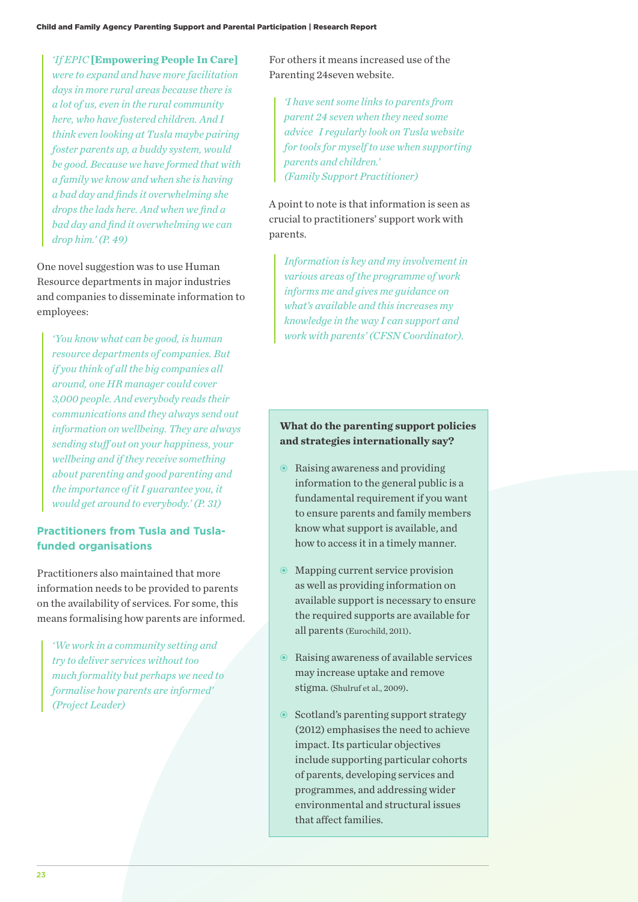> *'If EPIC* **[Empowering People In Care]** *were to expand and have more facilitation days in more rural areas because there is a lot of us, even in the rural community here, who have fostered children. And I think even looking at Tusla maybe pairing foster parents up, a buddy system, would be good. Because we have formed that with a family we know and when she is having a bad day and finds it overwhelming she drops the lads here. And when we find a bad day and find it overwhelming we can drop him.' (P. 49)*

One novel suggestion was to use Human Resource departments in major industries and companies to disseminate information to employees:

> *'You know what can be good, is human resource departments of companies. But if you think of all the big companies all around, one HR manager could cover 3,000 people. And everybody reads their communications and they always send out information on wellbeing. They are always sending stuff out on your happiness, your wellbeing and if they receive something about parenting and good parenting and the importance of it I guarantee you, it would get around to everybody.' (P. 31)*

### Practitioners from Tusla and Tusla-funded organisations

Practitioners also maintained that more information needs to be provided to parents on the availability of services. For some, this means formalising how parents are informed.

> *'We work in a community setting and try to deliver services without too much formality but perhaps we need to formalise how parents are informed' (Project Leader)*

For others it means increased use of the Parenting 24seven website.

> *'I have sent some links to parents from parent 24 seven when they need some advice  I regularly look on Tusla website for tools for myself to use when supporting parents and children.' (Family Support Practitioner)*

A point to note is that information is seen as crucial to practitioners' support work with parents.

> *Information is key and my involvement in various areas of the programme of work informs me and gives me guidance on what's available and this increases my knowledge in the way I can support and work with parents' (CFSN Coordinator).*

**What do the parenting support policies and strategies internationally say?**

- Raising awareness and providing information to the general public is a fundamental requirement if you want to ensure parents and family members know what support is available, and how to access it in a timely manner.
- Mapping current service provision as well as providing information on available support is necessary to ensure the required supports are available for all parents (Eurochild, 2011).
- Raising awareness of available services may increase uptake and remove stigma. (Shulruf et al., 2009).
- Scotland's parenting support strategy (2012) emphasises the need to achieve impact. Its particular objectives include supporting particular cohorts of parents, developing services and programmes, and addressing wider environmental and structural issues that affect families.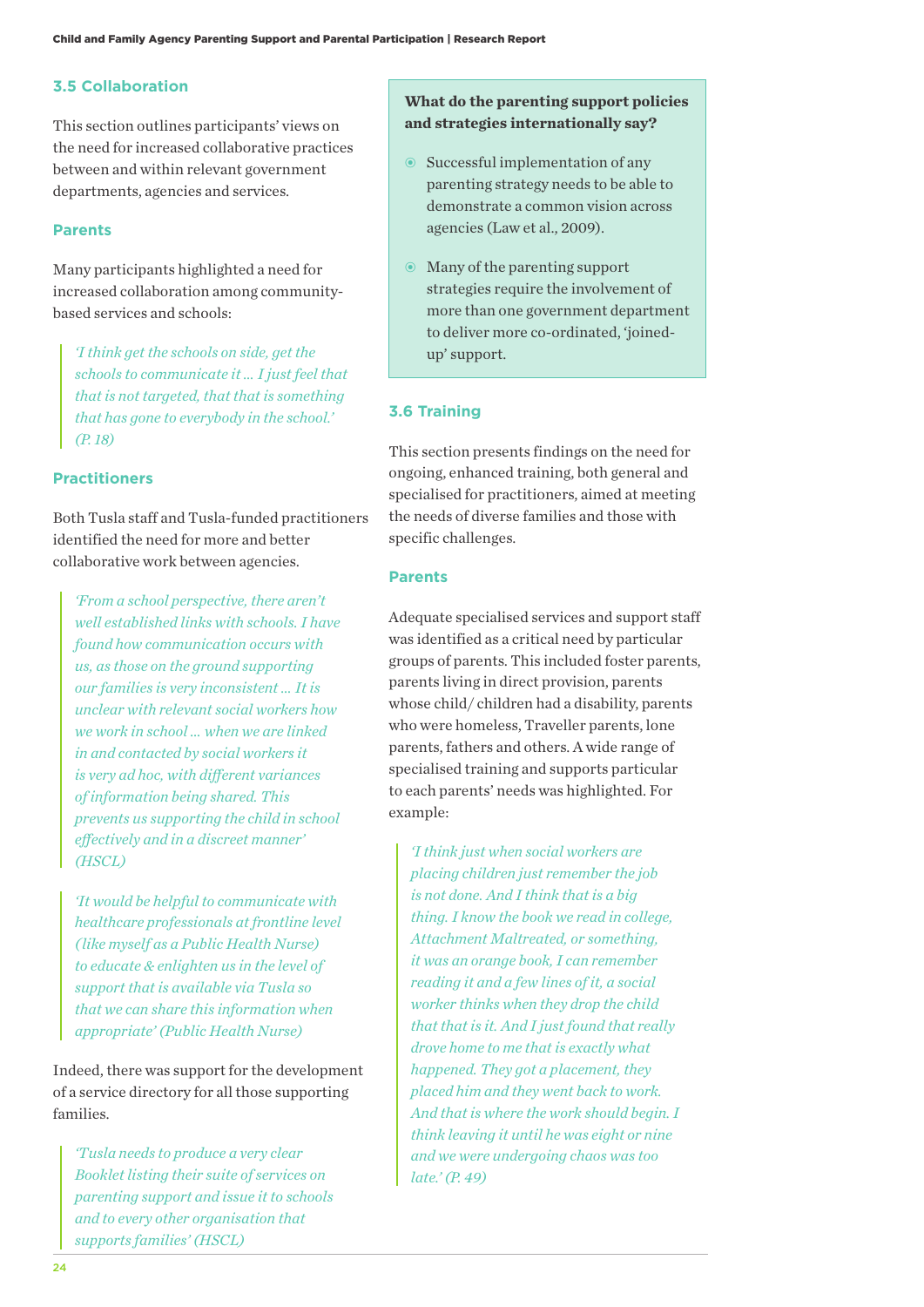### 3.5 Collaboration

This section outlines participants' views on the need for increased collaborative practices between and within relevant government departments, agencies and services.

#### Parents

Many participants highlighted a need for increased collaboration among community-based services and schools:

> *'I think get the schools on side, get the schools to communicate it … I just feel that that is not targeted, that that is something that has gone to everybody in the school.' (P. 18)*

#### Practitioners

Both Tusla staff and Tusla-funded practitioners identified the need for more and better collaborative work between agencies.

> *'From a school perspective, there aren't well established links with schools. I have found how communication occurs with us, as those on the ground supporting our families is very inconsistent … It is unclear with relevant social workers how we work in school … when we are linked in and contacted by social workers it is very ad hoc, with different variances of information being shared. This prevents us supporting the child in school effectively and in a discreet manner' (HSCL)*

> *'It would be helpful to communicate with healthcare professionals at frontline level (like myself as a Public Health Nurse) to educate & enlighten us in the level of support that is available via Tusla so that we can share this information when appropriate' (Public Health Nurse)*

Indeed, there was support for the development of a service directory for all those supporting families.

> *'Tusla needs to produce a very clear Booklet listing their suite of services on parenting support and issue it to schools and to every other organisation that supports families' (HSCL)*

**What do the parenting support policies and strategies internationally say?**

- Successful implementation of any parenting strategy needs to be able to demonstrate a common vision across agencies (Law et al., 2009).
- Many of the parenting support strategies require the involvement of more than one government department to deliver more co-ordinated, 'joined-up' support.

### 3.6 Training

This section presents findings on the need for ongoing, enhanced training, both general and specialised for practitioners, aimed at meeting the needs of diverse families and those with specific challenges.

#### Parents

Adequate specialised services and support staff was identified as a critical need by particular groups of parents. This included foster parents, parents living in direct provision, parents whose child/ children had a disability, parents who were homeless, Traveller parents, lone parents, fathers and others. A wide range of specialised training and supports particular to each parents' needs was highlighted. For example:

> *'I think just when social workers are placing children just remember the job is not done. And I think that is a big thing. I know the book we read in college, Attachment Maltreated, or something, it was an orange book, I can remember reading it and a few lines of it, a social worker thinks when they drop the child that that is it. And I just found that really drove home to me that is exactly what happened. They got a placement, they placed him and they went back to work. And that is where the work should begin. I think leaving it until he was eight or nine and we were undergoing chaos was too late.' (P. 49)*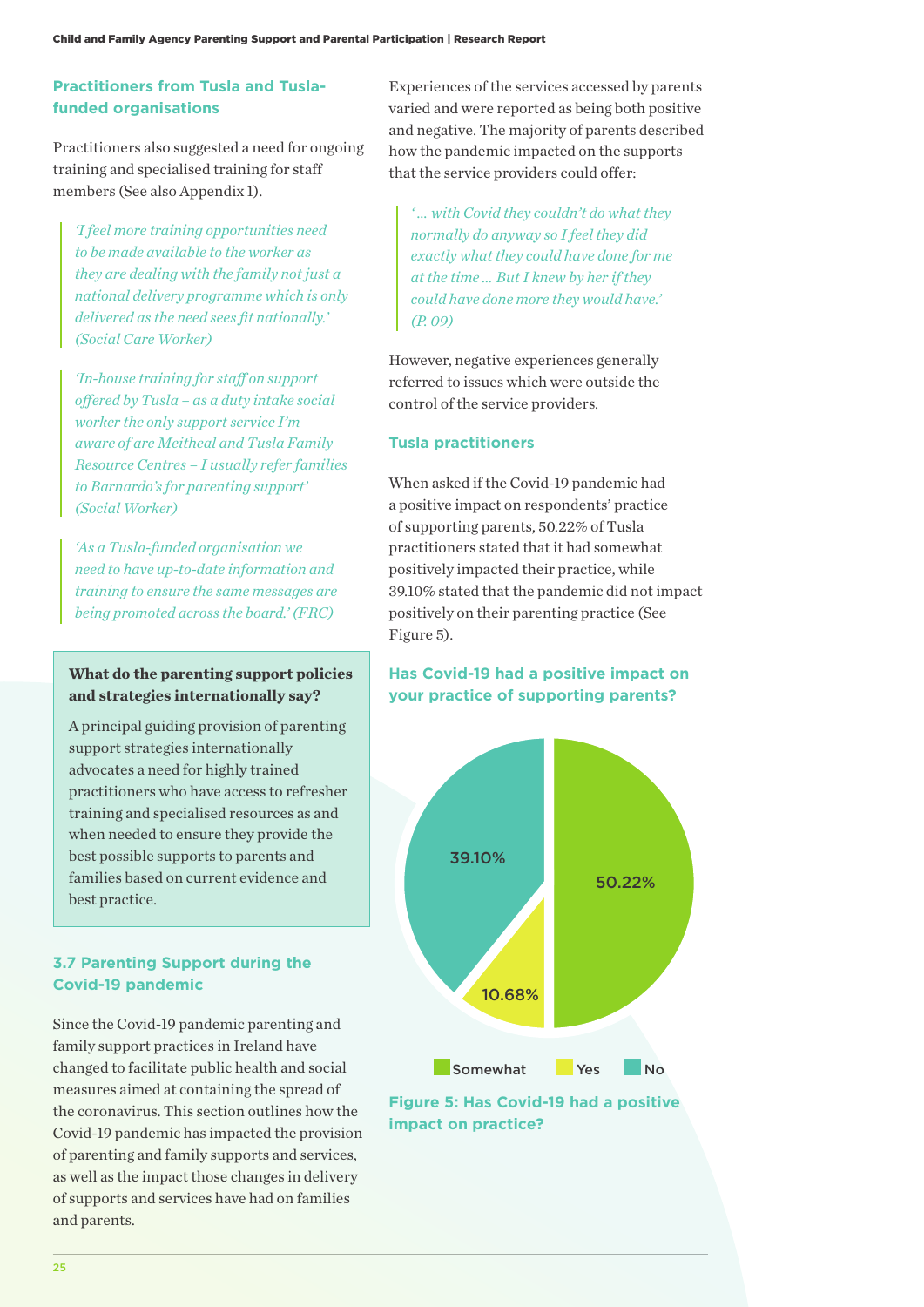### Practitioners from Tusla and Tusla-funded organisations

Practitioners also suggested a need for ongoing training and specialised training for staff members (See also Appendix 1).

> *'I feel more training opportunities need to be made available to the worker as they are dealing with the family not just a national delivery programme which is only delivered as the need sees fit nationally.' (Social Care Worker)*

> *'In-house training for staff on support offered by Tusla – as a duty intake social worker the only support service I'm aware of are Meitheal and Tusla Family Resource Centres – I usually refer families to Barnardo's for parenting support' (Social Worker)*

> *'As a Tusla-funded organisation we need to have up-to-date information and training to ensure the same messages are being promoted across the board.' (FRC)*

**What do the parenting support policies and strategies internationally say?**

A principal guiding provision of parenting support strategies internationally advocates a need for highly trained practitioners who have access to refresher training and specialised resources as and when needed to ensure they provide the best possible supports to parents and families based on current evidence and best practice.

### 3.7 Parenting Support during the Covid-19 pandemic

Since the Covid-19 pandemic parenting and family support practices in Ireland have changed to facilitate public health and social measures aimed at containing the spread of the coronavirus. This section outlines how the Covid-19 pandemic has impacted the provision of parenting and family supports and services, as well as the impact those changes in delivery of supports and services have had on families and parents.

Experiences of the services accessed by parents varied and were reported as being both positive and negative. The majority of parents described how the pandemic impacted on the supports that the service providers could offer:

> *'... with Covid they couldn't do what they normally do anyway so I feel they did exactly what they could have done for me at the time ... But I knew by her if they could have done more they would have.' (P. 09)*

However, negative experiences generally referred to issues which were outside the control of the service providers.

### Tusla practitioners

When asked if the Covid-19 pandemic had a positive impact on respondents' practice of supporting parents, 50.22% of Tusla practitioners stated that it had somewhat positively impacted their practice, while 39.10% stated that the pandemic did not impact positively on their parenting practice (See Figure 5).

**Has Covid-19 had a positive impact on your practice of supporting parents?**

| Response | Percentage |
|---|---|
| Somewhat | 50.22% |
| Yes | 10.68% |
| No | 39.10% |

**Figure 5: Has Covid-19 had a positive impact on practice?**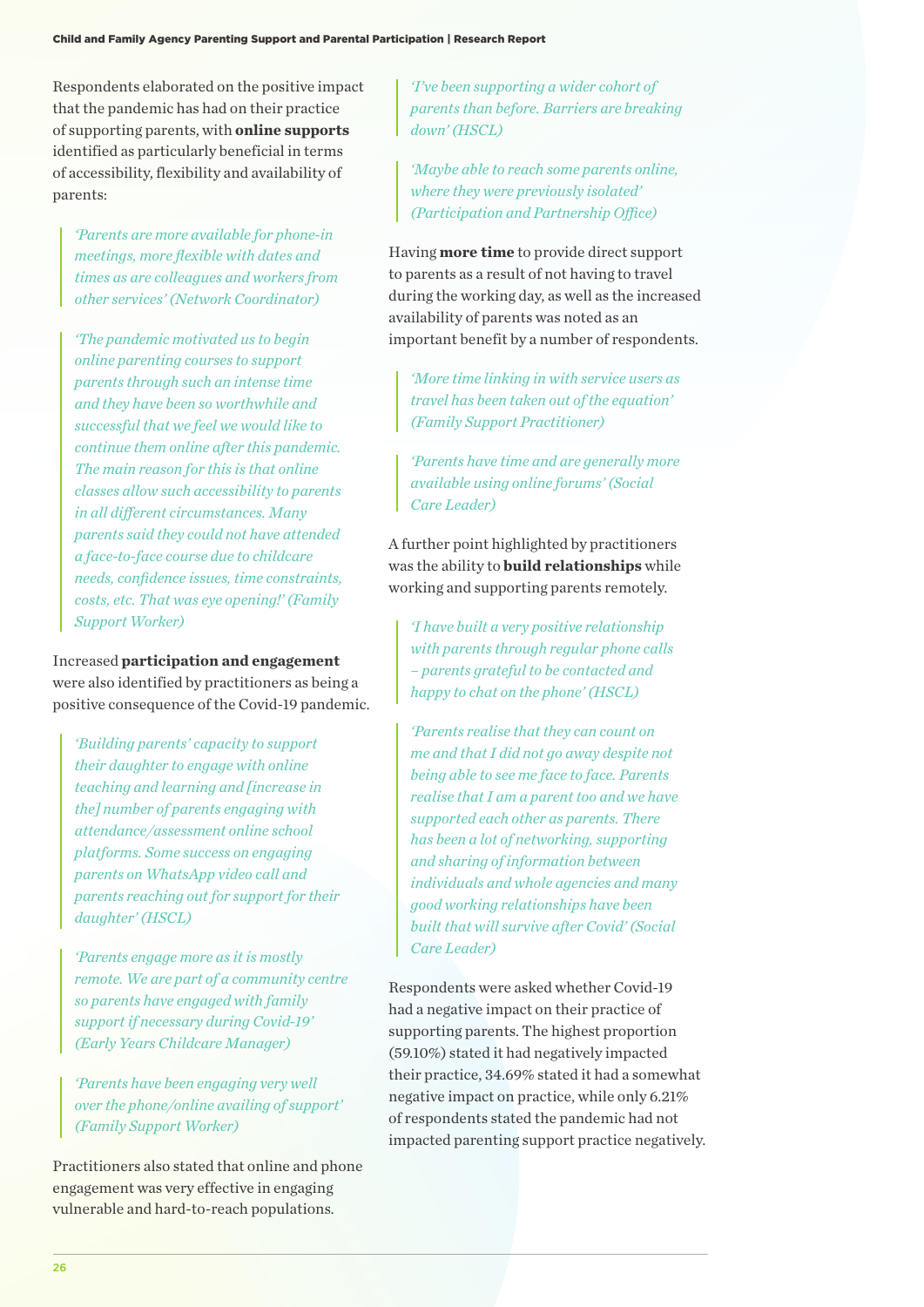Respondents elaborated on the positive impact that the pandemic has had on their practice of supporting parents, with **online supports** identified as particularly beneficial in terms of accessibility, flexibility and availability of parents:

> *'Parents are more available for phone-in meetings, more flexible with dates and times as are colleagues and workers from other services' (Network Coordinator)*

> *'The pandemic motivated us to begin online parenting courses to support parents through such an intense time and they have been so worthwhile and successful that we feel we would like to continue them online after this pandemic. The main reason for this is that online classes allow such accessibility to parents in all different circumstances. Many parents said they could not have attended a face-to-face course due to childcare needs, confidence issues, time constraints, costs, etc. That was eye opening!' (Family Support Worker)*

Increased **participation and engagement** were also identified by practitioners as being a positive consequence of the Covid-19 pandemic.

> *'Building parents' capacity to support their daughter to engage with online teaching and learning and [increase in the] number of parents engaging with attendance/assessment online school platforms. Some success on engaging parents on WhatsApp video call and parents reaching out for support for their daughter' (HSCL)*

> *'Parents engage more as it is mostly remote. We are part of a community centre so parents have engaged with family support if necessary during Covid-19' (Early Years Childcare Manager)*

> *'Parents have been engaging very well over the phone/online availing of support' (Family Support Worker)*

Practitioners also stated that online and phone engagement was very effective in engaging vulnerable and hard-to-reach populations.

> *'I've been supporting a wider cohort of parents than before. Barriers are breaking down' (HSCL)*

> *'Maybe able to reach some parents online, where they were previously isolated' (Participation and Partnership Office)*

Having **more time** to provide direct support to parents as a result of not having to travel during the working day, as well as the increased availability of parents was noted as an important benefit by a number of respondents.

> *'More time linking in with service users as travel has been taken out of the equation' (Family Support Practitioner)*

> *'Parents have time and are generally more available using online forums' (Social Care Leader)*

A further point highlighted by practitioners was the ability to **build relationships** while working and supporting parents remotely.

> *'I have built a very positive relationship with parents through regular phone calls – parents grateful to be contacted and happy to chat on the phone' (HSCL)*

> *'Parents realise that they can count on me and that I did not go away despite not being able to see me face to face. Parents realise that I am a parent too and we have supported each other as parents. There has been a lot of networking, supporting and sharing of information between individuals and whole agencies and many good working relationships have been built that will survive after Covid' (Social Care Leader)*

Respondents were asked whether Covid-19 had a negative impact on their practice of supporting parents. The highest proportion (59.10%) stated it had negatively impacted their practice, 34.69% stated it had a somewhat negative impact on practice, while only 6.21% of respondents stated the pandemic had not impacted parenting support practice negatively.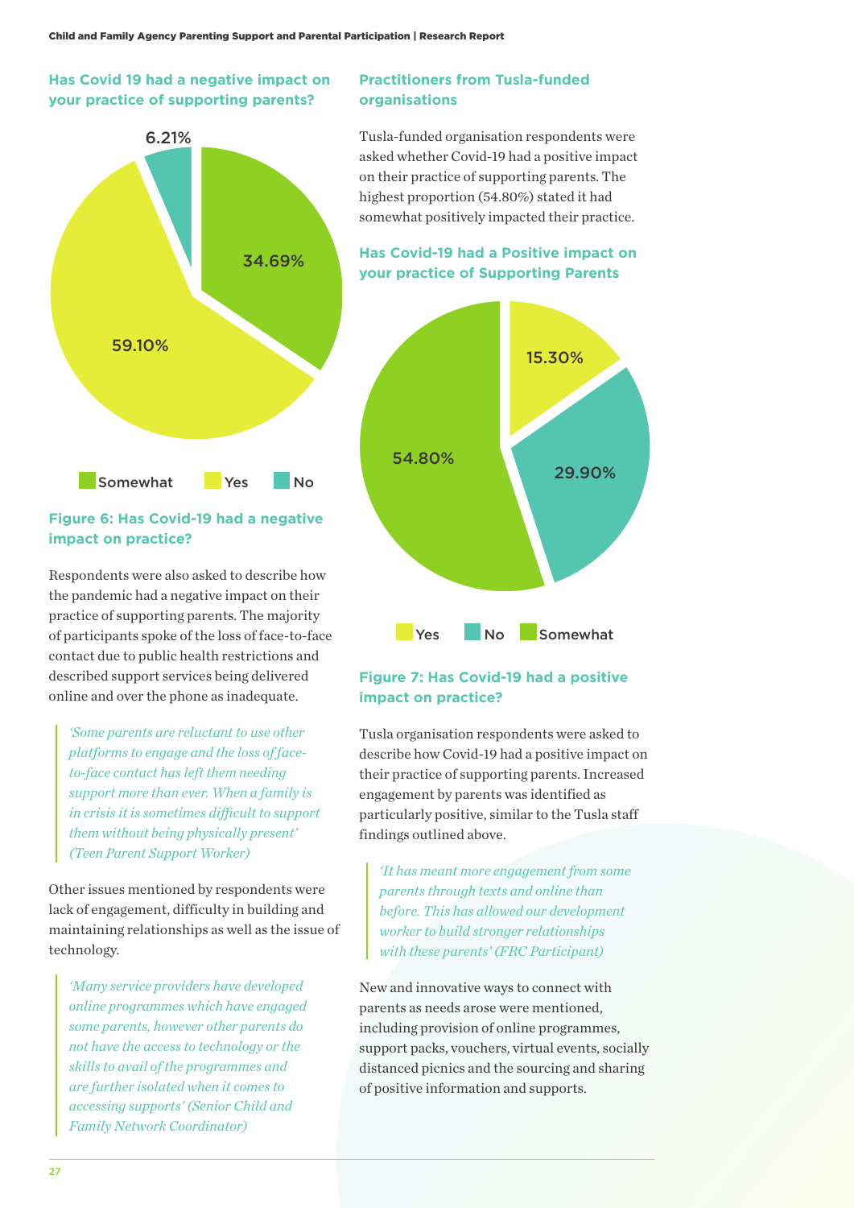### Has Covid 19 had a negative impact on your practice of supporting parents?

| Response | Percentage |
|---|---|
| Somewhat | 34.69% |
| Yes | 59.10% |
| No | 6.21% |

**Figure 6: Has Covid-19 had a negative impact on practice?**

Respondents were also asked to describe how the pandemic had a negative impact on their practice of supporting parents. The majority of participants spoke of the loss of face-to-face contact due to public health restrictions and described support services being delivered online and over the phone as inadequate.

> *'Some parents are reluctant to use other platforms to engage and the loss of face-to-face contact has left them needing support more than ever. When a family is in crisis it is sometimes difficult to support them without being physically present' (Teen Parent Support Worker)*

Other issues mentioned by respondents were lack of engagement, difficulty in building and maintaining relationships as well as the issue of technology.

> *'Many service providers have developed online programmes which have engaged some parents, however other parents do not have the access to technology or the skills to avail of the programmes and are further isolated when it comes to accessing supports' (Senior Child and Family Network Coordinator)*

### Practitioners from Tusla-funded organisations

Tusla-funded organisation respondents were asked whether Covid-19 had a positive impact on their practice of supporting parents. The highest proportion (54.80%) stated it had somewhat positively impacted their practice.

### Has Covid-19 had a Positive impact on your practice of Supporting Parents

| Response | Percentage |
|---|---|
| Yes | 15.30% |
| No | 29.90% |
| Somewhat | 54.80% |

**Figure 7: Has Covid-19 had a positive impact on practice?**

Tusla organisation respondents were asked to describe how Covid-19 had a positive impact on their practice of supporting parents. Increased engagement by parents was identified as particularly positive, similar to the Tusla staff findings outlined above.

> *'It has meant more engagement from some parents through texts and online than before. This has allowed our development worker to build stronger relationships with these parents' (FRC Participant)*

New and innovative ways to connect with parents as needs arose were mentioned, including provision of online programmes, support packs, vouchers, virtual events, socially distanced picnics and the sourcing and sharing of positive information and supports.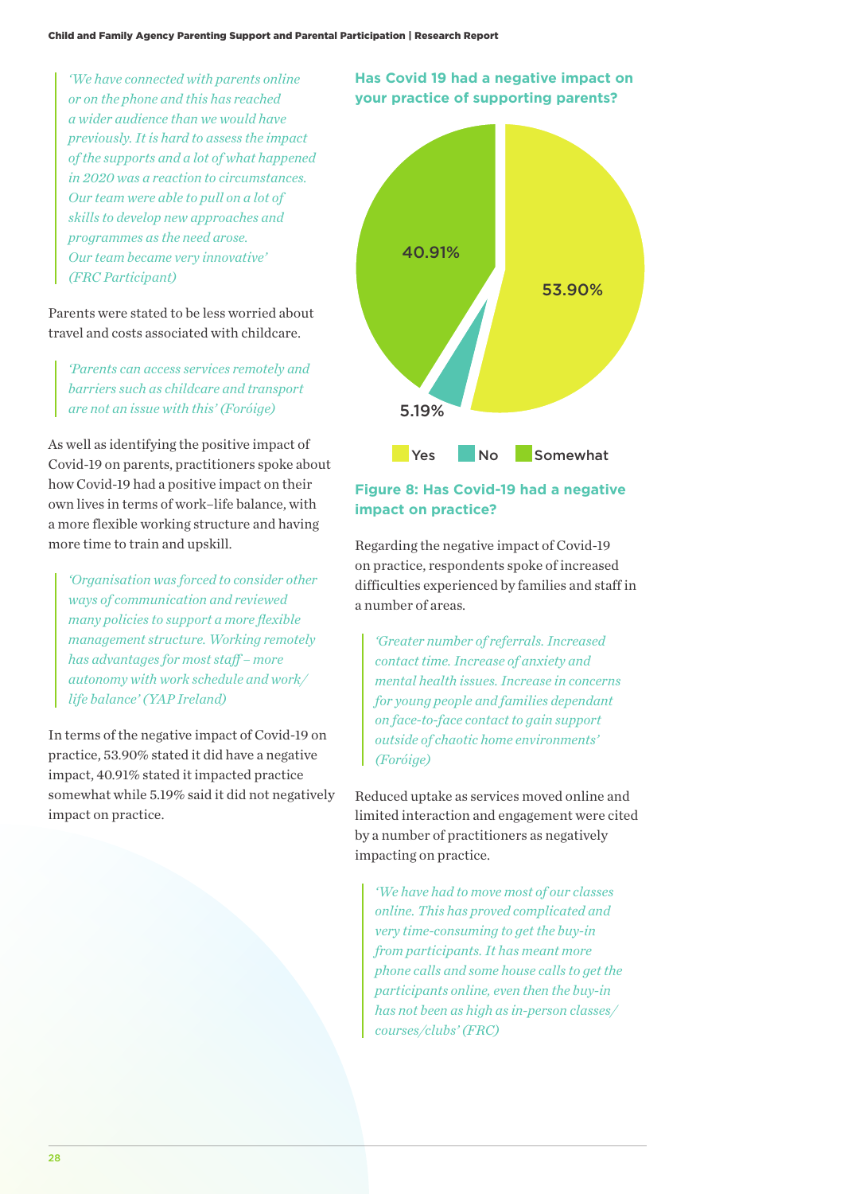> *'We have connected with parents online or on the phone and this has reached a wider audience than we would have previously. It is hard to assess the impact of the supports and a lot of what happened in 2020 was a reaction to circumstances. Our team were able to pull on a lot of skills to develop new approaches and programmes as the need arose. Our team became very innovative' (FRC Participant)*

Parents were stated to be less worried about travel and costs associated with childcare.

> *'Parents can access services remotely and barriers such as childcare and transport are not an issue with this' (Foróige)*

As well as identifying the positive impact of Covid-19 on parents, practitioners spoke about how Covid-19 had a positive impact on their own lives in terms of work–life balance, with a more flexible working structure and having more time to train and upskill.

> *'Organisation was forced to consider other ways of communication and reviewed many policies to support a more flexible management structure. Working remotely has advantages for most staff – more autonomy with work schedule and work/life balance' (YAP Ireland)*

In terms of the negative impact of Covid-19 on practice, 53.90% stated it did have a negative impact, 40.91% stated it impacted practice somewhat while 5.19% said it did not negatively impact on practice.

**Has Covid 19 had a negative impact on your practice of supporting parents?**

| Response | Percentage |
| --- | --- |
| Yes | 53.90% |
| No | 5.19% |
| Somewhat | 40.91% |

**Figure 8: Has Covid-19 had a negative impact on practice?**

Regarding the negative impact of Covid-19 on practice, respondents spoke of increased difficulties experienced by families and staff in a number of areas.

> *'Greater number of referrals. Increased contact time. Increase of anxiety and mental health issues. Increase in concerns for young people and families dependant on face-to-face contact to gain support outside of chaotic home environments' (Foróige)*

Reduced uptake as services moved online and limited interaction and engagement were cited by a number of practitioners as negatively impacting on practice.

> *'We have had to move most of our classes online. This has proved complicated and very time-consuming to get the buy-in from participants. It has meant more phone calls and some house calls to get the participants online, even then the buy-in has not been as high as in-person classes/courses/clubs' (FRC)*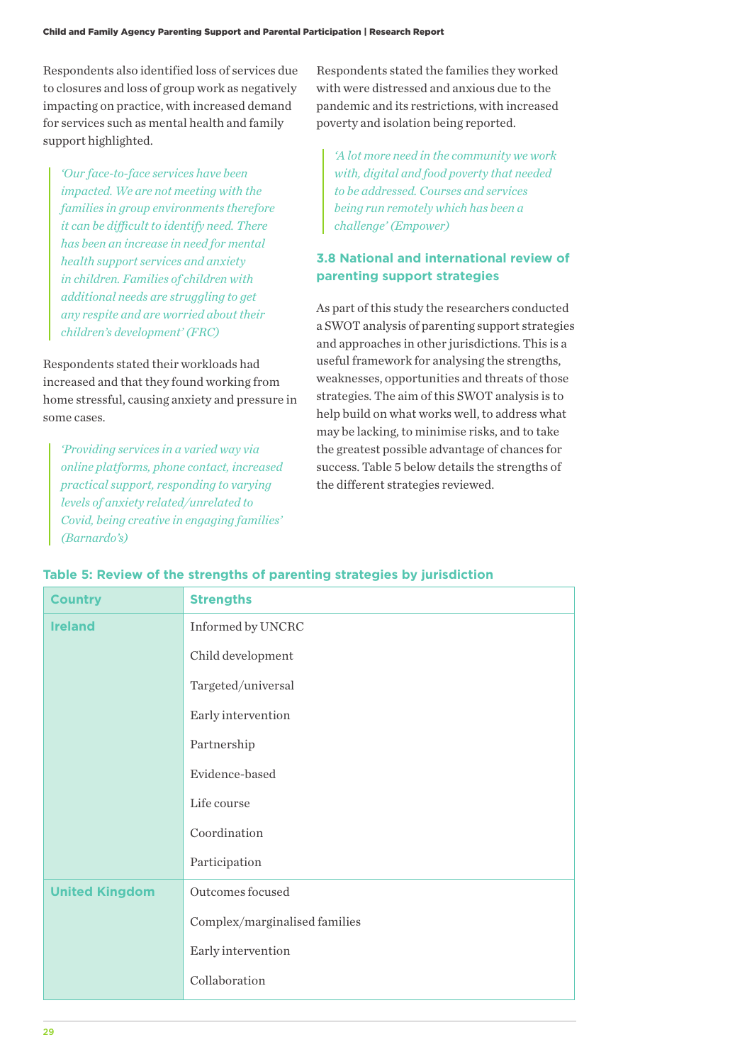Respondents also identified loss of services due to closures and loss of group work as negatively impacting on practice, with increased demand for services such as mental health and family support highlighted.

> *'Our face-to-face services have been impacted. We are not meeting with the families in group environments therefore it can be difficult to identify need. There has been an increase in need for mental health support services and anxiety in children. Families of children with additional needs are struggling to get any respite and are worried about their children's development' (FRC)*

Respondents stated their workloads had increased and that they found working from home stressful, causing anxiety and pressure in some cases.

> *'Providing services in a varied way via online platforms, phone contact, increased practical support, responding to varying levels of anxiety related/unrelated to Covid, being creative in engaging families' (Barnardo's)*

Respondents stated the families they worked with were distressed and anxious due to the pandemic and its restrictions, with increased poverty and isolation being reported.

> *'A lot more need in the community we work with, digital and food poverty that needed to be addressed. Courses and services being run remotely which has been a challenge' (Empower)*

### 3.8 National and international review of parenting support strategies

As part of this study the researchers conducted a SWOT analysis of parenting support strategies and approaches in other jurisdictions. This is a useful framework for analysing the strengths, weaknesses, opportunities and threats of those strategies. The aim of this SWOT analysis is to help build on what works well, to address what may be lacking, to minimise risks, and to take the greatest possible advantage of chances for success. Table 5 below details the strengths of the different strategies reviewed.

**Table 5: Review of the strengths of parenting strategies by jurisdiction**

| Country | Strengths |
|---|---|
| Ireland | Informed by UNCRC |
| | Child development |
| | Targeted/universal |
| | Early intervention |
| | Partnership |
| | Evidence-based |
| | Life course |
| | Coordination |
| | Participation |
| United Kingdom | Outcomes focused |
| | Complex/marginalised families |
| | Early intervention |
| | Collaboration |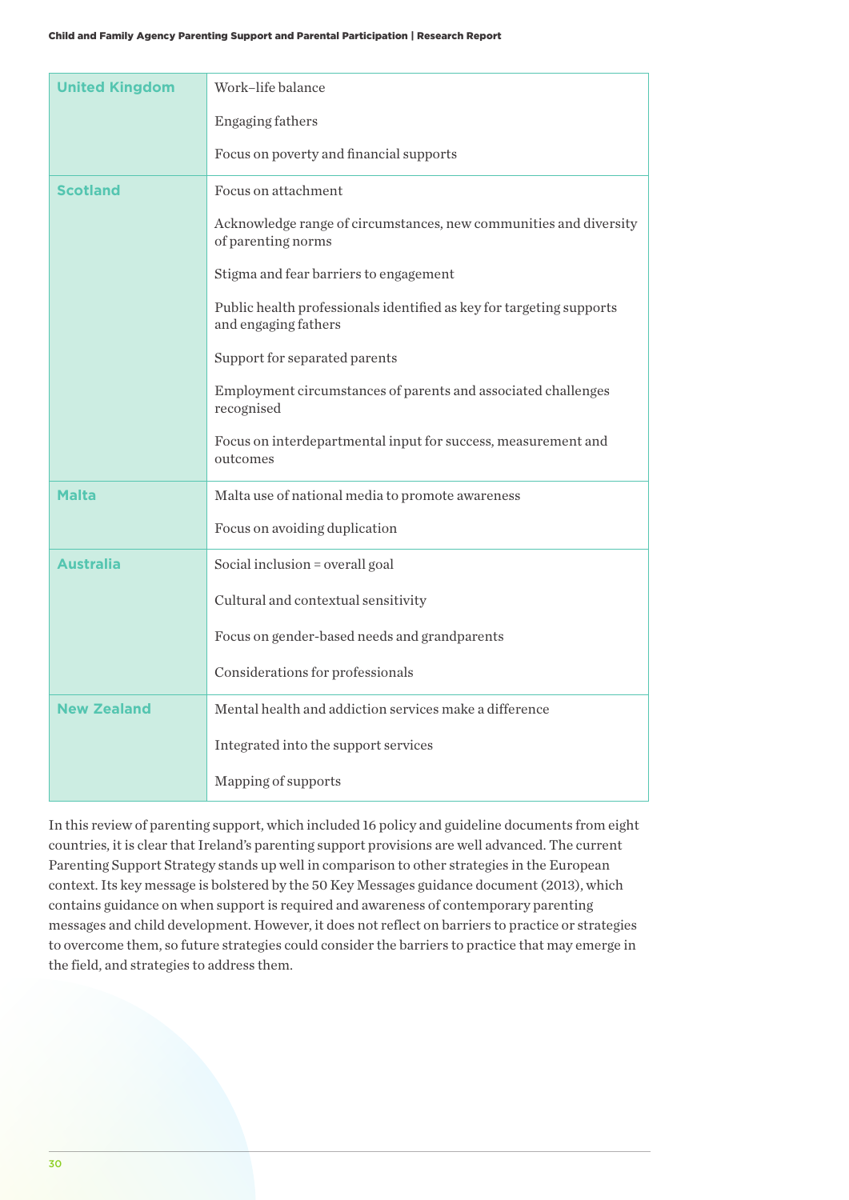| | |
|---|---|
| **United Kingdom** | Work–life balance<br><br>Engaging fathers<br><br>Focus on poverty and financial supports |
| **Scotland** | Focus on attachment<br><br>Acknowledge range of circumstances, new communities and diversity of parenting norms<br><br>Stigma and fear barriers to engagement<br><br>Public health professionals identified as key for targeting supports and engaging fathers<br><br>Support for separated parents<br><br>Employment circumstances of parents and associated challenges recognised<br><br>Focus on interdepartmental input for success, measurement and outcomes |
| **Malta** | Malta use of national media to promote awareness<br><br>Focus on avoiding duplication |
| **Australia** | Social inclusion = overall goal<br><br>Cultural and contextual sensitivity<br><br>Focus on gender-based needs and grandparents<br><br>Considerations for professionals |
| **New Zealand** | Mental health and addiction services make a difference<br><br>Integrated into the support services<br><br>Mapping of supports |

In this review of parenting support, which included 16 policy and guideline documents from eight countries, it is clear that Ireland's parenting support provisions are well advanced. The current Parenting Support Strategy stands up well in comparison to other strategies in the European context. Its key message is bolstered by the 50 Key Messages guidance document (2013), which contains guidance on when support is required and awareness of contemporary parenting messages and child development. However, it does not reflect on barriers to practice or strategies to overcome them, so future strategies could consider the barriers to practice that may emerge in the field, and strategies to address them.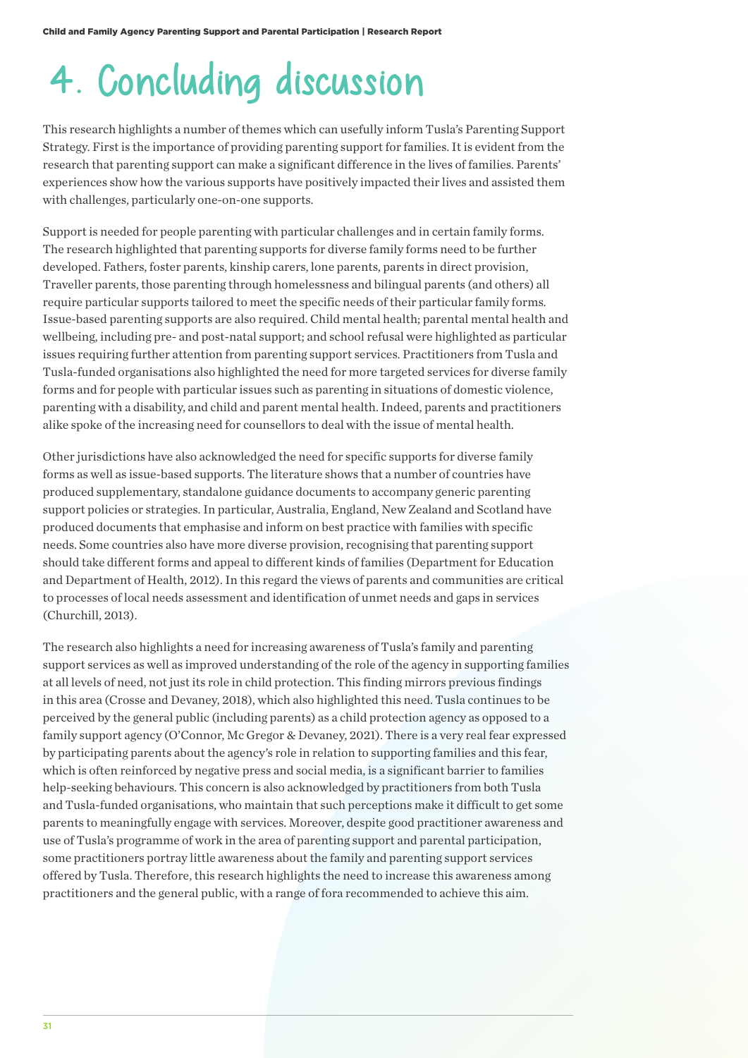# 4. Concluding discussion

This research highlights a number of themes which can usefully inform Tusla's Parenting Support Strategy. First is the importance of providing parenting support for families. It is evident from the research that parenting support can make a significant difference in the lives of families. Parents' experiences show how the various supports have positively impacted their lives and assisted them with challenges, particularly one-on-one supports.

Support is needed for people parenting with particular challenges and in certain family forms. The research highlighted that parenting supports for diverse family forms need to be further developed. Fathers, foster parents, kinship carers, lone parents, parents in direct provision, Traveller parents, those parenting through homelessness and bilingual parents (and others) all require particular supports tailored to meet the specific needs of their particular family forms. Issue-based parenting supports are also required. Child mental health; parental mental health and wellbeing, including pre- and post-natal support; and school refusal were highlighted as particular issues requiring further attention from parenting support services. Practitioners from Tusla and Tusla-funded organisations also highlighted the need for more targeted services for diverse family forms and for people with particular issues such as parenting in situations of domestic violence, parenting with a disability, and child and parent mental health. Indeed, parents and practitioners alike spoke of the increasing need for counsellors to deal with the issue of mental health.

Other jurisdictions have also acknowledged the need for specific supports for diverse family forms as well as issue-based supports. The literature shows that a number of countries have produced supplementary, standalone guidance documents to accompany generic parenting support policies or strategies. In particular, Australia, England, New Zealand and Scotland have produced documents that emphasise and inform on best practice with families with specific needs. Some countries also have more diverse provision, recognising that parenting support should take different forms and appeal to different kinds of families (Department for Education and Department of Health, 2012). In this regard the views of parents and communities are critical to processes of local needs assessment and identification of unmet needs and gaps in services (Churchill, 2013).

The research also highlights a need for increasing awareness of Tusla's family and parenting support services as well as improved understanding of the role of the agency in supporting families at all levels of need, not just its role in child protection. This finding mirrors previous findings in this area (Crosse and Devaney, 2018), which also highlighted this need. Tusla continues to be perceived by the general public (including parents) as a child protection agency as opposed to a family support agency (O'Connor, Mc Gregor & Devaney, 2021). There is a very real fear expressed by participating parents about the agency's role in relation to supporting families and this fear, which is often reinforced by negative press and social media, is a significant barrier to families help-seeking behaviours. This concern is also acknowledged by practitioners from both Tusla and Tusla-funded organisations, who maintain that such perceptions make it difficult to get some parents to meaningfully engage with services. Moreover, despite good practitioner awareness and use of Tusla's programme of work in the area of parenting support and parental participation, some practitioners portray little awareness about the family and parenting support services offered by Tusla. Therefore, this research highlights the need to increase this awareness among practitioners and the general public, with a range of fora recommended to achieve this aim.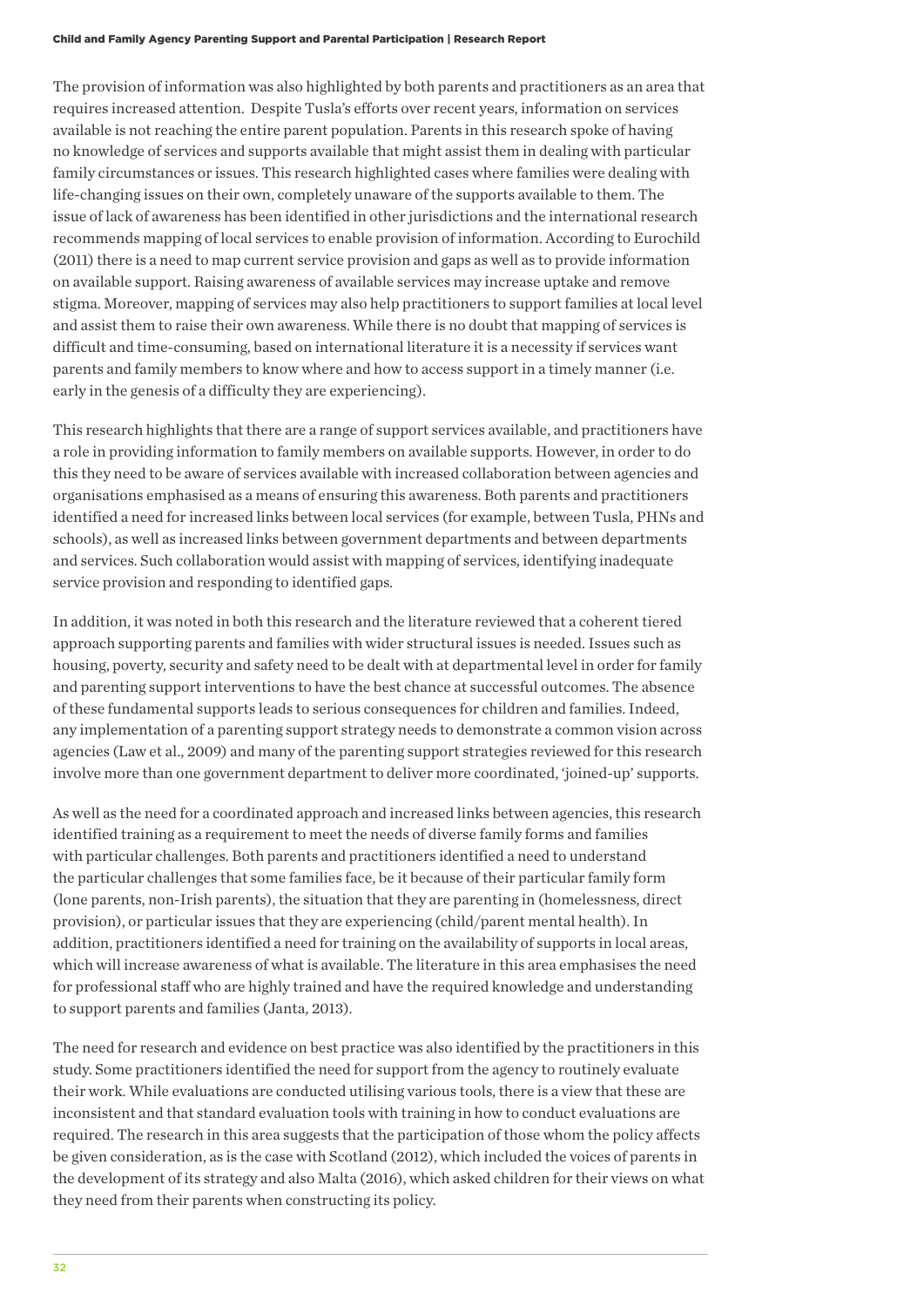The provision of information was also highlighted by both parents and practitioners as an area that requires increased attention. Despite Tusla's efforts over recent years, information on services available is not reaching the entire parent population. Parents in this research spoke of having no knowledge of services and supports available that might assist them in dealing with particular family circumstances or issues. This research highlighted cases where families were dealing with life-changing issues on their own, completely unaware of the supports available to them. The issue of lack of awareness has been identified in other jurisdictions and the international research recommends mapping of local services to enable provision of information. According to Eurochild (2011) there is a need to map current service provision and gaps as well as to provide information on available support. Raising awareness of available services may increase uptake and remove stigma. Moreover, mapping of services may also help practitioners to support families at local level and assist them to raise their own awareness. While there is no doubt that mapping of services is difficult and time-consuming, based on international literature it is a necessity if services want parents and family members to know where and how to access support in a timely manner (i.e. early in the genesis of a difficulty they are experiencing).

This research highlights that there are a range of support services available, and practitioners have a role in providing information to family members on available supports. However, in order to do this they need to be aware of services available with increased collaboration between agencies and organisations emphasised as a means of ensuring this awareness. Both parents and practitioners identified a need for increased links between local services (for example, between Tusla, PHNs and schools), as well as increased links between government departments and between departments and services. Such collaboration would assist with mapping of services, identifying inadequate service provision and responding to identified gaps.

In addition, it was noted in both this research and the literature reviewed that a coherent tiered approach supporting parents and families with wider structural issues is needed. Issues such as housing, poverty, security and safety need to be dealt with at departmental level in order for family and parenting support interventions to have the best chance at successful outcomes. The absence of these fundamental supports leads to serious consequences for children and families. Indeed, any implementation of a parenting support strategy needs to demonstrate a common vision across agencies (Law et al., 2009) and many of the parenting support strategies reviewed for this research involve more than one government department to deliver more coordinated, 'joined-up' supports.

As well as the need for a coordinated approach and increased links between agencies, this research identified training as a requirement to meet the needs of diverse family forms and families with particular challenges. Both parents and practitioners identified a need to understand the particular challenges that some families face, be it because of their particular family form (lone parents, non-Irish parents), the situation that they are parenting in (homelessness, direct provision), or particular issues that they are experiencing (child/parent mental health). In addition, practitioners identified a need for training on the availability of supports in local areas, which will increase awareness of what is available. The literature in this area emphasises the need for professional staff who are highly trained and have the required knowledge and understanding to support parents and families (Janta, 2013).

The need for research and evidence on best practice was also identified by the practitioners in this study. Some practitioners identified the need for support from the agency to routinely evaluate their work. While evaluations are conducted utilising various tools, there is a view that these are inconsistent and that standard evaluation tools with training in how to conduct evaluations are required. The research in this area suggests that the participation of those whom the policy affects be given consideration, as is the case with Scotland (2012), which included the voices of parents in the development of its strategy and also Malta (2016), which asked children for their views on what they need from their parents when constructing its policy.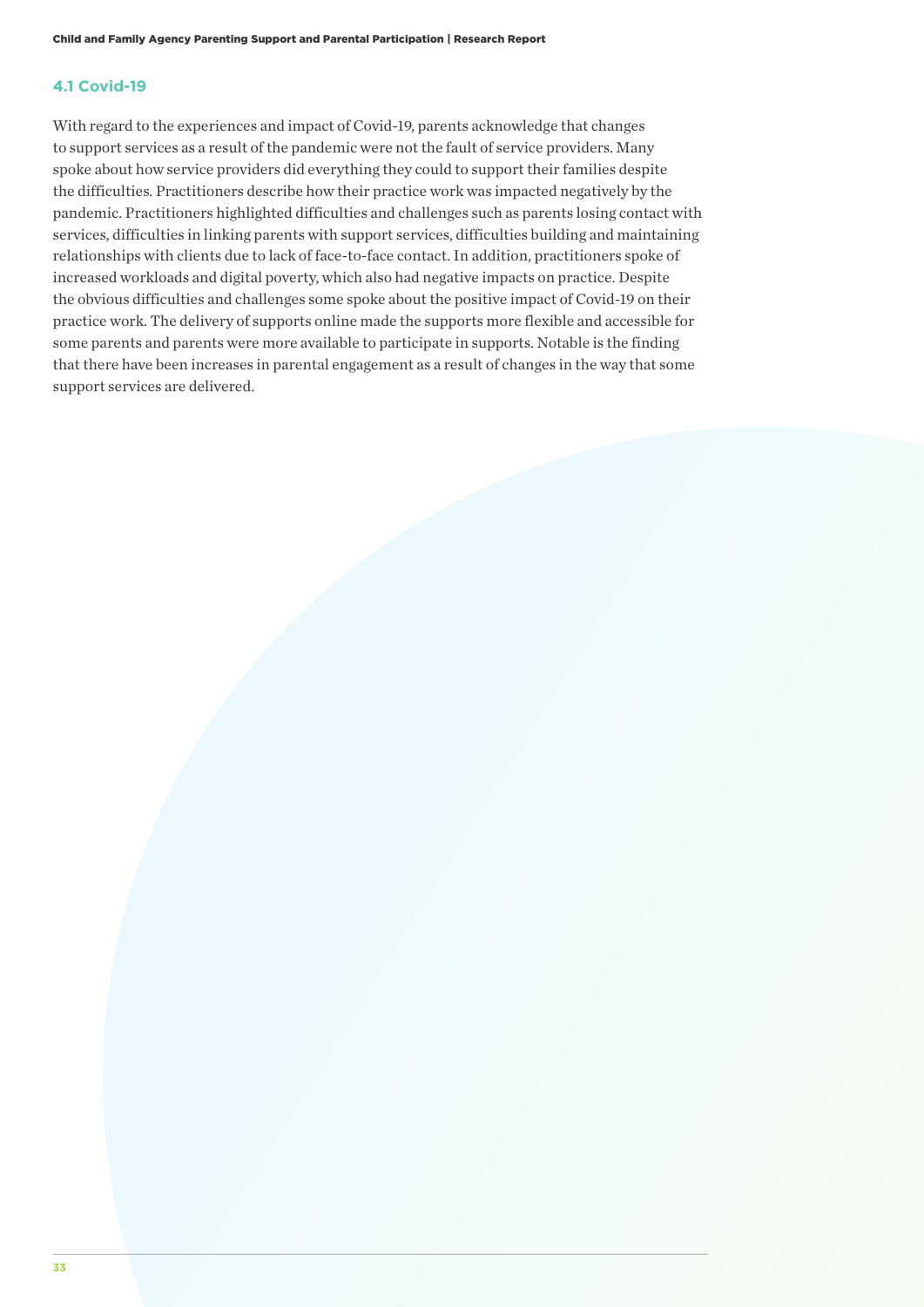## 4.1 Covid-19

With regard to the experiences and impact of Covid-19, parents acknowledge that changes to support services as a result of the pandemic were not the fault of service providers. Many spoke about how service providers did everything they could to support their families despite the difficulties. Practitioners describe how their practice work was impacted negatively by the pandemic. Practitioners highlighted difficulties and challenges such as parents losing contact with services, difficulties in linking parents with support services, difficulties building and maintaining relationships with clients due to lack of face-to-face contact. In addition, practitioners spoke of increased workloads and digital poverty, which also had negative impacts on practice. Despite the obvious difficulties and challenges some spoke about the positive impact of Covid-19 on their practice work. The delivery of supports online made the supports more flexible and accessible for some parents and parents were more available to participate in supports. Notable is the finding that there have been increases in parental engagement as a result of changes in the way that some support services are delivered.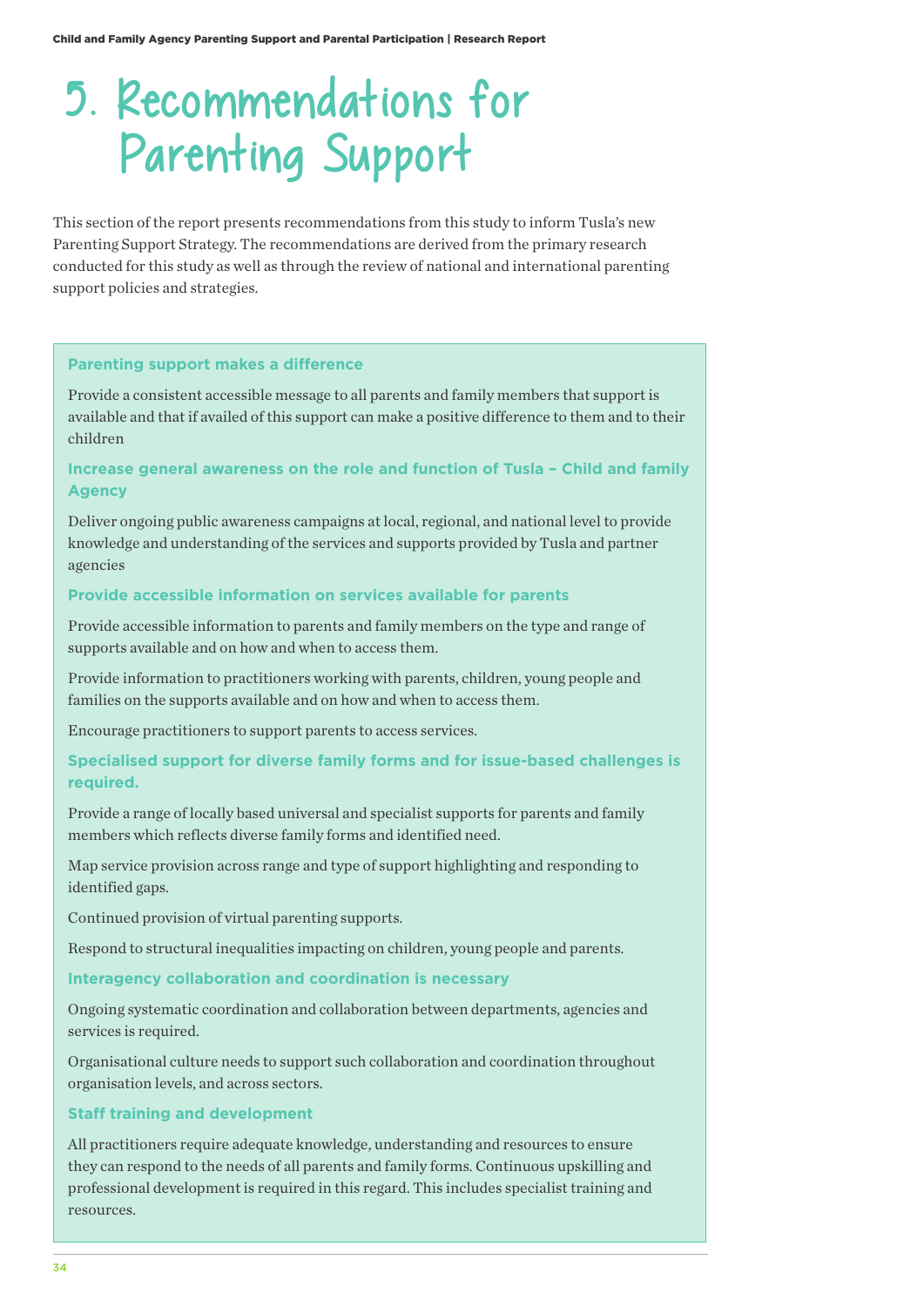# 5. Recommendations for Parenting Support

This section of the report presents recommendations from this study to inform Tusla's new Parenting Support Strategy. The recommendations are derived from the primary research conducted for this study as well as through the review of national and international parenting support policies and strategies.

**Parenting support makes a difference**

Provide a consistent accessible message to all parents and family members that support is available and that if availed of this support can make a positive difference to them and to their children

**Increase general awareness on the role and function of Tusla – Child and family Agency**

Deliver ongoing public awareness campaigns at local, regional, and national level to provide knowledge and understanding of the services and supports provided by Tusla and partner agencies

**Provide accessible information on services available for parents**

Provide accessible information to parents and family members on the type and range of supports available and on how and when to access them.

Provide information to practitioners working with parents, children, young people and families on the supports available and on how and when to access them.

Encourage practitioners to support parents to access services.

**Specialised support for diverse family forms and for issue-based challenges is required.**

Provide a range of locally based universal and specialist supports for parents and family members which reflects diverse family forms and identified need.

Map service provision across range and type of support highlighting and responding to identified gaps.

Continued provision of virtual parenting supports.

Respond to structural inequalities impacting on children, young people and parents.

**Interagency collaboration and coordination is necessary**

Ongoing systematic coordination and collaboration between departments, agencies and services is required.

Organisational culture needs to support such collaboration and coordination throughout organisation levels, and across sectors.

**Staff training and development**

All practitioners require adequate knowledge, understanding and resources to ensure they can respond to the needs of all parents and family forms. Continuous upskilling and professional development is required in this regard. This includes specialist training and resources.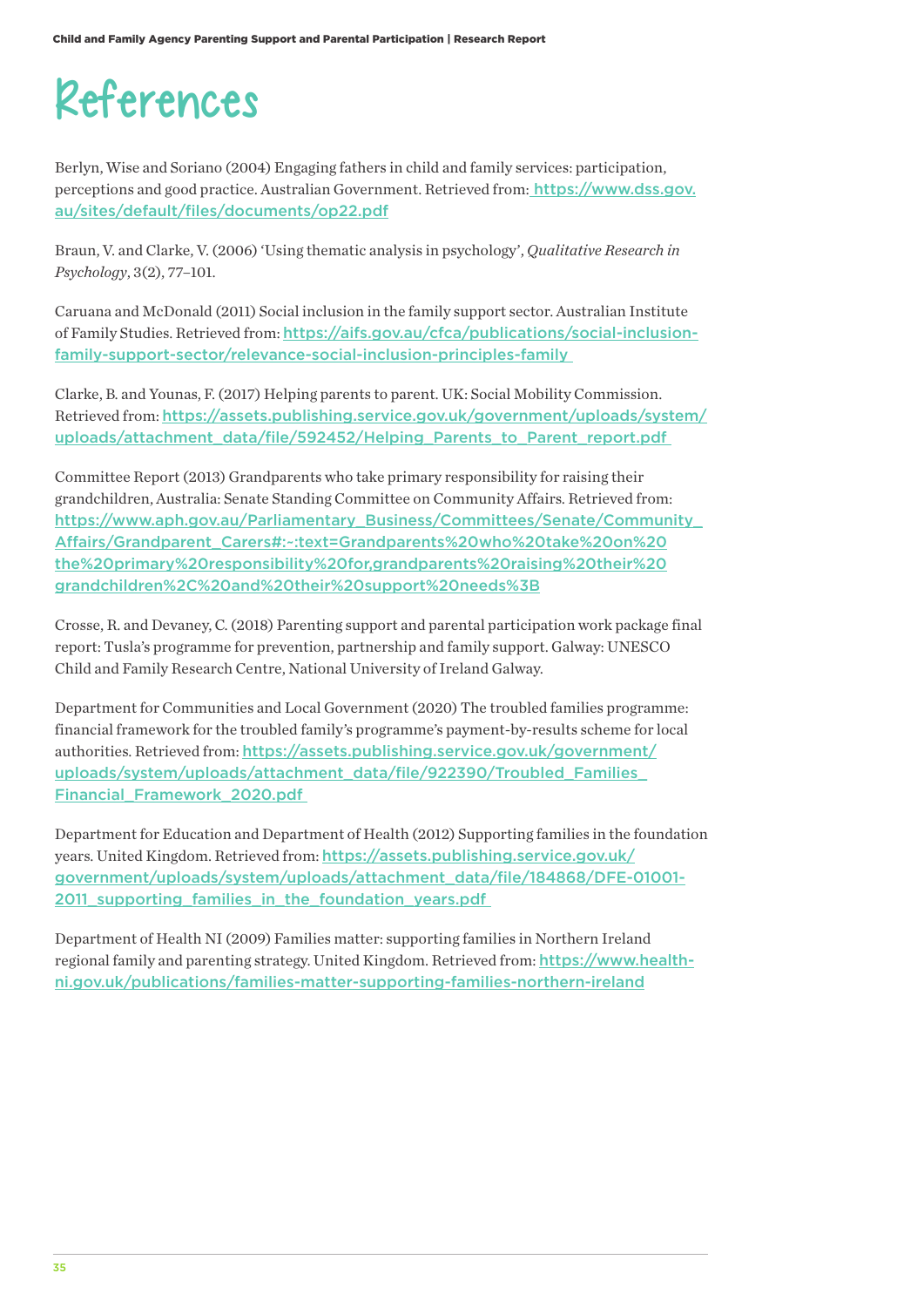# References

Berlyn, Wise and Soriano (2004) Engaging fathers in child and family services: participation, perceptions and good practice. Australian Government. Retrieved from: https://www.dss.gov.au/sites/default/files/documents/op22.pdf

Braun, V. and Clarke, V. (2006) 'Using thematic analysis in psychology', *Qualitative Research in Psychology*, 3(2), 77–101.

Caruana and McDonald (2011) Social inclusion in the family support sector. Australian Institute of Family Studies. Retrieved from: https://aifs.gov.au/cfca/publications/social-inclusion-family-support-sector/relevance-social-inclusion-principles-family

Clarke, B. and Younas, F. (2017) Helping parents to parent. UK: Social Mobility Commission. Retrieved from: https://assets.publishing.service.gov.uk/government/uploads/system/uploads/attachment_data/file/592452/Helping_Parents_to_Parent_report.pdf

Committee Report (2013) Grandparents who take primary responsibility for raising their grandchildren, Australia: Senate Standing Committee on Community Affairs. Retrieved from: https://www.aph.gov.au/Parliamentary_Business/Committees/Senate/Community_Affairs/Grandparent_Carers#:~:text=Grandparents%20who%20take%20on%20the%20primary%20responsibility%20for,grandparents%20raising%20their%20grandchildren%2C%20and%20their%20support%20needs%3B

Crosse, R. and Devaney, C. (2018) Parenting support and parental participation work package final report: Tusla's programme for prevention, partnership and family support. Galway: UNESCO Child and Family Research Centre, National University of Ireland Galway.

Department for Communities and Local Government (2020) The troubled families programme: financial framework for the troubled family's programme's payment-by-results scheme for local authorities. Retrieved from: https://assets.publishing.service.gov.uk/government/uploads/system/uploads/attachment_data/file/922390/Troubled_Families_Financial_Framework_2020.pdf

Department for Education and Department of Health (2012) Supporting families in the foundation years. United Kingdom. Retrieved from: https://assets.publishing.service.gov.uk/government/uploads/system/uploads/attachment_data/file/184868/DFE-01001-2011_supporting_families_in_the_foundation_years.pdf

Department of Health NI (2009) Families matter: supporting families in Northern Ireland regional family and parenting strategy. United Kingdom. Retrieved from: https://www.health-ni.gov.uk/publications/families-matter-supporting-families-northern-ireland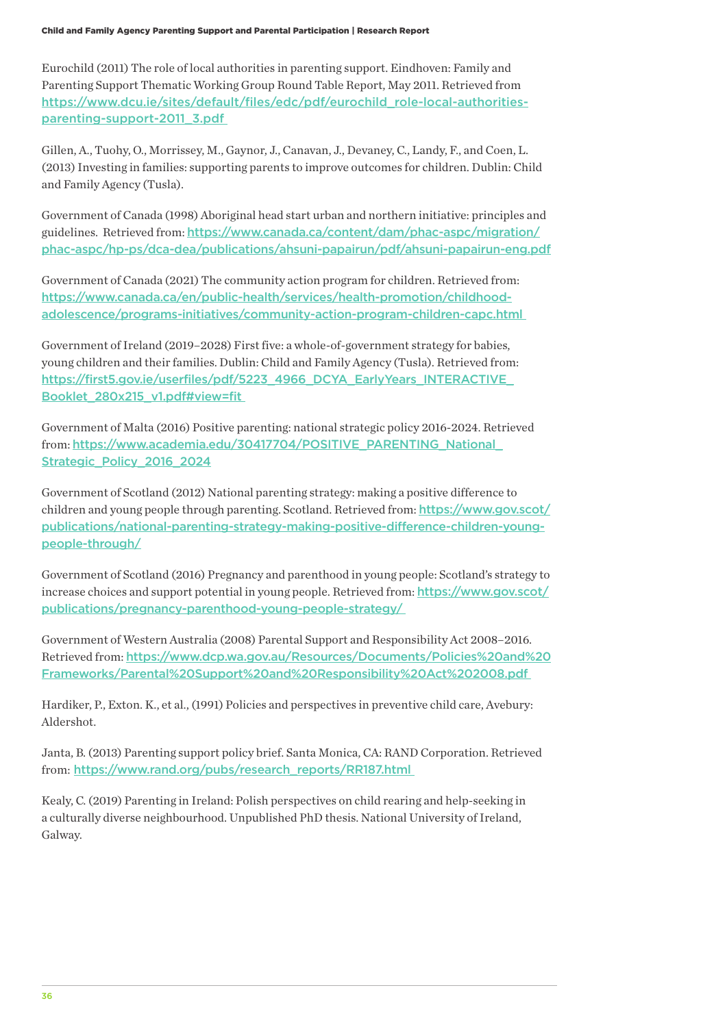Eurochild (2011) The role of local authorities in parenting support. Eindhoven: Family and Parenting Support Thematic Working Group Round Table Report, May 2011. Retrieved from https://www.dcu.ie/sites/default/files/edc/pdf/eurochild_role-local-authorities-parenting-support-2011_3.pdf

Gillen, A., Tuohy, O., Morrissey, M., Gaynor, J., Canavan, J., Devaney, C., Landy, F., and Coen, L. (2013) Investing in families: supporting parents to improve outcomes for children. Dublin: Child and Family Agency (Tusla).

Government of Canada (1998) Aboriginal head start urban and northern initiative: principles and guidelines. Retrieved from: https://www.canada.ca/content/dam/phac-aspc/migration/phac-aspc/hp-ps/dca-dea/publications/ahsuni-papairun/pdf/ahsuni-papairun-eng.pdf

Government of Canada (2021) The community action program for children. Retrieved from: https://www.canada.ca/en/public-health/services/health-promotion/childhood-adolescence/programs-initiatives/community-action-program-children-capc.html

Government of Ireland (2019–2028) First five: a whole-of-government strategy for babies, young children and their families. Dublin: Child and Family Agency (Tusla). Retrieved from: https://first5.gov.ie/userfiles/pdf/5223_4966_DCYA_EarlyYears_INTERACTIVE_Booklet_280x215_v1.pdf#view=fit

Government of Malta (2016) Positive parenting: national strategic policy 2016-2024. Retrieved from: https://www.academia.edu/30417704/POSITIVE_PARENTING_National_Strategic_Policy_2016_2024

Government of Scotland (2012) National parenting strategy: making a positive difference to children and young people through parenting. Scotland. Retrieved from: https://www.gov.scot/publications/national-parenting-strategy-making-positive-difference-children-young-people-through/

Government of Scotland (2016) Pregnancy and parenthood in young people: Scotland's strategy to increase choices and support potential in young people. Retrieved from: https://www.gov.scot/publications/pregnancy-parenthood-young-people-strategy/

Government of Western Australia (2008) Parental Support and Responsibility Act 2008–2016. Retrieved from: https://www.dcp.wa.gov.au/Resources/Documents/Policies%20and%20Frameworks/Parental%20Support%20and%20Responsibility%20Act%202008.pdf

Hardiker, P., Exton. K., et al., (1991) Policies and perspectives in preventive child care, Avebury: Aldershot.

Janta, B. (2013) Parenting support policy brief. Santa Monica, CA: RAND Corporation. Retrieved from: https://www.rand.org/pubs/research_reports/RR187.html

Kealy, C. (2019) Parenting in Ireland: Polish perspectives on child rearing and help-seeking in a culturally diverse neighbourhood. Unpublished PhD thesis. National University of Ireland, Galway.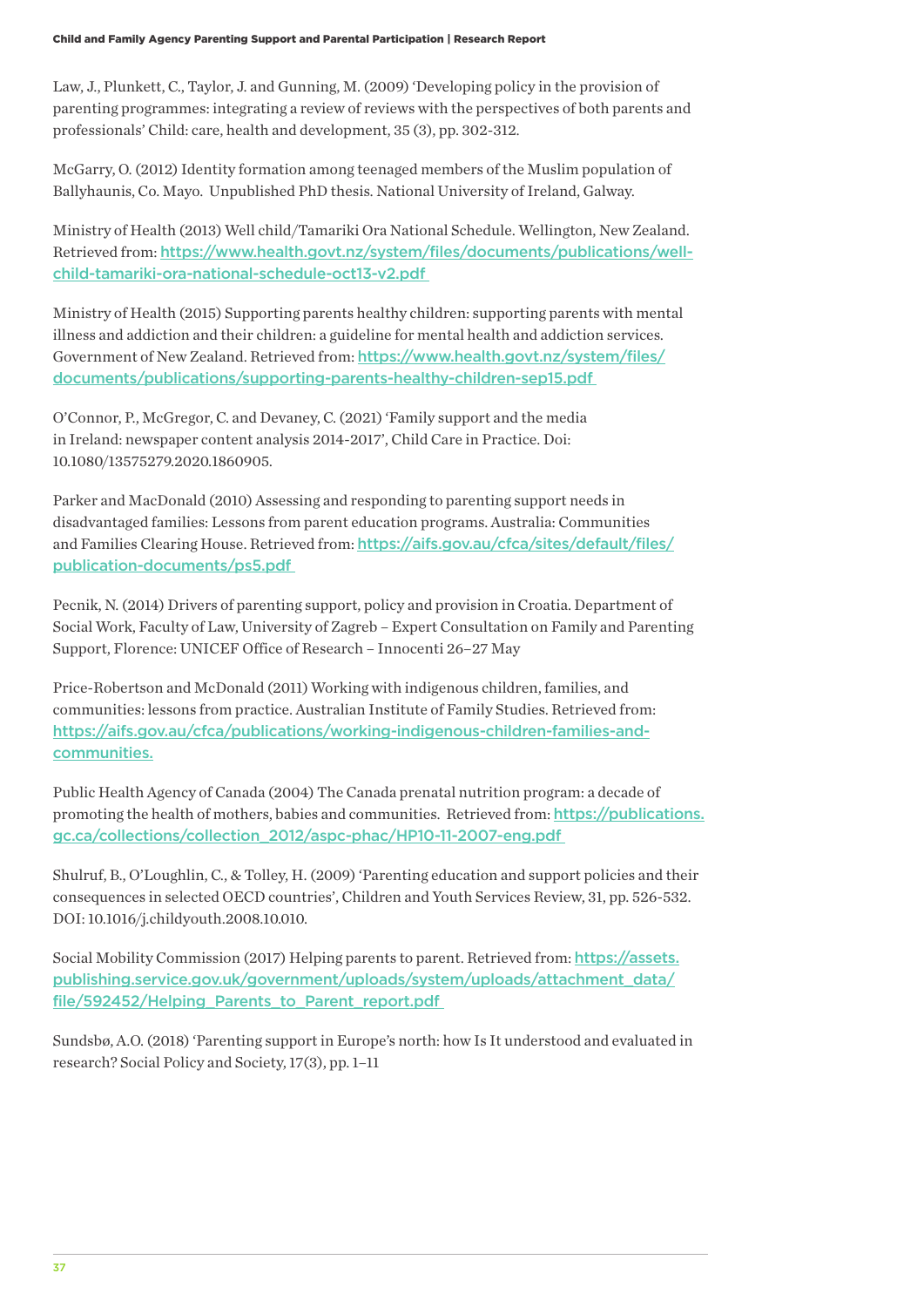Law, J., Plunkett, C., Taylor, J. and Gunning, M. (2009) 'Developing policy in the provision of parenting programmes: integrating a review of reviews with the perspectives of both parents and professionals' Child: care, health and development, 35 (3), pp. 302-312.

McGarry, O. (2012) Identity formation among teenaged members of the Muslim population of Ballyhaunis, Co. Mayo. Unpublished PhD thesis. National University of Ireland, Galway.

Ministry of Health (2013) Well child/Tamariki Ora National Schedule. Wellington, New Zealand. Retrieved from: https://www.health.govt.nz/system/files/documents/publications/well-child-tamariki-ora-national-schedule-oct13-v2.pdf

Ministry of Health (2015) Supporting parents healthy children: supporting parents with mental illness and addiction and their children: a guideline for mental health and addiction services. Government of New Zealand. Retrieved from: https://www.health.govt.nz/system/files/documents/publications/supporting-parents-healthy-children-sep15.pdf

O'Connor, P., McGregor, C. and Devaney, C. (2021) 'Family support and the media in Ireland: newspaper content analysis 2014-2017', Child Care in Practice. Doi: 10.1080/13575279.2020.1860905.

Parker and MacDonald (2010) Assessing and responding to parenting support needs in disadvantaged families: Lessons from parent education programs. Australia: Communities and Families Clearing House. Retrieved from: https://aifs.gov.au/cfca/sites/default/files/publication-documents/ps5.pdf

Pecnik, N. (2014) Drivers of parenting support, policy and provision in Croatia. Department of Social Work, Faculty of Law, University of Zagreb – Expert Consultation on Family and Parenting Support, Florence: UNICEF Office of Research – Innocenti 26–27 May

Price-Robertson and McDonald (2011) Working with indigenous children, families, and communities: lessons from practice. Australian Institute of Family Studies. Retrieved from: https://aifs.gov.au/cfca/publications/working-indigenous-children-families-and-communities.

Public Health Agency of Canada (2004) The Canada prenatal nutrition program: a decade of promoting the health of mothers, babies and communities. Retrieved from: https://publications.gc.ca/collections/collection_2012/aspc-phac/HP10-11-2007-eng.pdf

Shulruf, B., O'Loughlin, C., & Tolley, H. (2009) 'Parenting education and support policies and their consequences in selected OECD countries', Children and Youth Services Review, 31, pp. 526-532. DOI: 10.1016/j.childyouth.2008.10.010.

Social Mobility Commission (2017) Helping parents to parent. Retrieved from: https://assets.publishing.service.gov.uk/government/uploads/system/uploads/attachment_data/file/592452/Helping_Parents_to_Parent_report.pdf

Sundsbø, A.O. (2018) 'Parenting support in Europe's north: how Is It understood and evaluated in research? Social Policy and Society, 17(3), pp. 1–11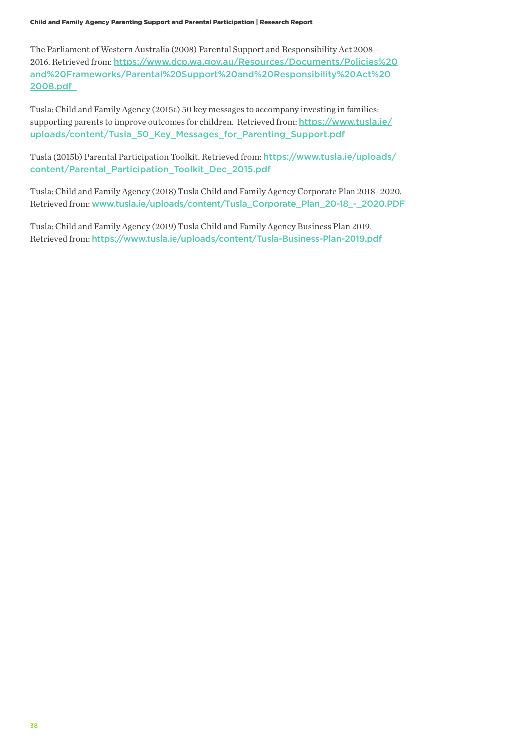The Parliament of Western Australia (2008) Parental Support and Responsibility Act 2008 – 2016. Retrieved from: https://www.dcp.wa.gov.au/Resources/Documents/Policies%20and%20Frameworks/Parental%20Support%20and%20Responsibility%20Act%202008.pdf

Tusla: Child and Family Agency (2015a) 50 key messages to accompany investing in families: supporting parents to improve outcomes for children. Retrieved from: https://www.tusla.ie/uploads/content/Tusla_50_Key_Messages_for_Parenting_Support.pdf

Tusla (2015b) Parental Participation Toolkit. Retrieved from: https://www.tusla.ie/uploads/content/Parental_Participation_Toolkit_Dec_2015.pdf

Tusla: Child and Family Agency (2018) Tusla Child and Family Agency Corporate Plan 2018–2020. Retrieved from: www.tusla.ie/uploads/content/Tusla_Corporate_Plan_20-18_-_2020.PDF

Tusla: Child and Family Agency (2019) Tusla Child and Family Agency Business Plan 2019. Retrieved from: https://www.tusla.ie/uploads/content/Tusla-Business-Plan-2019.pdf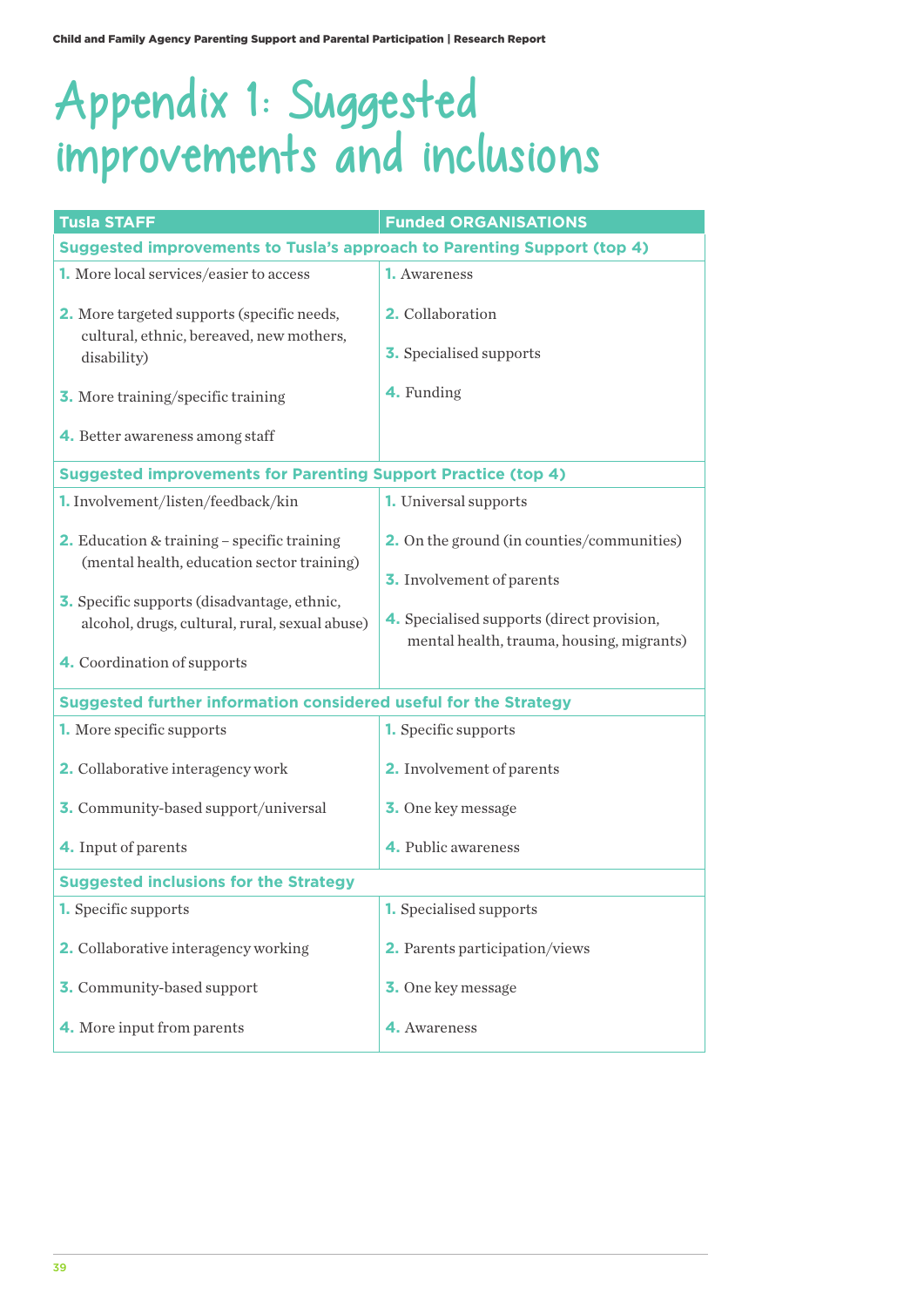# Appendix 1: Suggested improvements and inclusions

| Tusla STAFF | Funded ORGANISATIONS |
|---|---|
| **Suggested improvements to Tusla's approach to Parenting Support (top 4)** | |
| 1. More local services/easier to access<br>2. More targeted supports (specific needs, cultural, ethnic, bereaved, new mothers, disability)<br>3. More training/specific training<br>4. Better awareness among staff | 1. Awareness<br>2. Collaboration<br>3. Specialised supports<br>4. Funding |
| **Suggested improvements for Parenting Support Practice (top 4)** | |
| 1. Involvement/listen/feedback/kin<br>2. Education & training – specific training (mental health, education sector training)<br>3. Specific supports (disadvantage, ethnic, alcohol, drugs, cultural, rural, sexual abuse)<br>4. Coordination of supports | 1. Universal supports<br>2. On the ground (in counties/communities)<br>3. Involvement of parents<br>4. Specialised supports (direct provision, mental health, trauma, housing, migrants) |
| **Suggested further information considered useful for the Strategy** | |
| 1. More specific supports<br>2. Collaborative interagency work<br>3. Community-based support/universal<br>4. Input of parents | 1. Specific supports<br>2. Involvement of parents<br>3. One key message<br>4. Public awareness |
| **Suggested inclusions for the Strategy** | |
| 1. Specific supports<br>2. Collaborative interagency working<br>3. Community-based support<br>4. More input from parents | 1. Specialised supports<br>2. Parents participation/views<br>3. One key message<br>4. Awareness |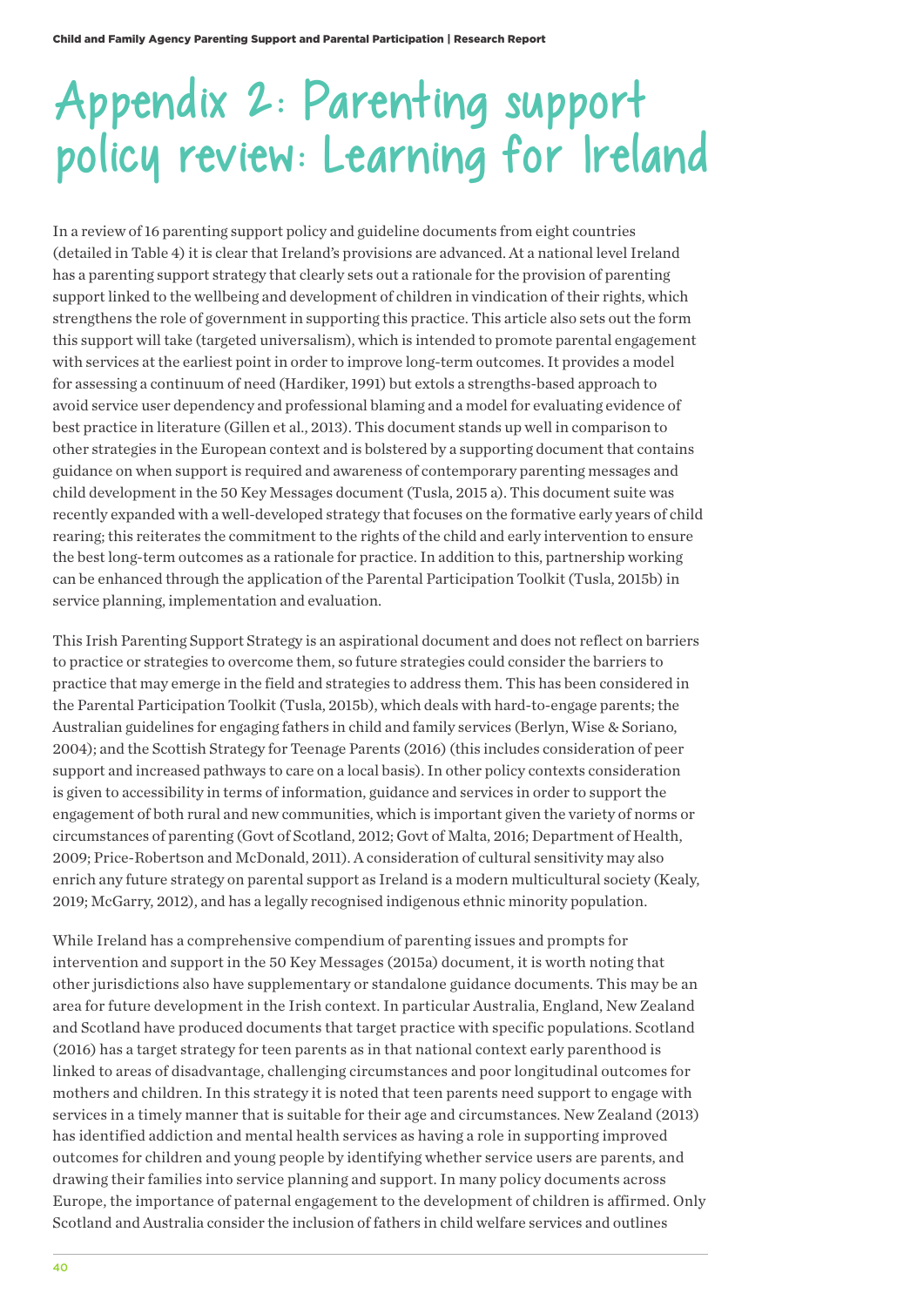# Appendix 2: Parenting support policy review: Learning for Ireland

In a review of 16 parenting support policy and guideline documents from eight countries (detailed in Table 4) it is clear that Ireland's provisions are advanced. At a national level Ireland has a parenting support strategy that clearly sets out a rationale for the provision of parenting support linked to the wellbeing and development of children in vindication of their rights, which strengthens the role of government in supporting this practice. This article also sets out the form this support will take (targeted universalism), which is intended to promote parental engagement with services at the earliest point in order to improve long-term outcomes. It provides a model for assessing a continuum of need (Hardiker, 1991) but extols a strengths-based approach to avoid service user dependency and professional blaming and a model for evaluating evidence of best practice in literature (Gillen et al., 2013). This document stands up well in comparison to other strategies in the European context and is bolstered by a supporting document that contains guidance on when support is required and awareness of contemporary parenting messages and child development in the 50 Key Messages document (Tusla, 2015 a). This document suite was recently expanded with a well-developed strategy that focuses on the formative early years of child rearing; this reiterates the commitment to the rights of the child and early intervention to ensure the best long-term outcomes as a rationale for practice. In addition to this, partnership working can be enhanced through the application of the Parental Participation Toolkit (Tusla, 2015b) in service planning, implementation and evaluation.

This Irish Parenting Support Strategy is an aspirational document and does not reflect on barriers to practice or strategies to overcome them, so future strategies could consider the barriers to practice that may emerge in the field and strategies to address them. This has been considered in the Parental Participation Toolkit (Tusla, 2015b), which deals with hard-to-engage parents; the Australian guidelines for engaging fathers in child and family services (Berlyn, Wise & Soriano, 2004); and the Scottish Strategy for Teenage Parents (2016) (this includes consideration of peer support and increased pathways to care on a local basis). In other policy contexts consideration is given to accessibility in terms of information, guidance and services in order to support the engagement of both rural and new communities, which is important given the variety of norms or circumstances of parenting (Govt of Scotland, 2012; Govt of Malta, 2016; Department of Health, 2009; Price-Robertson and McDonald, 2011). A consideration of cultural sensitivity may also enrich any future strategy on parental support as Ireland is a modern multicultural society (Kealy, 2019; McGarry, 2012), and has a legally recognised indigenous ethnic minority population.

While Ireland has a comprehensive compendium of parenting issues and prompts for intervention and support in the 50 Key Messages (2015a) document, it is worth noting that other jurisdictions also have supplementary or standalone guidance documents. This may be an area for future development in the Irish context. In particular Australia, England, New Zealand and Scotland have produced documents that target practice with specific populations. Scotland (2016) has a target strategy for teen parents as in that national context early parenthood is linked to areas of disadvantage, challenging circumstances and poor longitudinal outcomes for mothers and children. In this strategy it is noted that teen parents need support to engage with services in a timely manner that is suitable for their age and circumstances. New Zealand (2013) has identified addiction and mental health services as having a role in supporting improved outcomes for children and young people by identifying whether service users are parents, and drawing their families into service planning and support. In many policy documents across Europe, the importance of paternal engagement to the development of children is affirmed. Only Scotland and Australia consider the inclusion of fathers in child welfare services and outlines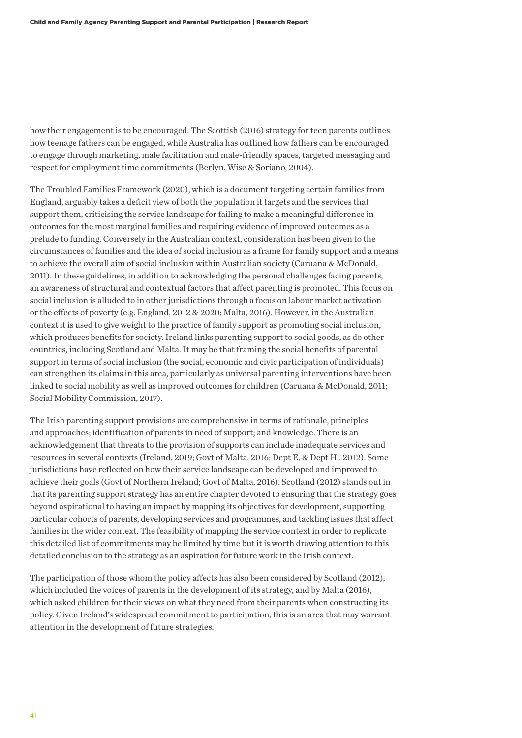how their engagement is to be encouraged. The Scottish (2016) strategy for teen parents outlines how teenage fathers can be engaged, while Australia has outlined how fathers can be encouraged to engage through marketing, male facilitation and male-friendly spaces, targeted messaging and respect for employment time commitments (Berlyn, Wise & Soriano, 2004).

The Troubled Families Framework (2020), which is a document targeting certain families from England, arguably takes a deficit view of both the population it targets and the services that support them, criticising the service landscape for failing to make a meaningful difference in outcomes for the most marginal families and requiring evidence of improved outcomes as a prelude to funding. Conversely in the Australian context, consideration has been given to the circumstances of families and the idea of social inclusion as a frame for family support and a means to achieve the overall aim of social inclusion within Australian society (Caruana & McDonald, 2011). In these guidelines, in addition to acknowledging the personal challenges facing parents, an awareness of structural and contextual factors that affect parenting is promoted. This focus on social inclusion is alluded to in other jurisdictions through a focus on labour market activation or the effects of poverty (e.g. England, 2012 & 2020; Malta, 2016). However, in the Australian context it is used to give weight to the practice of family support as promoting social inclusion, which produces benefits for society. Ireland links parenting support to social goods, as do other countries, including Scotland and Malta. It may be that framing the social benefits of parental support in terms of social inclusion (the social, economic and civic participation of individuals) can strengthen its claims in this area, particularly as universal parenting interventions have been linked to social mobility as well as improved outcomes for children (Caruana & McDonald, 2011; Social Mobility Commission, 2017).

The Irish parenting support provisions are comprehensive in terms of rationale, principles and approaches; identification of parents in need of support; and knowledge. There is an acknowledgement that threats to the provision of supports can include inadequate services and resources in several contexts (Ireland, 2019; Govt of Malta, 2016; Dept E. & Dept H., 2012). Some jurisdictions have reflected on how their service landscape can be developed and improved to achieve their goals (Govt of Northern Ireland; Govt of Malta, 2016). Scotland (2012) stands out in that its parenting support strategy has an entire chapter devoted to ensuring that the strategy goes beyond aspirational to having an impact by mapping its objectives for development, supporting particular cohorts of parents, developing services and programmes, and tackling issues that affect families in the wider context. The feasibility of mapping the service context in order to replicate this detailed list of commitments may be limited by time but it is worth drawing attention to this detailed conclusion to the strategy as an aspiration for future work in the Irish context.

The participation of those whom the policy affects has also been considered by Scotland (2012), which included the voices of parents in the development of its strategy, and by Malta (2016), which asked children for their views on what they need from their parents when constructing its policy. Given Ireland's widespread commitment to participation, this is an area that may warrant attention in the development of future strategies.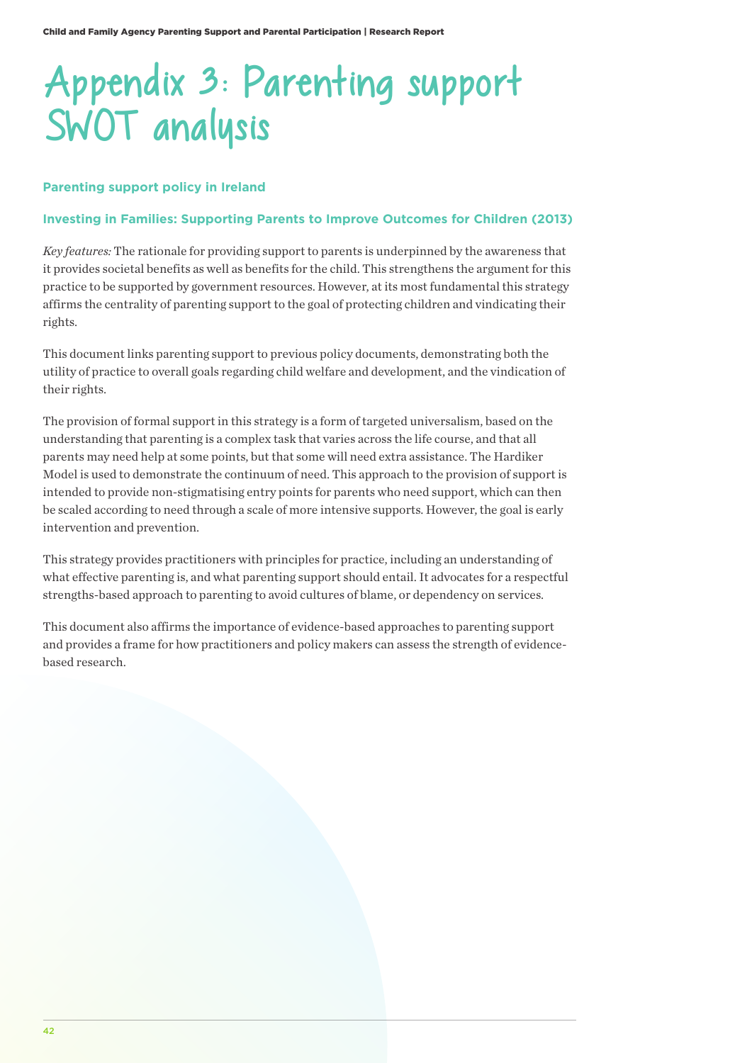# Appendix 3: Parenting support SWOT analysis

## Parenting support policy in Ireland

### Investing in Families: Supporting Parents to Improve Outcomes for Children (2013)

*Key features:* The rationale for providing support to parents is underpinned by the awareness that it provides societal benefits as well as benefits for the child. This strengthens the argument for this practice to be supported by government resources. However, at its most fundamental this strategy affirms the centrality of parenting support to the goal of protecting children and vindicating their rights.

This document links parenting support to previous policy documents, demonstrating both the utility of practice to overall goals regarding child welfare and development, and the vindication of their rights.

The provision of formal support in this strategy is a form of targeted universalism, based on the understanding that parenting is a complex task that varies across the life course, and that all parents may need help at some points, but that some will need extra assistance. The Hardiker Model is used to demonstrate the continuum of need. This approach to the provision of support is intended to provide non-stigmatising entry points for parents who need support, which can then be scaled according to need through a scale of more intensive supports. However, the goal is early intervention and prevention.

This strategy provides practitioners with principles for practice, including an understanding of what effective parenting is, and what parenting support should entail. It advocates for a respectful strengths-based approach to parenting to avoid cultures of blame, or dependency on services.

This document also affirms the importance of evidence-based approaches to parenting support and provides a frame for how practitioners and policy makers can assess the strength of evidence-based research.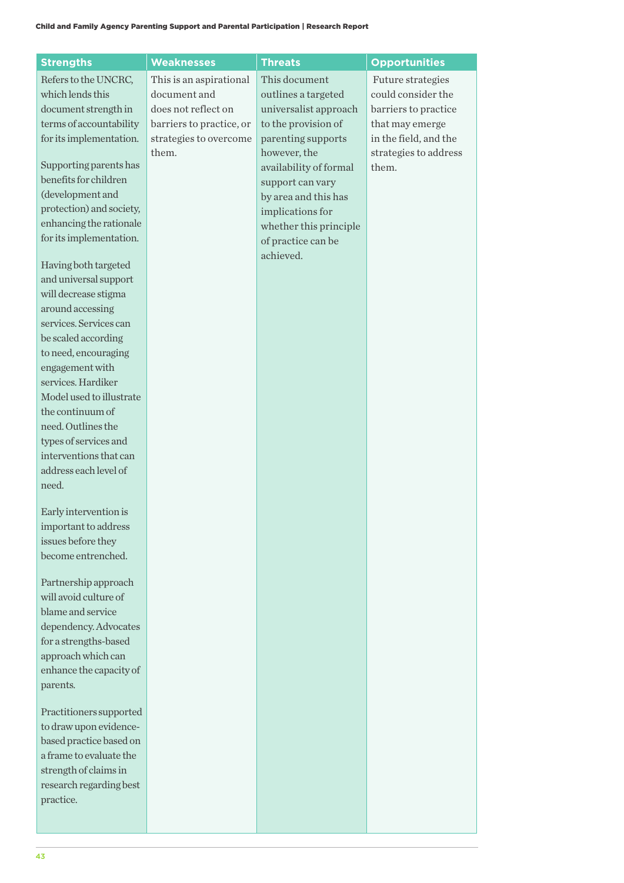| Strengths | Weaknesses | Threats | Opportunities |
|---|---|---|---|
| Refers to the UNCRC, which lends this document strength in terms of accountability for its implementation.<br><br>Supporting parents has benefits for children (development and protection) and society, enhancing the rationale for its implementation.<br><br>Having both targeted and universal support will decrease stigma around accessing services. Services can be scaled according to need, encouraging engagement with services. Hardiker Model used to illustrate the continuum of need. Outlines the types of services and interventions that can address each level of need.<br><br>Early intervention is important to address issues before they become entrenched.<br><br>Partnership approach will avoid culture of blame and service dependency. Advocates for a strengths-based approach which can enhance the capacity of parents.<br><br>Practitioners supported to draw upon evidence-based practice based on a frame to evaluate the strength of claims in research regarding best practice. | This is an aspirational document and does not reflect on barriers to practice, or strategies to overcome them. | This document outlines a targeted universalist approach to the provision of parenting supports however, the availability of formal support can vary by area and this has implications for whether this principle of practice can be achieved. | Future strategies could consider the barriers to practice that may emerge in the field, and the strategies to address them. |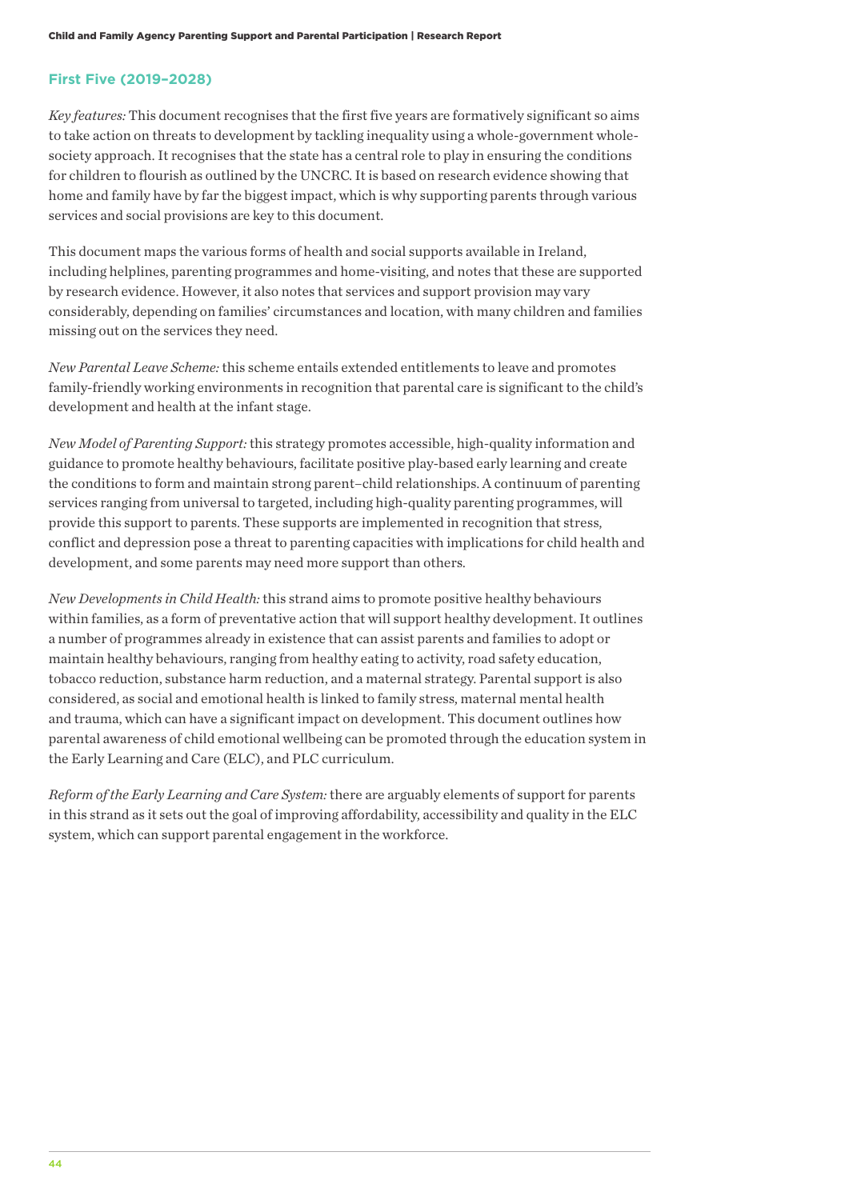### First Five (2019–2028)

*Key features:* This document recognises that the first five years are formatively significant so aims to take action on threats to development by tackling inequality using a whole-government whole-society approach. It recognises that the state has a central role to play in ensuring the conditions for children to flourish as outlined by the UNCRC. It is based on research evidence showing that home and family have by far the biggest impact, which is why supporting parents through various services and social provisions are key to this document.

This document maps the various forms of health and social supports available in Ireland, including helplines, parenting programmes and home-visiting, and notes that these are supported by research evidence. However, it also notes that services and support provision may vary considerably, depending on families' circumstances and location, with many children and families missing out on the services they need.

*New Parental Leave Scheme:* this scheme entails extended entitlements to leave and promotes family-friendly working environments in recognition that parental care is significant to the child's development and health at the infant stage.

*New Model of Parenting Support:* this strategy promotes accessible, high-quality information and guidance to promote healthy behaviours, facilitate positive play-based early learning and create the conditions to form and maintain strong parent–child relationships. A continuum of parenting services ranging from universal to targeted, including high-quality parenting programmes, will provide this support to parents. These supports are implemented in recognition that stress, conflict and depression pose a threat to parenting capacities with implications for child health and development, and some parents may need more support than others.

*New Developments in Child Health:* this strand aims to promote positive healthy behaviours within families, as a form of preventative action that will support healthy development. It outlines a number of programmes already in existence that can assist parents and families to adopt or maintain healthy behaviours, ranging from healthy eating to activity, road safety education, tobacco reduction, substance harm reduction, and a maternal strategy. Parental support is also considered, as social and emotional health is linked to family stress, maternal mental health and trauma, which can have a significant impact on development. This document outlines how parental awareness of child emotional wellbeing can be promoted through the education system in the Early Learning and Care (ELC), and PLC curriculum.

*Reform of the Early Learning and Care System:* there are arguably elements of support for parents in this strand as it sets out the goal of improving affordability, accessibility and quality in the ELC system, which can support parental engagement in the workforce.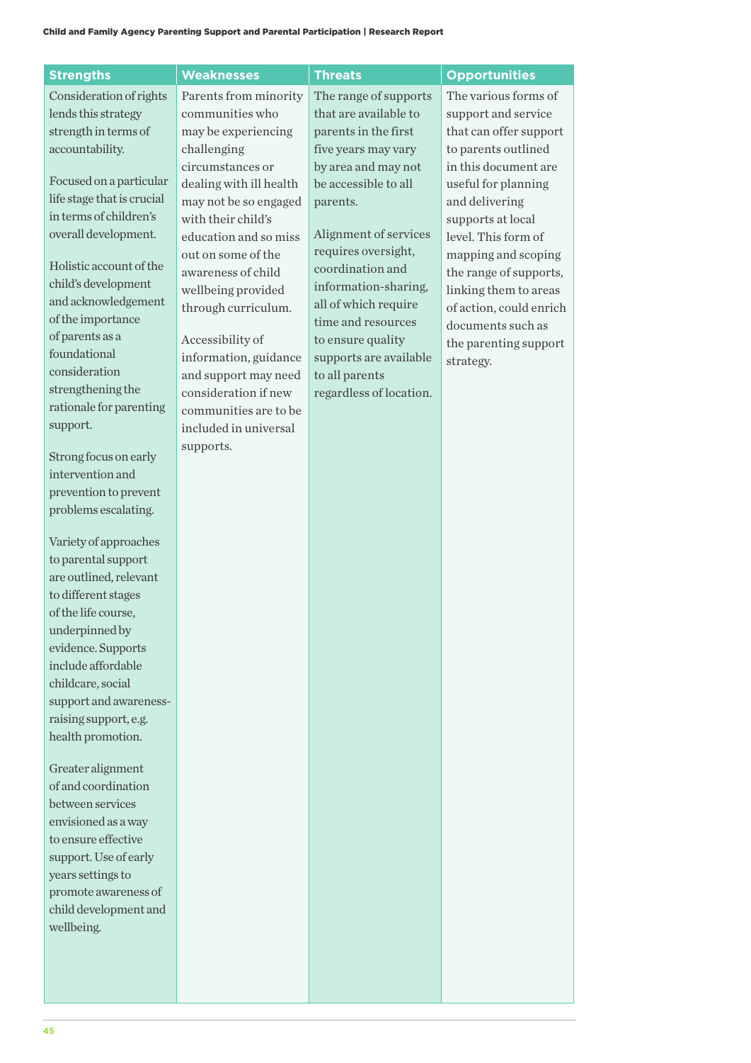| Strengths | Weaknesses | Threats | Opportunities |
|---|---|---|---|
| Consideration of rights lends this strategy strength in terms of accountability.<br><br>Focused on a particular life stage that is crucial in terms of children's overall development.<br><br>Holistic account of the child's development and acknowledgement of the importance of parents as a foundational consideration strengthening the rationale for parenting support.<br><br>Strong focus on early intervention and prevention to prevent problems escalating.<br><br>Variety of approaches to parental support are outlined, relevant to different stages of the life course, underpinned by evidence. Supports include affordable childcare, social support and awareness-raising support, e.g. health promotion.<br><br>Greater alignment of and coordination between services envisioned as a way to ensure effective support. Use of early years settings to promote awareness of child development and wellbeing. | Parents from minority communities who may be experiencing challenging circumstances or dealing with ill health may not be so engaged with their child's education and so miss out on some of the awareness of child wellbeing provided through curriculum.<br><br>Accessibility of information, guidance and support may need consideration if new communities are to be included in universal supports. | The range of supports that are available to parents in the first five years may vary by area and may not be accessible to all parents.<br><br>Alignment of services requires oversight, coordination and information-sharing, all of which require time and resources to ensure quality supports are available to all parents regardless of location. | The various forms of support and service that can offer support to parents outlined in this document are useful for planning and delivering supports at local level. This form of mapping and scoping the range of supports, linking them to areas of action, could enrich documents such as the parenting support strategy. |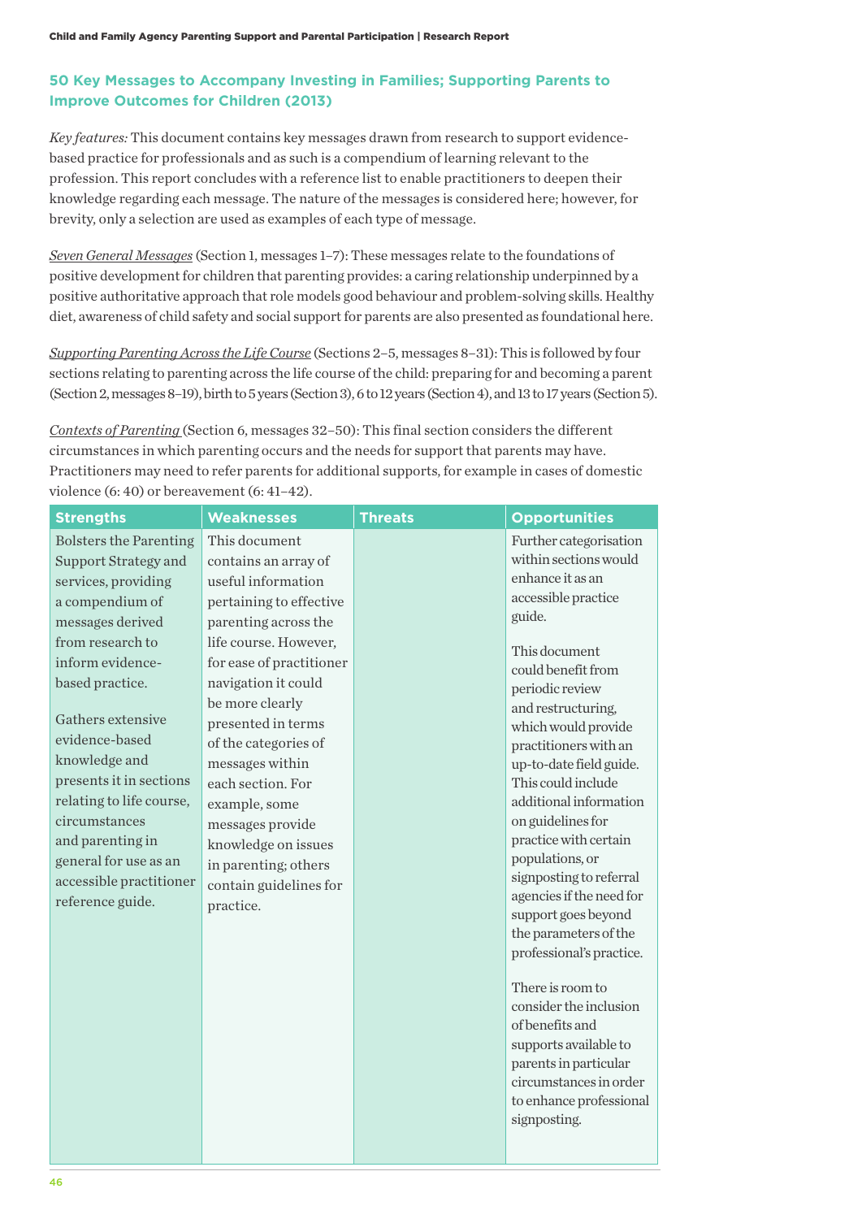### 50 Key Messages to Accompany Investing in Families; Supporting Parents to Improve Outcomes for Children (2013)

*Key features:* This document contains key messages drawn from research to support evidence-based practice for professionals and as such is a compendium of learning relevant to the profession. This report concludes with a reference list to enable practitioners to deepen their knowledge regarding each message. The nature of the messages is considered here; however, for brevity, only a selection are used as examples of each type of message.

<u>Seven General Messages</u> (Section 1, messages 1–7): These messages relate to the foundations of positive development for children that parenting provides: a caring relationship underpinned by a positive authoritative approach that role models good behaviour and problem-solving skills. Healthy diet, awareness of child safety and social support for parents are also presented as foundational here.

<u>Supporting Parenting Across the Life Course</u> (Sections 2–5, messages 8–31): This is followed by four sections relating to parenting across the life course of the child: preparing for and becoming a parent (Section 2, messages 8–19), birth to 5 years (Section 3), 6 to 12 years (Section 4), and 13 to 17 years (Section 5).

<u>Contexts of Parenting</u> (Section 6, messages 32–50): This final section considers the different circumstances in which parenting occurs and the needs for support that parents may have. Practitioners may need to refer parents for additional supports, for example in cases of domestic violence (6: 40) or bereavement (6: 41–42).

| Strengths | Weaknesses | Threats | Opportunities |
|---|---|---|---|
| Bolsters the Parenting Support Strategy and services, providing a compendium of messages derived from research to inform evidence-based practice.<br><br>Gathers extensive evidence-based knowledge and presents it in sections relating to life course, circumstances and parenting in general for use as an accessible practitioner reference guide. | This document contains an array of useful information pertaining to effective parenting across the life course. However, for ease of practitioner navigation it could be more clearly presented in terms of the categories of messages within each section. For example, some messages provide knowledge on issues in parenting; others contain guidelines for practice. | | Further categorisation within sections would enhance it as an accessible practice guide.<br><br>This document could benefit from periodic review and restructuring, which would provide practitioners with an up-to-date field guide. This could include additional information on guidelines for practice with certain populations, or signposting to referral agencies if the need for support goes beyond the parameters of the professional's practice.<br><br>There is room to consider the inclusion of benefits and supports available to parents in particular circumstances in order to enhance professional signposting. |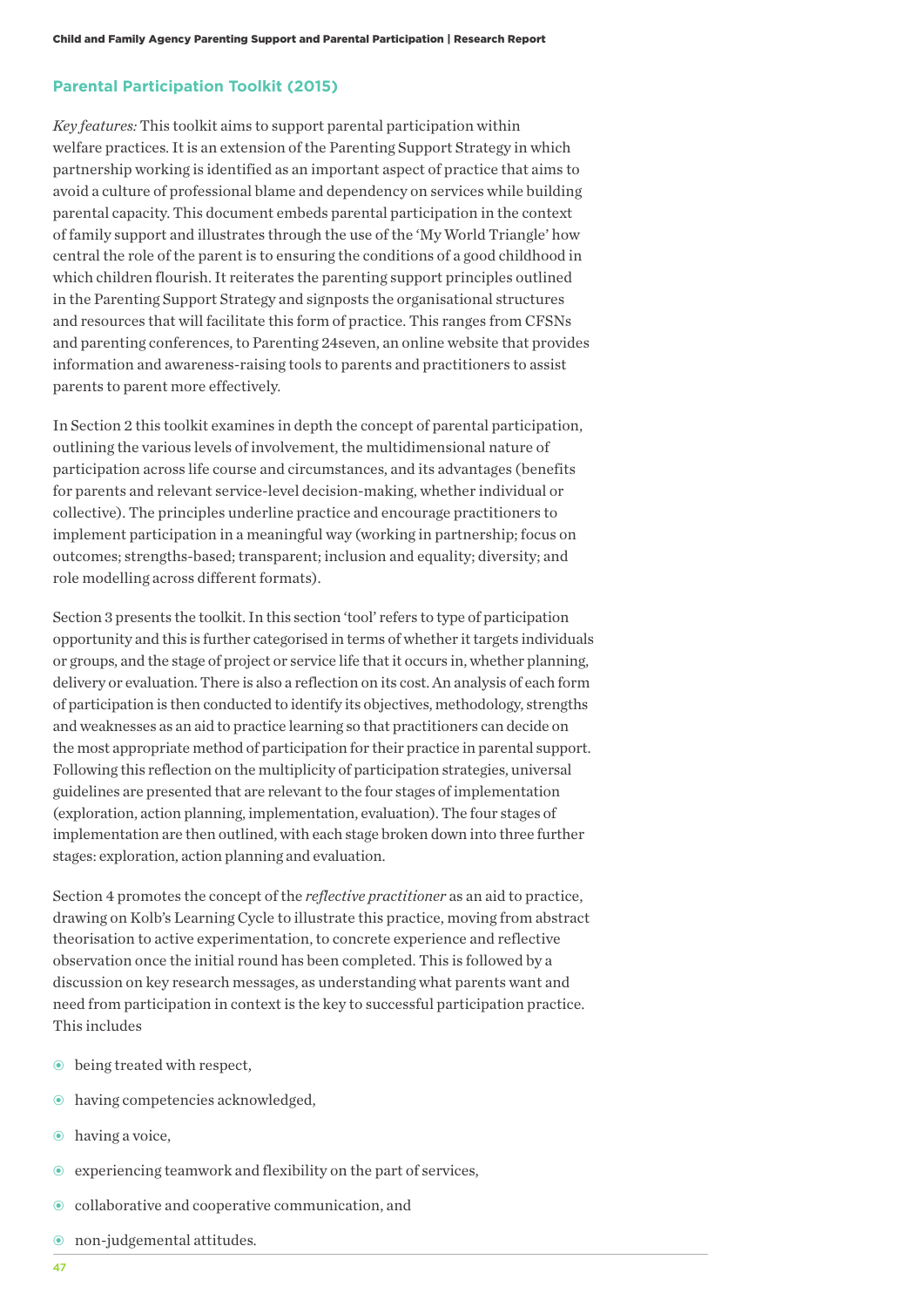### Parental Participation Toolkit (2015)

*Key features:* This toolkit aims to support parental participation within welfare practices. It is an extension of the Parenting Support Strategy in which partnership working is identified as an important aspect of practice that aims to avoid a culture of professional blame and dependency on services while building parental capacity. This document embeds parental participation in the context of family support and illustrates through the use of the 'My World Triangle' how central the role of the parent is to ensuring the conditions of a good childhood in which children flourish. It reiterates the parenting support principles outlined in the Parenting Support Strategy and signposts the organisational structures and resources that will facilitate this form of practice. This ranges from CFSNs and parenting conferences, to Parenting 24seven, an online website that provides information and awareness-raising tools to parents and practitioners to assist parents to parent more effectively.

In Section 2 this toolkit examines in depth the concept of parental participation, outlining the various levels of involvement, the multidimensional nature of participation across life course and circumstances, and its advantages (benefits for parents and relevant service-level decision-making, whether individual or collective). The principles underline practice and encourage practitioners to implement participation in a meaningful way (working in partnership; focus on outcomes; strengths-based; transparent; inclusion and equality; diversity; and role modelling across different formats).

Section 3 presents the toolkit. In this section 'tool' refers to type of participation opportunity and this is further categorised in terms of whether it targets individuals or groups, and the stage of project or service life that it occurs in, whether planning, delivery or evaluation. There is also a reflection on its cost. An analysis of each form of participation is then conducted to identify its objectives, methodology, strengths and weaknesses as an aid to practice learning so that practitioners can decide on the most appropriate method of participation for their practice in parental support. Following this reflection on the multiplicity of participation strategies, universal guidelines are presented that are relevant to the four stages of implementation (exploration, action planning, implementation, evaluation). The four stages of implementation are then outlined, with each stage broken down into three further stages: exploration, action planning and evaluation.

Section 4 promotes the concept of the *reflective practitioner* as an aid to practice, drawing on Kolb's Learning Cycle to illustrate this practice, moving from abstract theorisation to active experimentation, to concrete experience and reflective observation once the initial round has been completed. This is followed by a discussion on key research messages, as understanding what parents want and need from participation in context is the key to successful participation practice. This includes

- being treated with respect,
- having competencies acknowledged,
- having a voice,
- experiencing teamwork and flexibility on the part of services,
- collaborative and cooperative communication, and
- non-judgemental attitudes.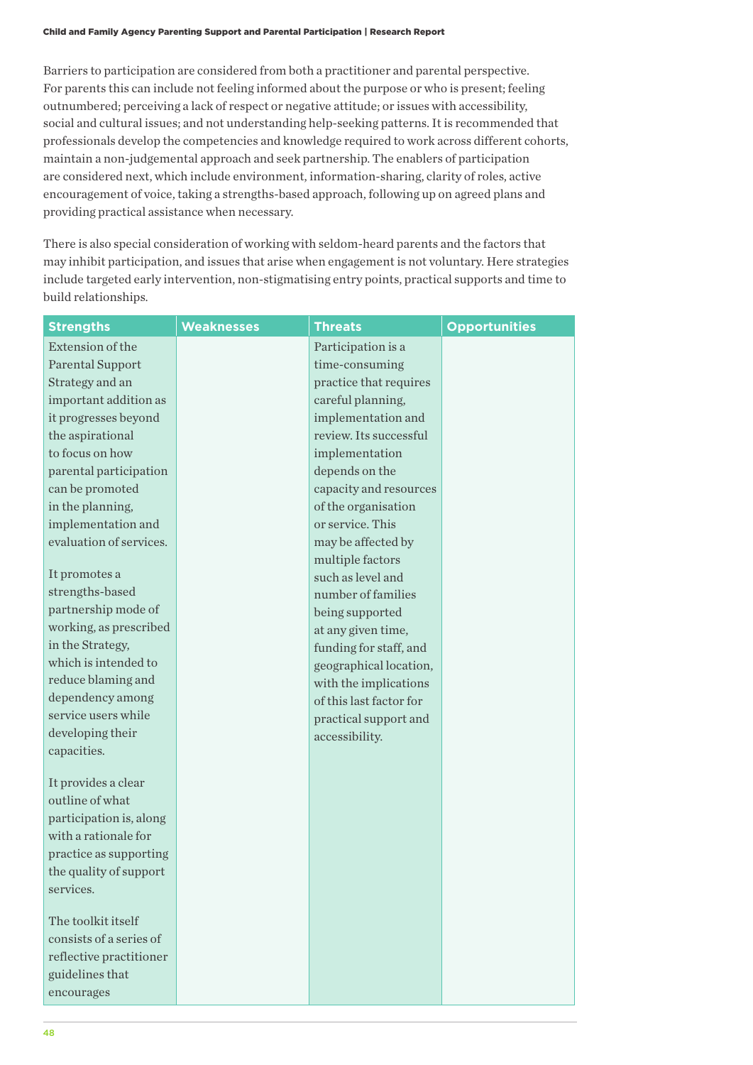Barriers to participation are considered from both a practitioner and parental perspective. For parents this can include not feeling informed about the purpose or who is present; feeling outnumbered; perceiving a lack of respect or negative attitude; or issues with accessibility, social and cultural issues; and not understanding help-seeking patterns. It is recommended that professionals develop the competencies and knowledge required to work across different cohorts, maintain a non-judgemental approach and seek partnership. The enablers of participation are considered next, which include environment, information-sharing, clarity of roles, active encouragement of voice, taking a strengths-based approach, following up on agreed plans and providing practical assistance when necessary.

There is also special consideration of working with seldom-heard parents and the factors that may inhibit participation, and issues that arise when engagement is not voluntary. Here strategies include targeted early intervention, non-stigmatising entry points, practical supports and time to build relationships.

| Strengths | Weaknesses | Threats | Opportunities |
|---|---|---|---|
| Extension of the Parental Support Strategy and an important addition as it progresses beyond the aspirational to focus on how parental participation can be promoted in the planning, implementation and evaluation of services.<br><br>It promotes a strengths-based partnership mode of working, as prescribed in the Strategy, which is intended to reduce blaming and dependency among service users while developing their capacities.<br><br>It provides a clear outline of what participation is, along with a rationale for practice as supporting the quality of support services.<br><br>The toolkit itself consists of a series of reflective practitioner guidelines that encourages | | Participation is a time-consuming practice that requires careful planning, implementation and review. Its successful implementation depends on the capacity and resources of the organisation or service. This may be affected by multiple factors such as level and number of families being supported at any given time, funding for staff, and geographical location, with the implications of this last factor for practical support and accessibility. | |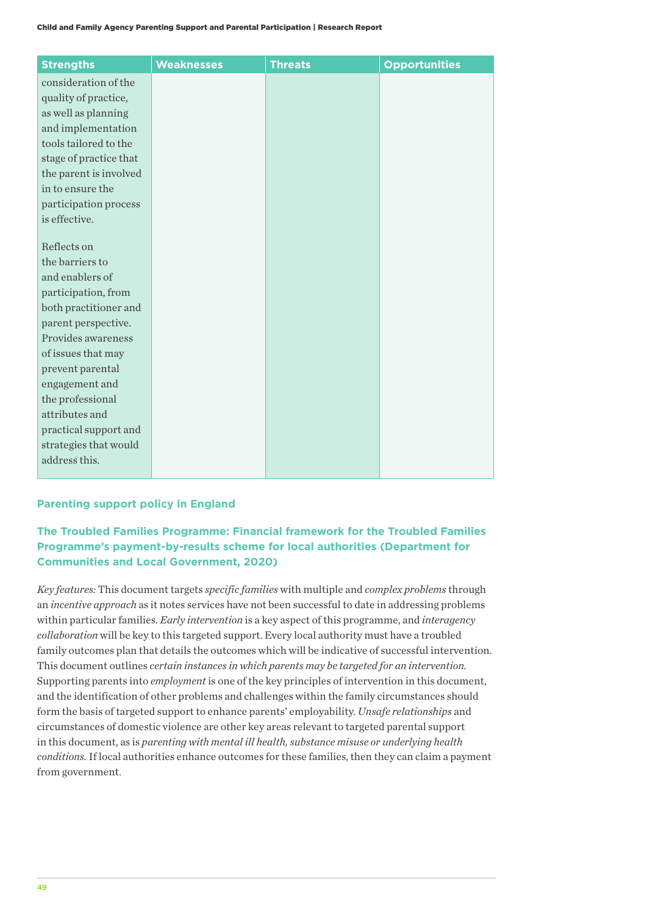| Strengths | Weaknesses | Threats | Opportunities |
|---|---|---|---|
| consideration of the quality of practice, as well as planning and implementation tools tailored to the stage of practice that the parent is involved in to ensure the participation process is effective.<br><br>Reflects on the barriers to and enablers of participation, from both practitioner and parent perspective. Provides awareness of issues that may prevent parental engagement and the professional attributes and practical support and strategies that would address this. | | | |

### Parenting support policy in England

### The Troubled Families Programme: Financial framework for the Troubled Families Programme's payment-by-results scheme for local authorities (Department for Communities and Local Government, 2020)

*Key features:* This document targets *specific families* with multiple and *complex problems* through an *incentive approach* as it notes services have not been successful to date in addressing problems within particular families. *Early intervention* is a key aspect of this programme, and *interagency collaboration* will be key to this targeted support. Every local authority must have a troubled family outcomes plan that details the outcomes which will be indicative of successful intervention. This document outlines *certain instances in which parents may be targeted for an intervention.* Supporting parents into *employment* is one of the key principles of intervention in this document, and the identification of other problems and challenges within the family circumstances should form the basis of targeted support to enhance parents' employability. *Unsafe relationships* and circumstances of domestic violence are other key areas relevant to targeted parental support in this document, as is *parenting with mental ill health, substance misuse or underlying health conditions.* If local authorities enhance outcomes for these families, then they can claim a payment from government.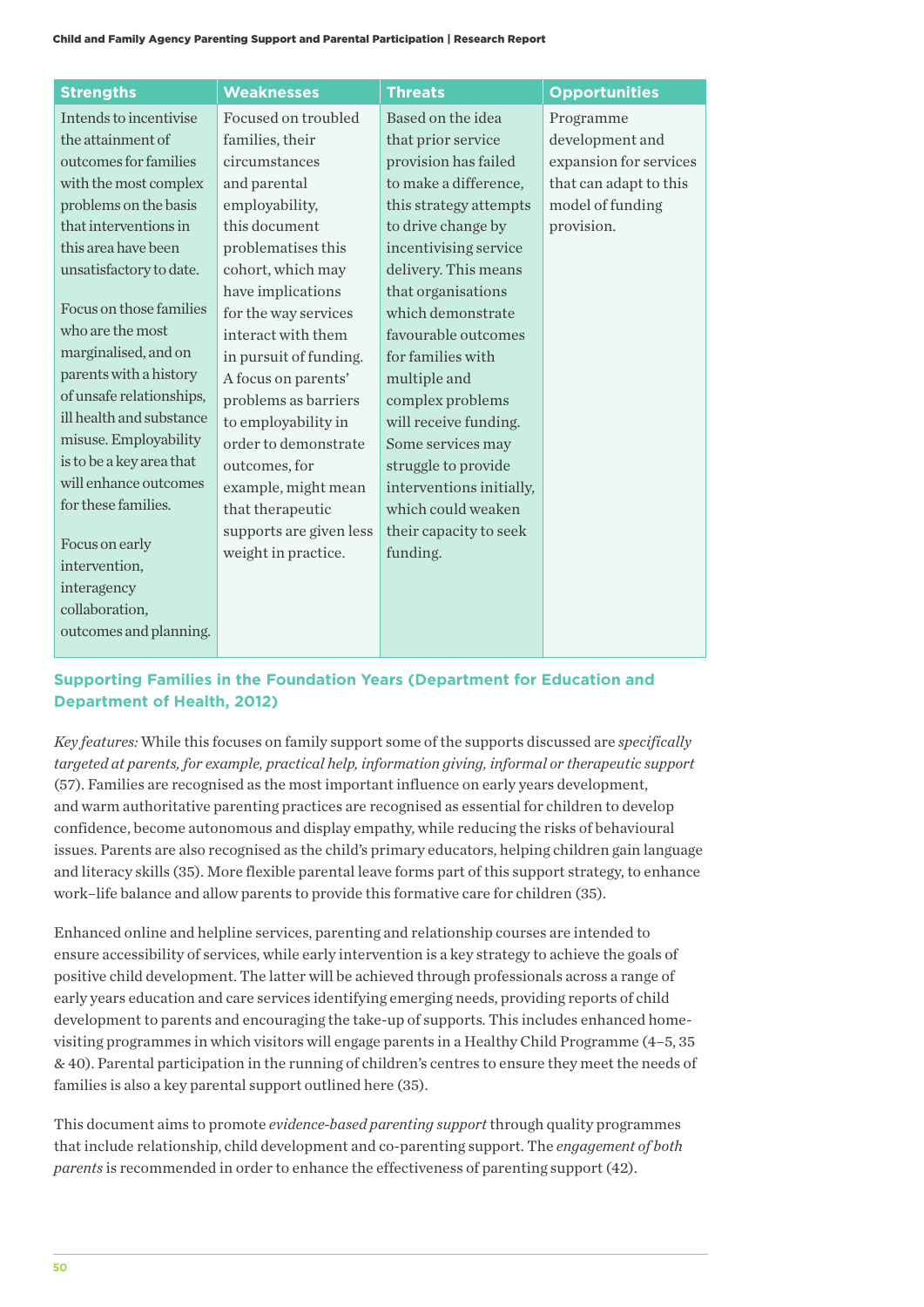| Strengths | Weaknesses | Threats | Opportunities |
|---|---|---|---|
| Intends to incentivise the attainment of outcomes for families with the most complex problems on the basis that interventions in this area have been unsatisfactory to date.<br><br>Focus on those families who are the most marginalised, and on parents with a history of unsafe relationships, ill health and substance misuse. Employability is to be a key area that will enhance outcomes for these families.<br><br>Focus on early intervention, interagency collaboration, outcomes and planning. | Focused on troubled families, their circumstances and parental employability, this document problematises this cohort, which may have implications for the way services interact with them in pursuit of funding. A focus on parents' problems as barriers to employability in order to demonstrate outcomes, for example, might mean that therapeutic supports are given less weight in practice. | Based on the idea that prior service provision has failed to make a difference, this strategy attempts to drive change by incentivising service delivery. This means that organisations which demonstrate favourable outcomes for families with multiple and complex problems will receive funding. Some services may struggle to provide interventions initially, which could weaken their capacity to seek funding. | Programme development and expansion for services that can adapt to this model of funding provision. |

### Supporting Families in the Foundation Years (Department for Education and Department of Health, 2012)

*Key features:* While this focuses on family support some of the supports discussed are *specifically targeted at parents, for example, practical help, information giving, informal or therapeutic support* (57). Families are recognised as the most important influence on early years development, and warm authoritative parenting practices are recognised as essential for children to develop confidence, become autonomous and display empathy, while reducing the risks of behavioural issues. Parents are also recognised as the child's primary educators, helping children gain language and literacy skills (35). More flexible parental leave forms part of this support strategy, to enhance work–life balance and allow parents to provide this formative care for children (35).

Enhanced online and helpline services, parenting and relationship courses are intended to ensure accessibility of services, while early intervention is a key strategy to achieve the goals of positive child development. The latter will be achieved through professionals across a range of early years education and care services identifying emerging needs, providing reports of child development to parents and encouraging the take-up of supports. This includes enhanced home-visiting programmes in which visitors will engage parents in a Healthy Child Programme (4–5, 35 & 40). Parental participation in the running of children's centres to ensure they meet the needs of families is also a key parental support outlined here (35).

This document aims to promote *evidence-based parenting support* through quality programmes that include relationship, child development and co-parenting support. The *engagement of both parents* is recommended in order to enhance the effectiveness of parenting support (42).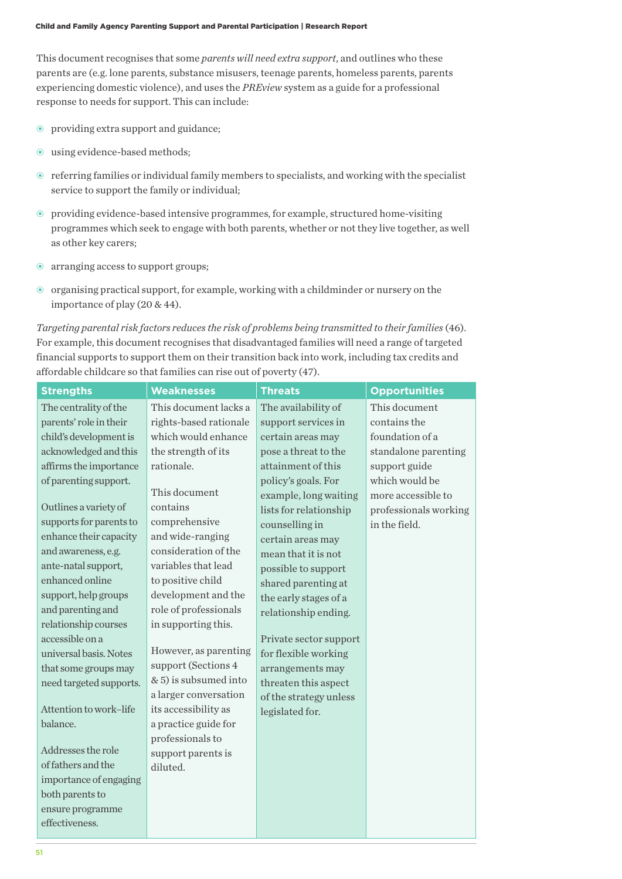This document recognises that some *parents will need extra support*, and outlines who these parents are (e.g. lone parents, substance misusers, teenage parents, homeless parents, parents experiencing domestic violence), and uses the *PREview* system as a guide for a professional response to needs for support. This can include:

- providing extra support and guidance;
- using evidence-based methods;
- referring families or individual family members to specialists, and working with the specialist service to support the family or individual;
- providing evidence-based intensive programmes, for example, structured home-visiting programmes which seek to engage with both parents, whether or not they live together, as well as other key carers;
- arranging access to support groups;
- organising practical support, for example, working with a childminder or nursery on the importance of play (20 & 44).

*Targeting parental risk factors reduces the risk of problems being transmitted to their families* (46). For example, this document recognises that disadvantaged families will need a range of targeted financial supports to support them on their transition back into work, including tax credits and affordable childcare so that families can rise out of poverty (47).

| Strengths | Weaknesses | Threats | Opportunities |
|---|---|---|---|
| The centrality of the parents' role in their child's development is acknowledged and this affirms the importance of parenting support.<br><br>Outlines a variety of supports for parents to enhance their capacity and awareness, e.g. ante-natal support, enhanced online support, help groups and parenting and relationship courses accessible on a universal basis. Notes that some groups may need targeted supports.<br><br>Attention to work–life balance.<br><br>Addresses the role of fathers and the importance of engaging both parents to ensure programme effectiveness. | This document lacks a rights-based rationale which would enhance the strength of its rationale.<br><br>This document contains comprehensive and wide-ranging consideration of the variables that lead to positive child development and the role of professionals in supporting this.<br><br>However, as parenting support (Sections 4 & 5) is subsumed into a larger conversation its accessibility as a practice guide for professionals to support parents is diluted. | The availability of support services in certain areas may pose a threat to the attainment of this policy's goals. For example, long waiting lists for relationship counselling in certain areas may mean that it is not possible to support shared parenting at the early stages of a relationship ending.<br><br>Private sector support for flexible working arrangements may threaten this aspect of the strategy unless legislated for. | This document contains the foundation of a standalone parenting support guide which would be more accessible to professionals working in the field. |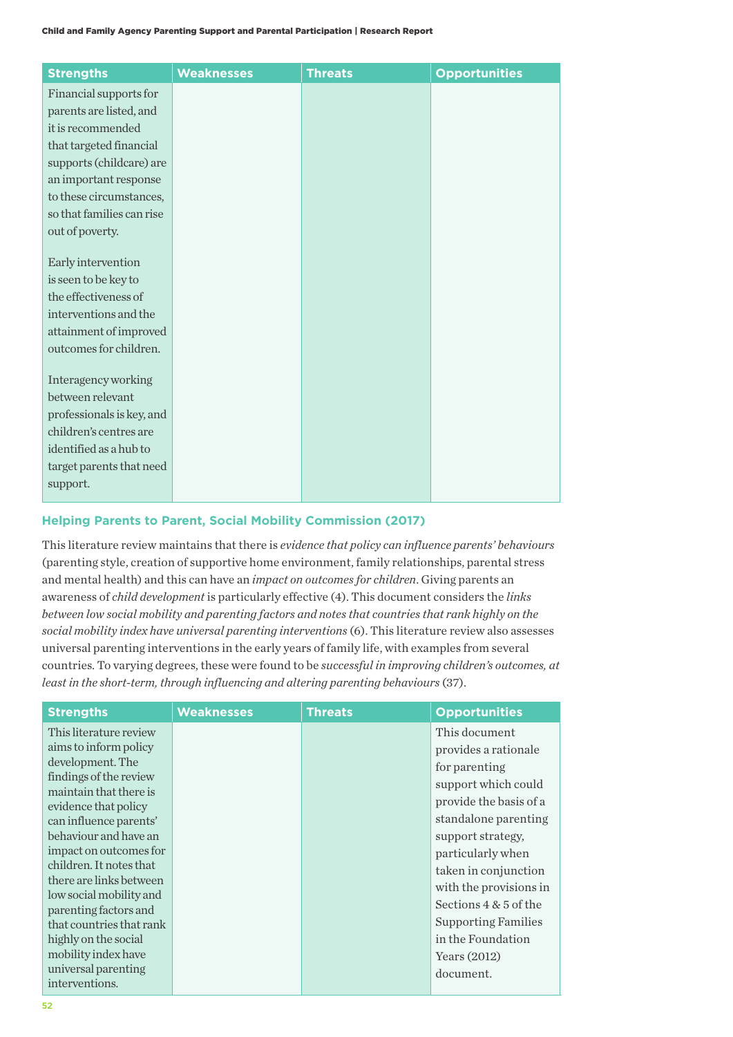| Strengths | Weaknesses | Threats | Opportunities |
|---|---|---|---|
| Financial supports for parents are listed, and it is recommended that targeted financial supports (childcare) are an important response to these circumstances, so that families can rise out of poverty.<br><br>Early intervention is seen to be key to the effectiveness of interventions and the attainment of improved outcomes for children.<br><br>Interagency working between relevant professionals is key, and children's centres are identified as a hub to target parents that need support. | | | |

### Helping Parents to Parent, Social Mobility Commission (2017)

This literature review maintains that there is *evidence that policy can influence parents' behaviours* (parenting style, creation of supportive home environment, family relationships, parental stress and mental health) and this can have an *impact on outcomes for children*. Giving parents an awareness of *child development* is particularly effective (4). This document considers the *links between low social mobility and parenting factors and notes that countries that rank highly on the social mobility index have universal parenting interventions* (6). This literature review also assesses universal parenting interventions in the early years of family life, with examples from several countries. To varying degrees, these were found to be *successful in improving children's outcomes, at least in the short-term, through influencing and altering parenting behaviours* (37).

| Strengths | Weaknesses | Threats | Opportunities |
|---|---|---|---|
| This literature review aims to inform policy development. The findings of the review maintain that there is evidence that policy can influence parents' behaviour and have an impact on outcomes for children. It notes that there are links between low social mobility and parenting factors and that countries that rank highly on the social mobility index have universal parenting interventions. | | | This document provides a rationale for parenting support which could provide the basis of a standalone parenting support strategy, particularly when taken in conjunction with the provisions in Sections 4 & 5 of the Supporting Families in the Foundation Years (2012) document. |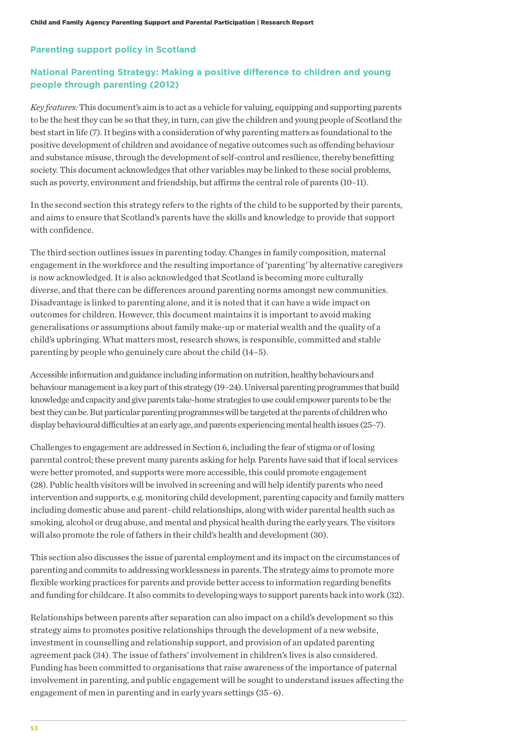## Parenting support policy in Scotland

### National Parenting Strategy: Making a positive difference to children and young people through parenting (2012)

*Key features:* This document's aim is to act as a vehicle for valuing, equipping and supporting parents to be the best they can be so that they, in turn, can give the children and young people of Scotland the best start in life (7). It begins with a consideration of why parenting matters as foundational to the positive development of children and avoidance of negative outcomes such as offending behaviour and substance misuse, through the development of self-control and resilience, thereby benefitting society. This document acknowledges that other variables may be linked to these social problems, such as poverty, environment and friendship, but affirms the central role of parents (10–11).

In the second section this strategy refers to the rights of the child to be supported by their parents, and aims to ensure that Scotland's parents have the skills and knowledge to provide that support with confidence.

The third section outlines issues in parenting today. Changes in family composition, maternal engagement in the workforce and the resulting importance of 'parenting' by alternative caregivers is now acknowledged. It is also acknowledged that Scotland is becoming more culturally diverse, and that there can be differences around parenting norms amongst new communities. Disadvantage is linked to parenting alone, and it is noted that it can have a wide impact on outcomes for children. However, this document maintains it is important to avoid making generalisations or assumptions about family make-up or material wealth and the quality of a child's upbringing. What matters most, research shows, is responsible, committed and stable parenting by people who genuinely care about the child (14–5).

Accessible information and guidance including information on nutrition, healthy behaviours and behaviour management is a key part of this strategy (19–24). Universal parenting programmes that build knowledge and capacity and give parents take-home strategies to use could empower parents to be the best they can be. But particular parenting programmes will be targeted at the parents of children who display behavioural difficulties at an early age, and parents experiencing mental health issues (25–7).

Challenges to engagement are addressed in Section 6, including the fear of stigma or of losing parental control; these prevent many parents asking for help. Parents have said that if local services were better promoted, and supports were more accessible, this could promote engagement (28). Public health visitors will be involved in screening and will help identify parents who need intervention and supports, e.g. monitoring child development, parenting capacity and family matters including domestic abuse and parent–child relationships, along with wider parental health such as smoking, alcohol or drug abuse, and mental and physical health during the early years. The visitors will also promote the role of fathers in their child's health and development (30).

This section also discusses the issue of parental employment and its impact on the circumstances of parenting and commits to addressing worklessness in parents. The strategy aims to promote more flexible working practices for parents and provide better access to information regarding benefits and funding for childcare. It also commits to developing ways to support parents back into work (32).

Relationships between parents after separation can also impact on a child's development so this strategy aims to promotes positive relationships through the development of a new website, investment in counselling and relationship support, and provision of an updated parenting agreement pack (34). The issue of fathers' involvement in children's lives is also considered. Funding has been committed to organisations that raise awareness of the importance of paternal involvement in parenting, and public engagement will be sought to understand issues affecting the engagement of men in parenting and in early years settings (35–6).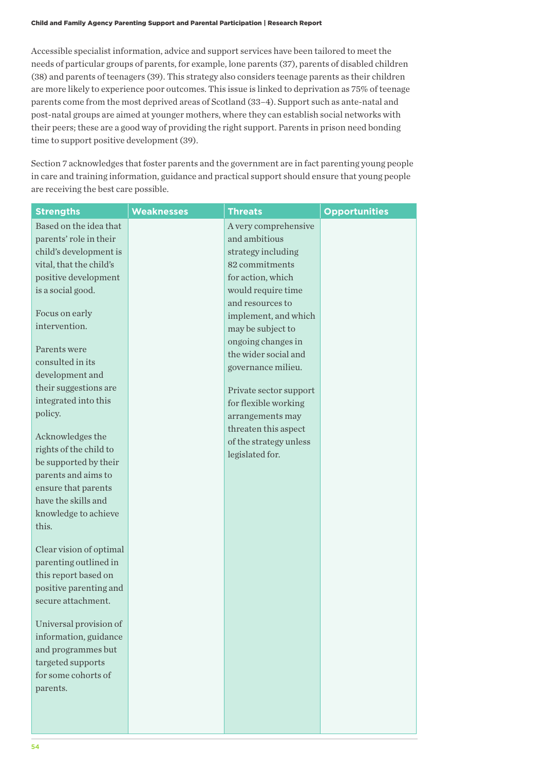Accessible specialist information, advice and support services have been tailored to meet the needs of particular groups of parents, for example, lone parents (37), parents of disabled children (38) and parents of teenagers (39). This strategy also considers teenage parents as their children are more likely to experience poor outcomes. This issue is linked to deprivation as 75% of teenage parents come from the most deprived areas of Scotland (33–4). Support such as ante-natal and post-natal groups are aimed at younger mothers, where they can establish social networks with their peers; these are a good way of providing the right support. Parents in prison need bonding time to support positive development (39).

Section 7 acknowledges that foster parents and the government are in fact parenting young people in care and training information, guidance and practical support should ensure that young people are receiving the best care possible.

| Strengths | Weaknesses | Threats | Opportunities |
|---|---|---|---|
| Based on the idea that parents' role in their child's development is vital, that the child's positive development is a social good.<br><br>Focus on early intervention.<br><br>Parents were consulted in its development and their suggestions are integrated into this policy.<br><br>Acknowledges the rights of the child to be supported by their parents and aims to ensure that parents have the skills and knowledge to achieve this.<br><br>Clear vision of optimal parenting outlined in this report based on positive parenting and secure attachment.<br><br>Universal provision of information, guidance and programmes but targeted supports for some cohorts of parents. | | A very comprehensive and ambitious strategy including 82 commitments for action, which would require time and resources to implement, and which may be subject to ongoing changes in the wider social and governance milieu.<br><br>Private sector support for flexible working arrangements may threaten this aspect of the strategy unless legislated for. | |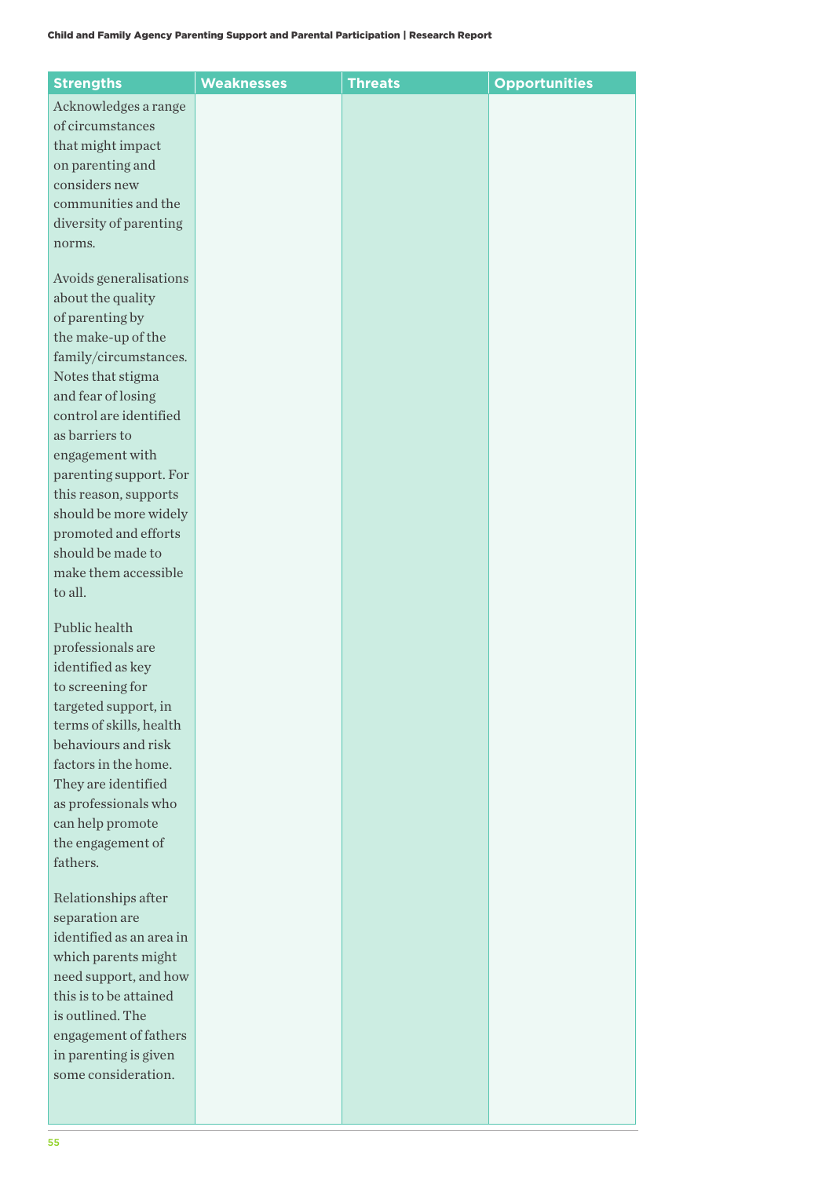| Strengths | Weaknesses | Threats | Opportunities |
|---|---|---|---|
| Acknowledges a range of circumstances that might impact on parenting and considers new communities and the diversity of parenting norms. | | | |
| Avoids generalisations about the quality of parenting by the make-up of the family/circumstances. Notes that stigma and fear of losing control are identified as barriers to engagement with parenting support. For this reason, supports should be more widely promoted and efforts should be made to make them accessible to all. | | | |
| Public health professionals are identified as key to screening for targeted support, in terms of skills, health behaviours and risk factors in the home. They are identified as professionals who can help promote the engagement of fathers. | | | |
| Relationships after separation are identified as an area in which parents might need support, and how this is to be attained is outlined. The engagement of fathers in parenting is given some consideration. | | | |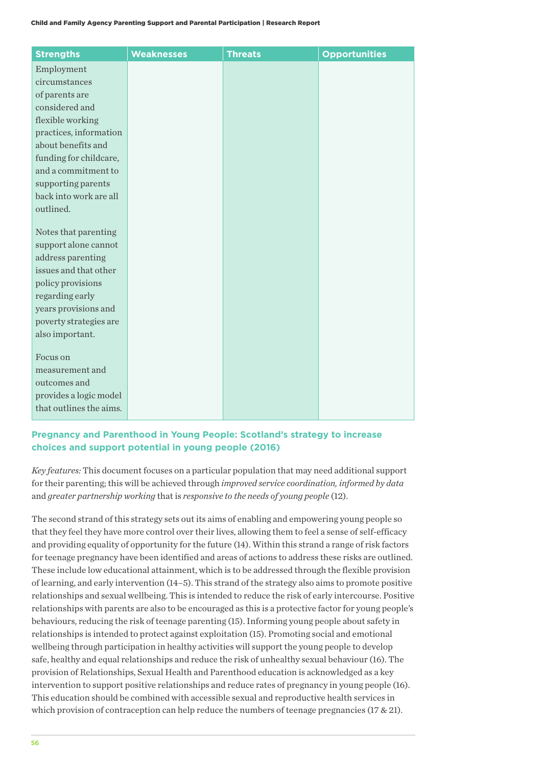| Strengths | Weaknesses | Threats | Opportunities |
|---|---|---|---|
| Employment circumstances of parents are considered and flexible working practices, information about benefits and funding for childcare, and a commitment to supporting parents back into work are all outlined.<br><br>Notes that parenting support alone cannot address parenting issues and that other policy provisions regarding early years provisions and poverty strategies are also important.<br><br>Focus on measurement and outcomes and provides a logic model that outlines the aims. | | | |

### Pregnancy and Parenthood in Young People: Scotland's strategy to increase choices and support potential in young people (2016)

*Key features:* This document focuses on a particular population that may need additional support for their parenting; this will be achieved through *improved service coordination, informed by data* and *greater partnership working* that is *responsive to the needs of young people* (12).

The second strand of this strategy sets out its aims of enabling and empowering young people so that they feel they have more control over their lives, allowing them to feel a sense of self-efficacy and providing equality of opportunity for the future (14). Within this strand a range of risk factors for teenage pregnancy have been identified and areas of actions to address these risks are outlined. These include low educational attainment, which is to be addressed through the flexible provision of learning, and early intervention (14–5). This strand of the strategy also aims to promote positive relationships and sexual wellbeing. This is intended to reduce the risk of early intercourse. Positive relationships with parents are also to be encouraged as this is a protective factor for young people's behaviours, reducing the risk of teenage parenting (15). Informing young people about safety in relationships is intended to protect against exploitation (15). Promoting social and emotional wellbeing through participation in healthy activities will support the young people to develop safe, healthy and equal relationships and reduce the risk of unhealthy sexual behaviour (16). The provision of Relationships, Sexual Health and Parenthood education is acknowledged as a key intervention to support positive relationships and reduce rates of pregnancy in young people (16). This education should be combined with accessible sexual and reproductive health services in which provision of contraception can help reduce the numbers of teenage pregnancies (17 & 21).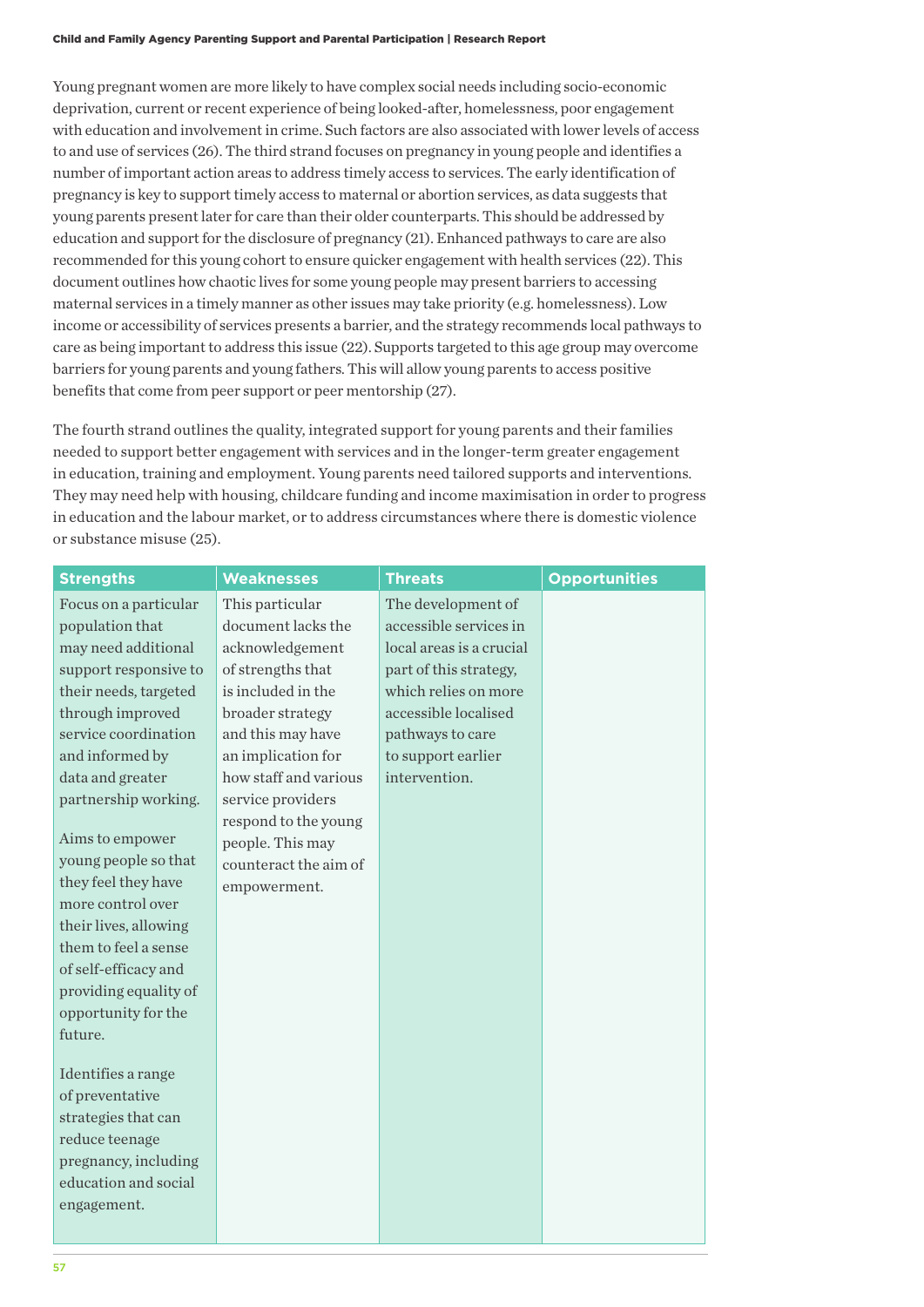Young pregnant women are more likely to have complex social needs including socio-economic deprivation, current or recent experience of being looked-after, homelessness, poor engagement with education and involvement in crime. Such factors are also associated with lower levels of access to and use of services (26). The third strand focuses on pregnancy in young people and identifies a number of important action areas to address timely access to services. The early identification of pregnancy is key to support timely access to maternal or abortion services, as data suggests that young parents present later for care than their older counterparts. This should be addressed by education and support for the disclosure of pregnancy (21). Enhanced pathways to care are also recommended for this young cohort to ensure quicker engagement with health services (22). This document outlines how chaotic lives for some young people may present barriers to accessing maternal services in a timely manner as other issues may take priority (e.g. homelessness). Low income or accessibility of services presents a barrier, and the strategy recommends local pathways to care as being important to address this issue (22). Supports targeted to this age group may overcome barriers for young parents and young fathers. This will allow young parents to access positive benefits that come from peer support or peer mentorship (27).

The fourth strand outlines the quality, integrated support for young parents and their families needed to support better engagement with services and in the longer-term greater engagement in education, training and employment. Young parents need tailored supports and interventions. They may need help with housing, childcare funding and income maximisation in order to progress in education and the labour market, or to address circumstances where there is domestic violence or substance misuse (25).

| Strengths | Weaknesses | Threats | Opportunities |
| --- | --- | --- | --- |
| Focus on a particular population that may need additional support responsive to their needs, targeted through improved service coordination and informed by data and greater partnership working.<br><br>Aims to empower young people so that they feel they have more control over their lives, allowing them to feel a sense of self-efficacy and providing equality of opportunity for the future.<br><br>Identifies a range of preventative strategies that can reduce teenage pregnancy, including education and social engagement. | This particular document lacks the acknowledgement of strengths that is included in the broader strategy and this may have an implication for how staff and various service providers respond to the young people. This may counteract the aim of empowerment. | The development of accessible services in local areas is a crucial part of this strategy, which relies on more accessible localised pathways to care to support earlier intervention. | |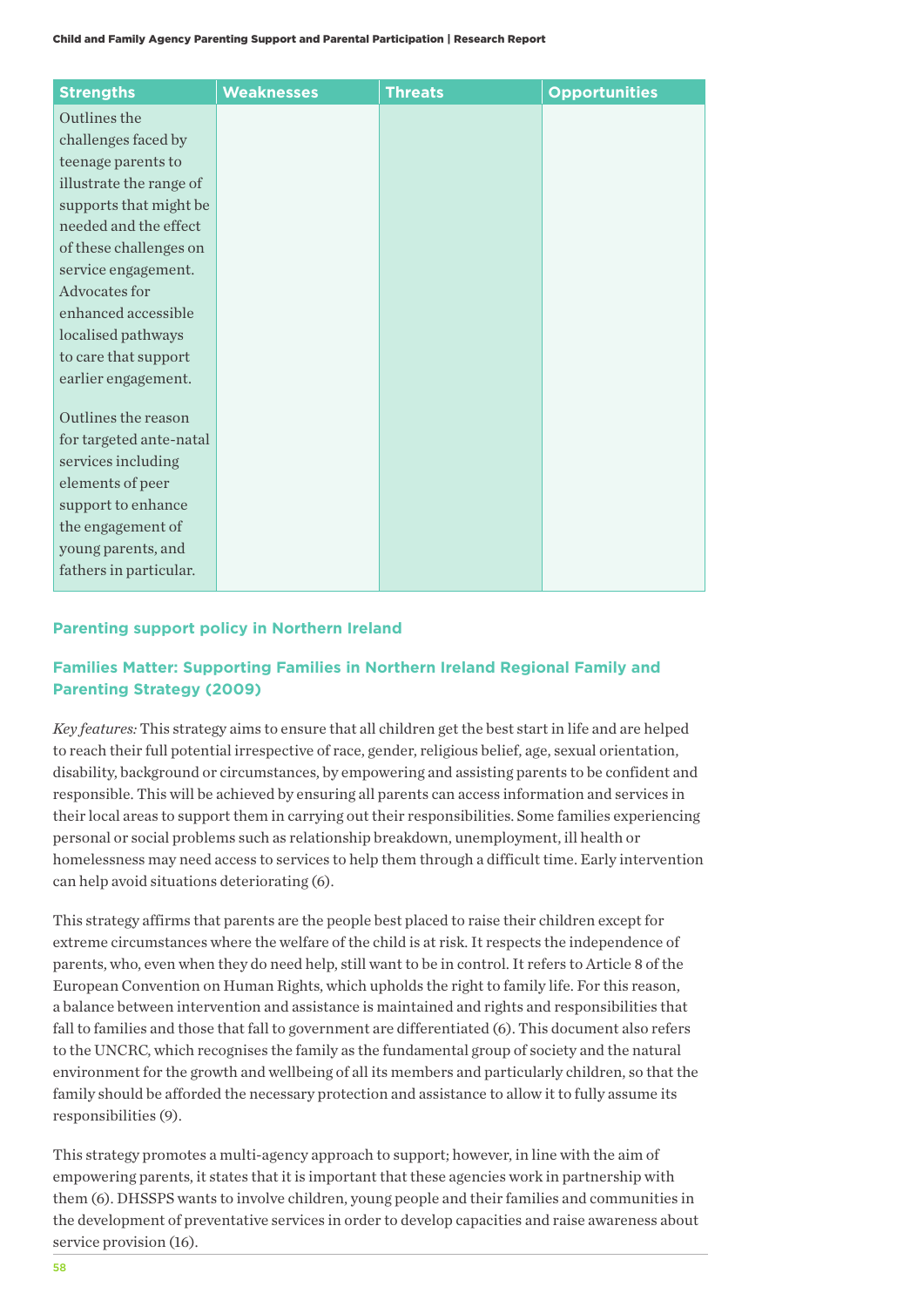| Strengths | Weaknesses | Threats | Opportunities |
|---|---|---|---|
| Outlines the challenges faced by teenage parents to illustrate the range of supports that might be needed and the effect of these challenges on service engagement. Advocates for enhanced accessible localised pathways to care that support earlier engagement.<br><br>Outlines the reason for targeted ante-natal services including elements of peer support to enhance the engagement of young parents, and fathers in particular. | | | |

### Parenting support policy in Northern Ireland

### Families Matter: Supporting Families in Northern Ireland Regional Family and Parenting Strategy (2009)

*Key features:* This strategy aims to ensure that all children get the best start in life and are helped to reach their full potential irrespective of race, gender, religious belief, age, sexual orientation, disability, background or circumstances, by empowering and assisting parents to be confident and responsible. This will be achieved by ensuring all parents can access information and services in their local areas to support them in carrying out their responsibilities. Some families experiencing personal or social problems such as relationship breakdown, unemployment, ill health or homelessness may need access to services to help them through a difficult time. Early intervention can help avoid situations deteriorating (6).

This strategy affirms that parents are the people best placed to raise their children except for extreme circumstances where the welfare of the child is at risk. It respects the independence of parents, who, even when they do need help, still want to be in control. It refers to Article 8 of the European Convention on Human Rights, which upholds the right to family life. For this reason, a balance between intervention and assistance is maintained and rights and responsibilities that fall to families and those that fall to government are differentiated (6). This document also refers to the UNCRC, which recognises the family as the fundamental group of society and the natural environment for the growth and wellbeing of all its members and particularly children, so that the family should be afforded the necessary protection and assistance to allow it to fully assume its responsibilities (9).

This strategy promotes a multi-agency approach to support; however, in line with the aim of empowering parents, it states that it is important that these agencies work in partnership with them (6). DHSSPS wants to involve children, young people and their families and communities in the development of preventative services in order to develop capacities and raise awareness about service provision (16).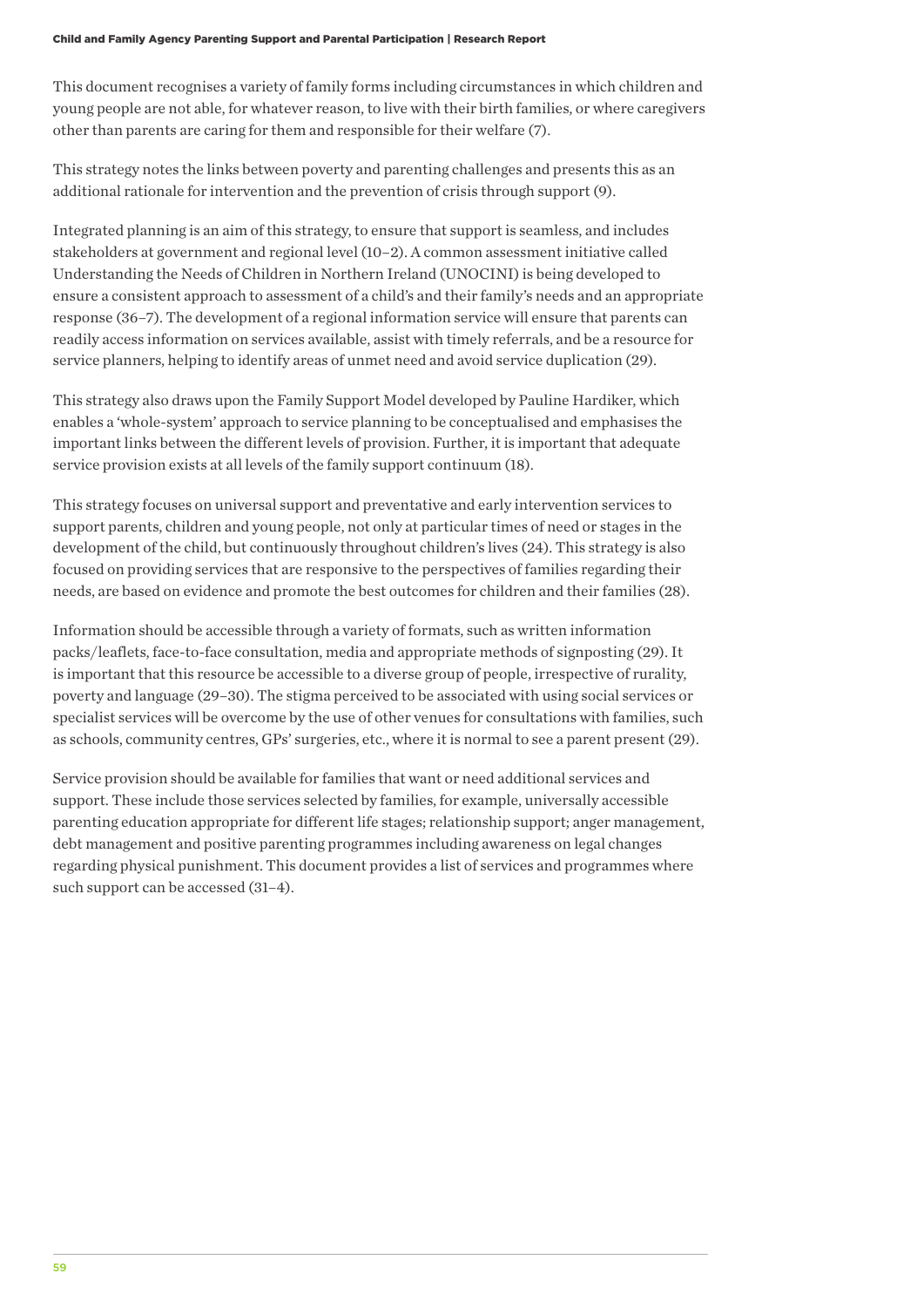This document recognises a variety of family forms including circumstances in which children and young people are not able, for whatever reason, to live with their birth families, or where caregivers other than parents are caring for them and responsible for their welfare (7).

This strategy notes the links between poverty and parenting challenges and presents this as an additional rationale for intervention and the prevention of crisis through support (9).

Integrated planning is an aim of this strategy, to ensure that support is seamless, and includes stakeholders at government and regional level (10–2). A common assessment initiative called Understanding the Needs of Children in Northern Ireland (UNOCINI) is being developed to ensure a consistent approach to assessment of a child's and their family's needs and an appropriate response (36–7). The development of a regional information service will ensure that parents can readily access information on services available, assist with timely referrals, and be a resource for service planners, helping to identify areas of unmet need and avoid service duplication (29).

This strategy also draws upon the Family Support Model developed by Pauline Hardiker, which enables a 'whole-system' approach to service planning to be conceptualised and emphasises the important links between the different levels of provision. Further, it is important that adequate service provision exists at all levels of the family support continuum (18).

This strategy focuses on universal support and preventative and early intervention services to support parents, children and young people, not only at particular times of need or stages in the development of the child, but continuously throughout children's lives (24). This strategy is also focused on providing services that are responsive to the perspectives of families regarding their needs, are based on evidence and promote the best outcomes for children and their families (28).

Information should be accessible through a variety of formats, such as written information packs/leaflets, face-to-face consultation, media and appropriate methods of signposting (29). It is important that this resource be accessible to a diverse group of people, irrespective of rurality, poverty and language (29–30). The stigma perceived to be associated with using social services or specialist services will be overcome by the use of other venues for consultations with families, such as schools, community centres, GPs' surgeries, etc., where it is normal to see a parent present (29).

Service provision should be available for families that want or need additional services and support. These include those services selected by families, for example, universally accessible parenting education appropriate for different life stages; relationship support; anger management, debt management and positive parenting programmes including awareness on legal changes regarding physical punishment. This document provides a list of services and programmes where such support can be accessed (31–4).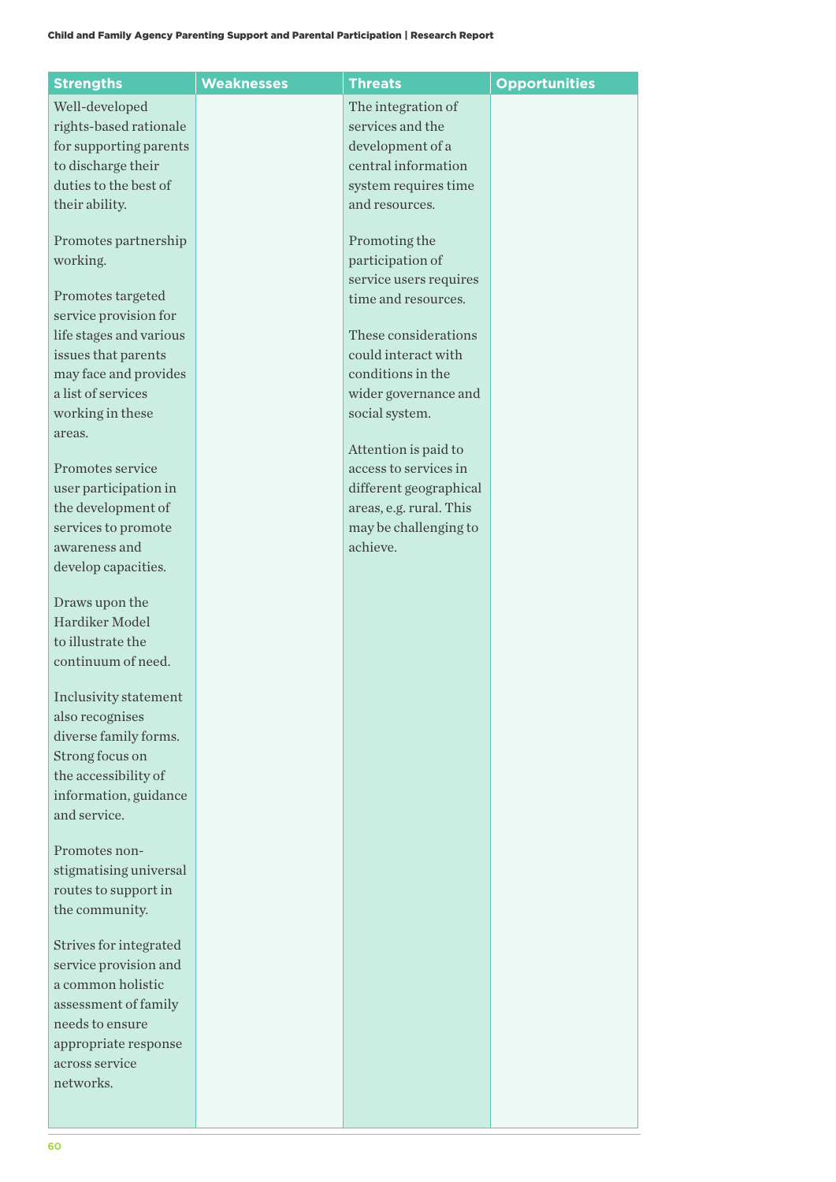| Strengths | Weaknesses | Threats | Opportunities |
|---|---|---|---|
| Well-developed rights-based rationale for supporting parents to discharge their duties to the best of their ability.<br><br>Promotes partnership working.<br><br>Promotes targeted service provision for life stages and various issues that parents may face and provides a list of services working in these areas.<br><br>Promotes service user participation in the development of services to promote awareness and develop capacities.<br><br>Draws upon the Hardiker Model to illustrate the continuum of need.<br><br>Inclusivity statement also recognises diverse family forms. Strong focus on the accessibility of information, guidance and service.<br><br>Promotes non-stigmatising universal routes to support in the community.<br><br>Strives for integrated service provision and a common holistic assessment of family needs to ensure appropriate response across service networks. | | The integration of services and the development of a central information system requires time and resources.<br><br>Promoting the participation of service users requires time and resources.<br><br>These considerations could interact with conditions in the wider governance and social system.<br><br>Attention is paid to access to services in different geographical areas, e.g. rural. This may be challenging to achieve. | |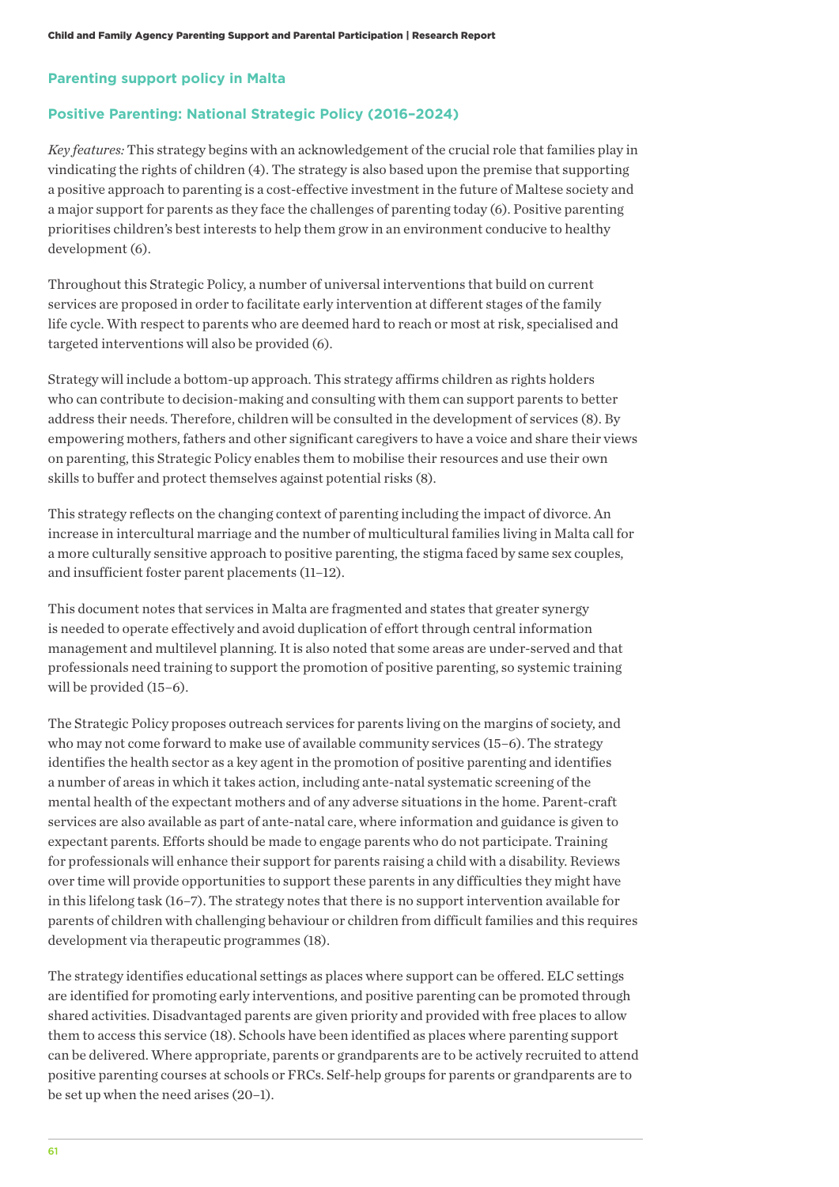## Parenting support policy in Malta

### Positive Parenting: National Strategic Policy (2016–2024)

*Key features:* This strategy begins with an acknowledgement of the crucial role that families play in vindicating the rights of children (4). The strategy is also based upon the premise that supporting a positive approach to parenting is a cost-effective investment in the future of Maltese society and a major support for parents as they face the challenges of parenting today (6). Positive parenting prioritises children's best interests to help them grow in an environment conducive to healthy development (6).

Throughout this Strategic Policy, a number of universal interventions that build on current services are proposed in order to facilitate early intervention at different stages of the family life cycle. With respect to parents who are deemed hard to reach or most at risk, specialised and targeted interventions will also be provided (6).

Strategy will include a bottom-up approach. This strategy affirms children as rights holders who can contribute to decision-making and consulting with them can support parents to better address their needs. Therefore, children will be consulted in the development of services (8). By empowering mothers, fathers and other significant caregivers to have a voice and share their views on parenting, this Strategic Policy enables them to mobilise their resources and use their own skills to buffer and protect themselves against potential risks (8).

This strategy reflects on the changing context of parenting including the impact of divorce. An increase in intercultural marriage and the number of multicultural families living in Malta call for a more culturally sensitive approach to positive parenting, the stigma faced by same sex couples, and insufficient foster parent placements (11–12).

This document notes that services in Malta are fragmented and states that greater synergy is needed to operate effectively and avoid duplication of effort through central information management and multilevel planning. It is also noted that some areas are under-served and that professionals need training to support the promotion of positive parenting, so systemic training will be provided (15–6).

The Strategic Policy proposes outreach services for parents living on the margins of society, and who may not come forward to make use of available community services (15–6). The strategy identifies the health sector as a key agent in the promotion of positive parenting and identifies a number of areas in which it takes action, including ante-natal systematic screening of the mental health of the expectant mothers and of any adverse situations in the home. Parent-craft services are also available as part of ante-natal care, where information and guidance is given to expectant parents. Efforts should be made to engage parents who do not participate. Training for professionals will enhance their support for parents raising a child with a disability. Reviews over time will provide opportunities to support these parents in any difficulties they might have in this lifelong task (16–7). The strategy notes that there is no support intervention available for parents of children with challenging behaviour or children from difficult families and this requires development via therapeutic programmes (18).

The strategy identifies educational settings as places where support can be offered. ELC settings are identified for promoting early interventions, and positive parenting can be promoted through shared activities. Disadvantaged parents are given priority and provided with free places to allow them to access this service (18). Schools have been identified as places where parenting support can be delivered. Where appropriate, parents or grandparents are to be actively recruited to attend positive parenting courses at schools or FRCs. Self-help groups for parents or grandparents are to be set up when the need arises (20–1).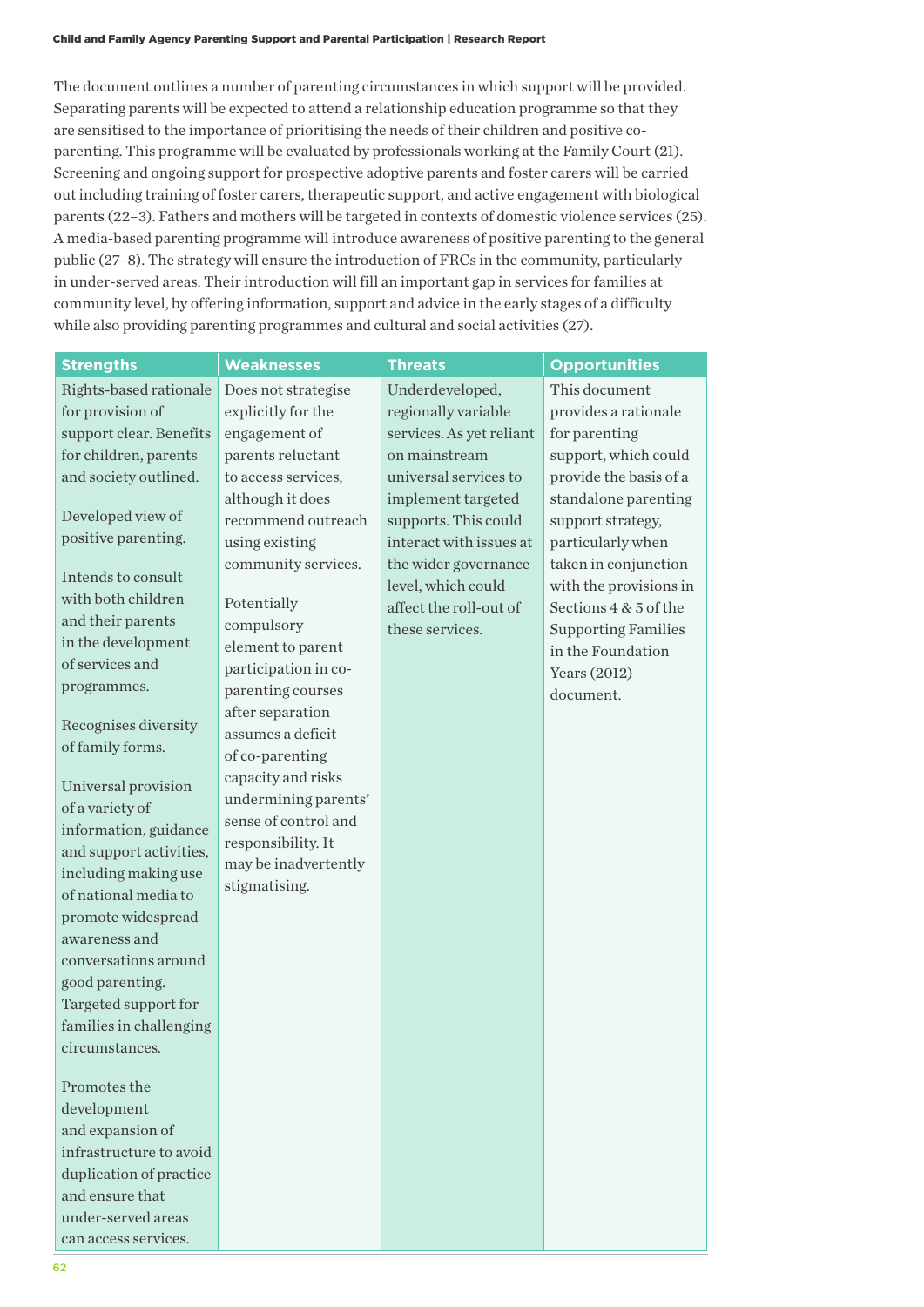The document outlines a number of parenting circumstances in which support will be provided. Separating parents will be expected to attend a relationship education programme so that they are sensitised to the importance of prioritising the needs of their children and positive co-parenting. This programme will be evaluated by professionals working at the Family Court (21). Screening and ongoing support for prospective adoptive parents and foster carers will be carried out including training of foster carers, therapeutic support, and active engagement with biological parents (22–3). Fathers and mothers will be targeted in contexts of domestic violence services (25). A media-based parenting programme will introduce awareness of positive parenting to the general public (27–8). The strategy will ensure the introduction of FRCs in the community, particularly in under-served areas. Their introduction will fill an important gap in services for families at community level, by offering information, support and advice in the early stages of a difficulty while also providing parenting programmes and cultural and social activities (27).

| Strengths | Weaknesses | Threats | Opportunities |
|---|---|---|---|
| Rights-based rationale for provision of support clear. Benefits for children, parents and society outlined.<br><br>Developed view of positive parenting.<br><br>Intends to consult with both children and their parents in the development of services and programmes.<br><br>Recognises diversity of family forms.<br><br>Universal provision of a variety of information, guidance and support activities, including making use of national media to promote widespread awareness and conversations around good parenting. Targeted support for families in challenging circumstances.<br><br>Promotes the development and expansion of infrastructure to avoid duplication of practice and ensure that under-served areas can access services. | Does not strategise explicitly for the engagement of parents reluctant to access services, although it does recommend outreach using existing community services.<br><br>Potentially compulsory element to parent participation in co-parenting courses after separation assumes a deficit of co-parenting capacity and risks undermining parents' sense of control and responsibility. It may be inadvertently stigmatising. | Underdeveloped, regionally variable services. As yet reliant on mainstream universal services to implement targeted supports. This could interact with issues at the wider governance level, which could affect the roll-out of these services. | This document provides a rationale for parenting support, which could provide the basis of a standalone parenting support strategy, particularly when taken in conjunction with the provisions in Sections 4 & 5 of the Supporting Families in the Foundation Years (2012) document. |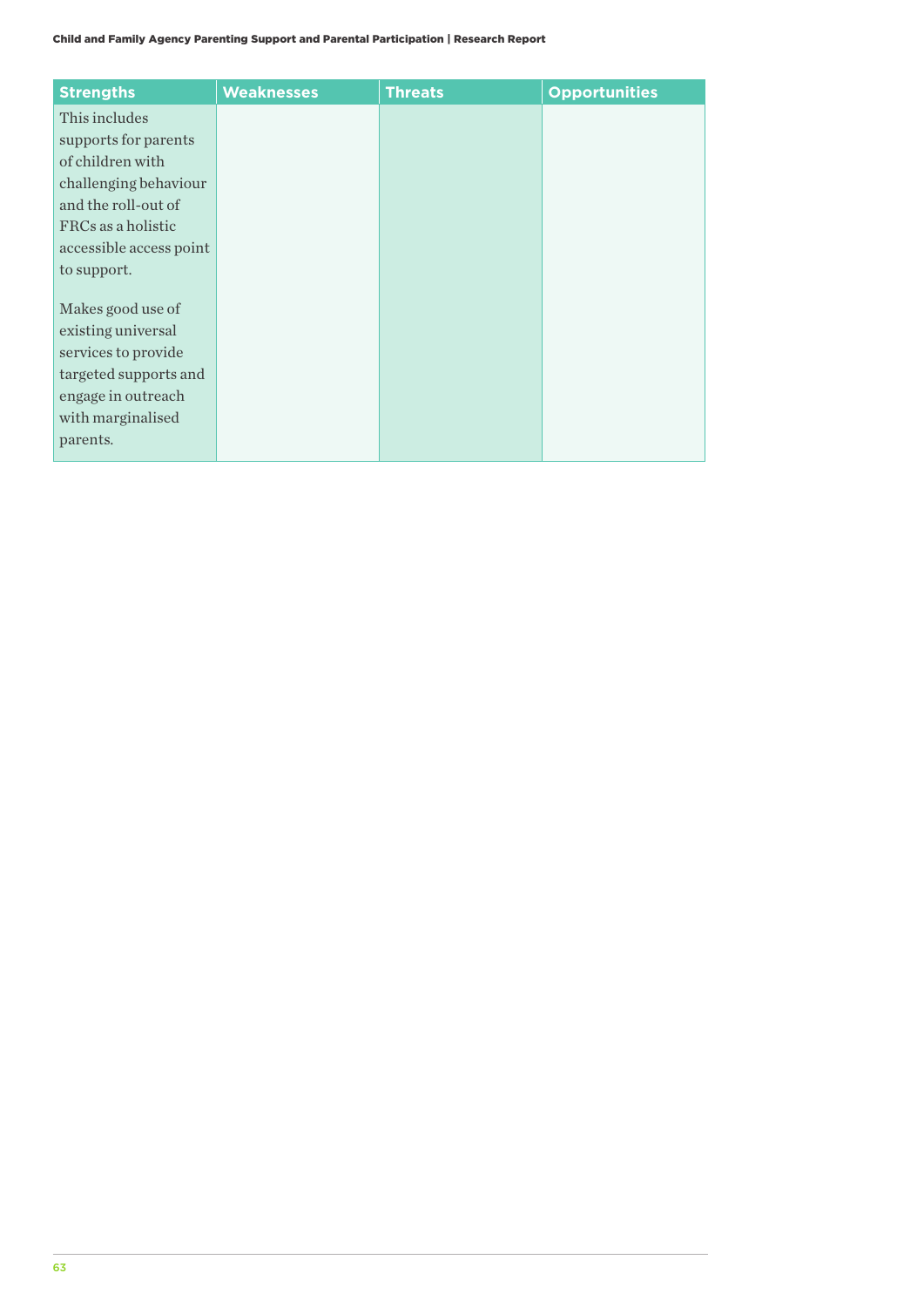| Strengths | Weaknesses | Threats | Opportunities |
| --- | --- | --- | --- |
| This includes supports for parents of children with challenging behaviour and the roll-out of FRCs as a holistic accessible access point to support.<br><br>Makes good use of existing universal services to provide targeted supports and engage in outreach with marginalised parents. | | | |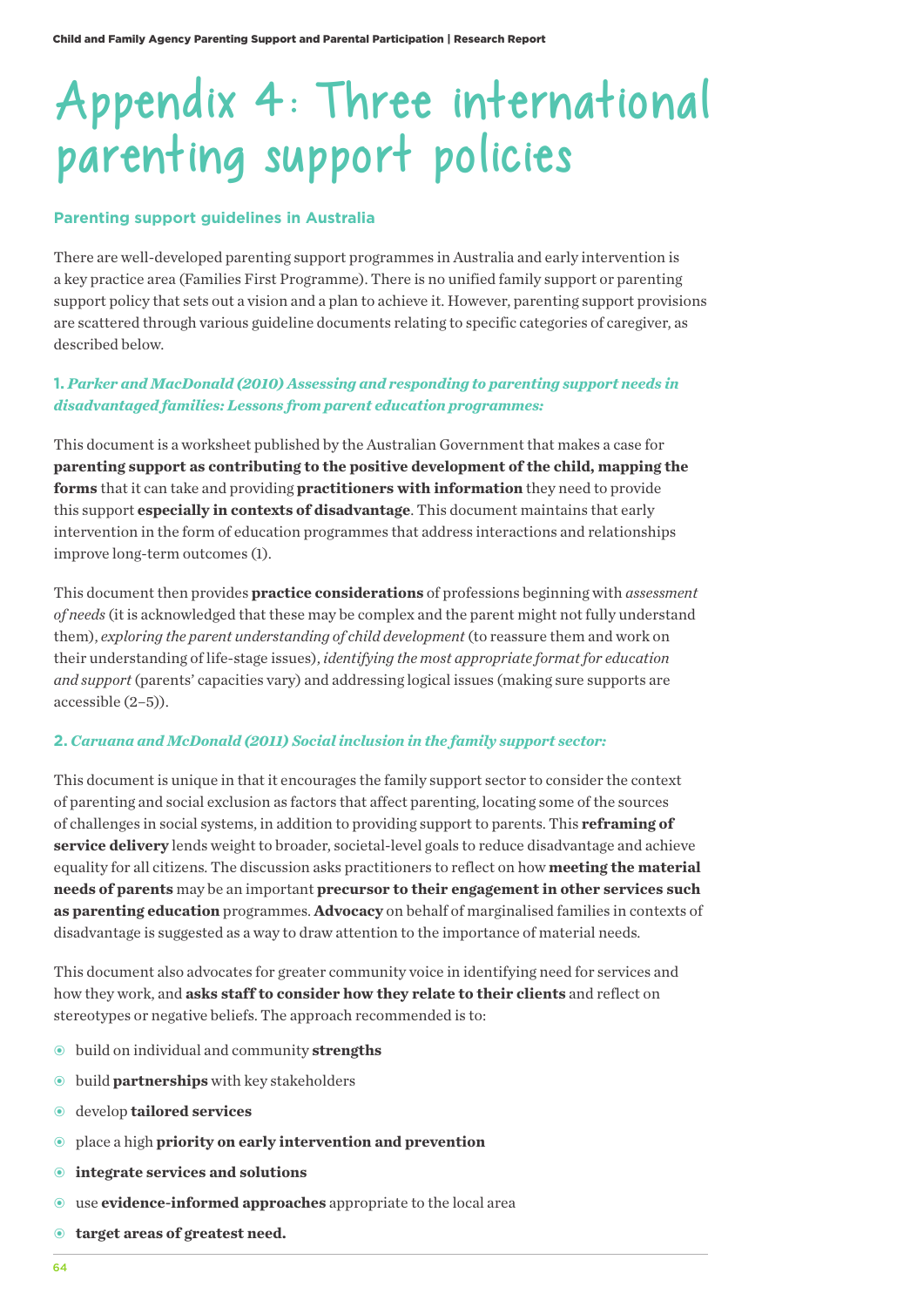# Appendix 4: Three international parenting support policies

## Parenting support guidelines in Australia

There are well-developed parenting support programmes in Australia and early intervention is a key practice area (Families First Programme). There is no unified family support or parenting support policy that sets out a vision and a plan to achieve it. However, parenting support provisions are scattered through various guideline documents relating to specific categories of caregiver, as described below.

### 1. *Parker and MacDonald (2010) Assessing and responding to parenting support needs in disadvantaged families: Lessons from parent education programmes:*

This document is a worksheet published by the Australian Government that makes a case for **parenting support as contributing to the positive development of the child, mapping the forms** that it can take and providing **practitioners with information** they need to provide this support **especially in contexts of disadvantage**. This document maintains that early intervention in the form of education programmes that address interactions and relationships improve long-term outcomes (1).

This document then provides **practice considerations** of professions beginning with *assessment of needs* (it is acknowledged that these may be complex and the parent might not fully understand them), *exploring the parent understanding of child development* (to reassure them and work on their understanding of life-stage issues), *identifying the most appropriate format for education and support* (parents' capacities vary) and addressing logical issues (making sure supports are accessible (2–5)).

### 2. *Caruana and McDonald (2011) Social inclusion in the family support sector:*

This document is unique in that it encourages the family support sector to consider the context of parenting and social exclusion as factors that affect parenting, locating some of the sources of challenges in social systems, in addition to providing support to parents. This **reframing of service delivery** lends weight to broader, societal-level goals to reduce disadvantage and achieve equality for all citizens. The discussion asks practitioners to reflect on how **meeting the material needs of parents** may be an important **precursor to their engagement in other services such as parenting education** programmes. **Advocacy** on behalf of marginalised families in contexts of disadvantage is suggested as a way to draw attention to the importance of material needs.

This document also advocates for greater community voice in identifying need for services and how they work, and **asks staff to consider how they relate to their clients** and reflect on stereotypes or negative beliefs. The approach recommended is to:

- build on individual and community **strengths**
- build **partnerships** with key stakeholders
- develop **tailored services**
- place a high **priority on early intervention and prevention**
- **integrate services and solutions**
- use **evidence-informed approaches** appropriate to the local area
- **target areas of greatest need.**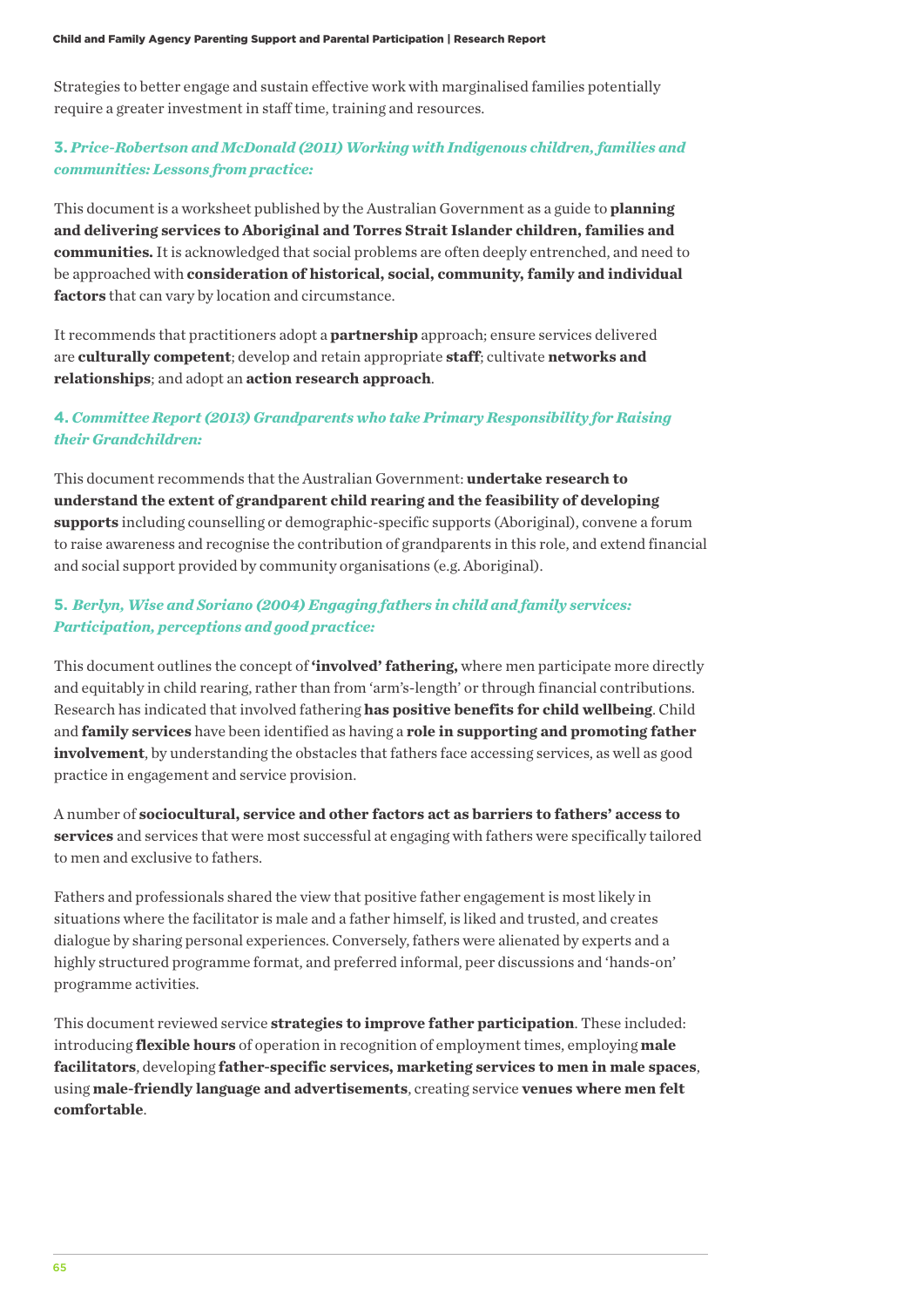Strategies to better engage and sustain effective work with marginalised families potentially require a greater investment in staff time, training and resources.

### 3. *Price-Robertson and McDonald (2011) Working with Indigenous children, families and communities: Lessons from practice:*

This document is a worksheet published by the Australian Government as a guide to **planning and delivering services to Aboriginal and Torres Strait Islander children, families and communities.** It is acknowledged that social problems are often deeply entrenched, and need to be approached with **consideration of historical, social, community, family and individual factors** that can vary by location and circumstance.

It recommends that practitioners adopt a **partnership** approach; ensure services delivered are **culturally competent**; develop and retain appropriate **staff**; cultivate **networks and relationships**; and adopt an **action research approach**.

### 4. *Committee Report (2013) Grandparents who take Primary Responsibility for Raising their Grandchildren:*

This document recommends that the Australian Government: **undertake research to understand the extent of grandparent child rearing and the feasibility of developing supports** including counselling or demographic-specific supports (Aboriginal), convene a forum to raise awareness and recognise the contribution of grandparents in this role, and extend financial and social support provided by community organisations (e.g. Aboriginal).

### 5. *Berlyn, Wise and Soriano (2004) Engaging fathers in child and family services: Participation, perceptions and good practice:*

This document outlines the concept of **'involved' fathering,** where men participate more directly and equitably in child rearing, rather than from 'arm's-length' or through financial contributions. Research has indicated that involved fathering **has positive benefits for child wellbeing**. Child and **family services** have been identified as having a **role in supporting and promoting father involvement**, by understanding the obstacles that fathers face accessing services, as well as good practice in engagement and service provision.

A number of **sociocultural, service and other factors act as barriers to fathers' access to services** and services that were most successful at engaging with fathers were specifically tailored to men and exclusive to fathers.

Fathers and professionals shared the view that positive father engagement is most likely in situations where the facilitator is male and a father himself, is liked and trusted, and creates dialogue by sharing personal experiences. Conversely, fathers were alienated by experts and a highly structured programme format, and preferred informal, peer discussions and 'hands-on' programme activities.

This document reviewed service **strategies to improve father participation**. These included: introducing **flexible hours** of operation in recognition of employment times, employing **male facilitators**, developing **father-specific services, marketing services to men in male spaces**, using **male-friendly language and advertisements**, creating service **venues where men felt comfortable**.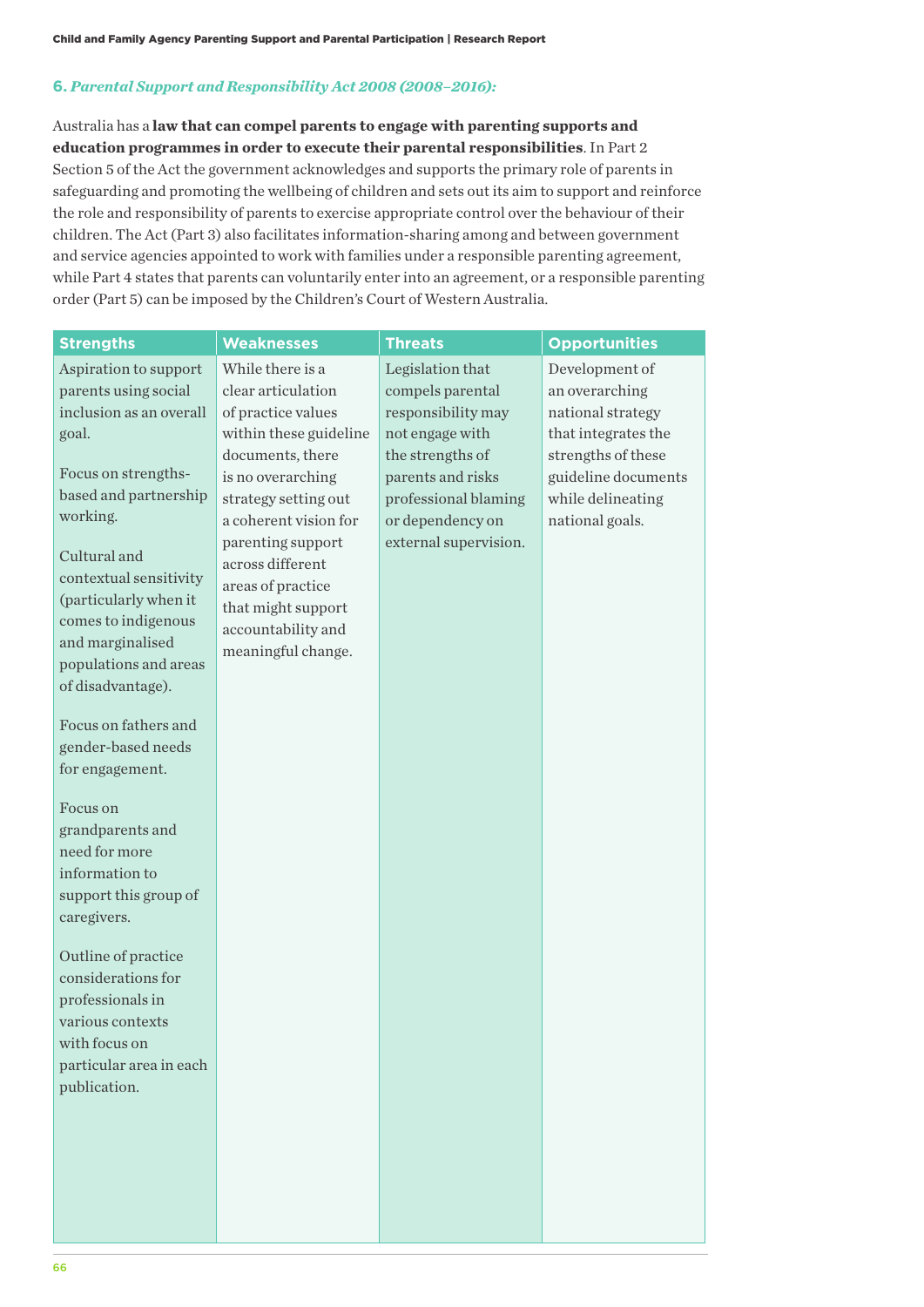### 6. *Parental Support and Responsibility Act 2008 (2008–2016):*

Australia has a **law that can compel parents to engage with parenting supports and education programmes in order to execute their parental responsibilities**. In Part 2 Section 5 of the Act the government acknowledges and supports the primary role of parents in safeguarding and promoting the wellbeing of children and sets out its aim to support and reinforce the role and responsibility of parents to exercise appropriate control over the behaviour of their children. The Act (Part 3) also facilitates information-sharing among and between government and service agencies appointed to work with families under a responsible parenting agreement, while Part 4 states that parents can voluntarily enter into an agreement, or a responsible parenting order (Part 5) can be imposed by the Children's Court of Western Australia.

| Strengths | Weaknesses | Threats | Opportunities |
|---|---|---|---|
| Aspiration to support parents using social inclusion as an overall goal.<br><br>Focus on strengths-based and partnership working.<br><br>Cultural and contextual sensitivity (particularly when it comes to indigenous and marginalised populations and areas of disadvantage).<br><br>Focus on fathers and gender-based needs for engagement.<br><br>Focus on grandparents and need for more information to support this group of caregivers.<br><br>Outline of practice considerations for professionals in various contexts with focus on particular area in each publication. | While there is a clear articulation of practice values within these guideline documents, there is no overarching strategy setting out a coherent vision for parenting support across different areas of practice that might support accountability and meaningful change. | Legislation that compels parental responsibility may not engage with the strengths of parents and risks professional blaming or dependency on external supervision. | Development of an overarching national strategy that integrates the strengths of these guideline documents while delineating national goals. |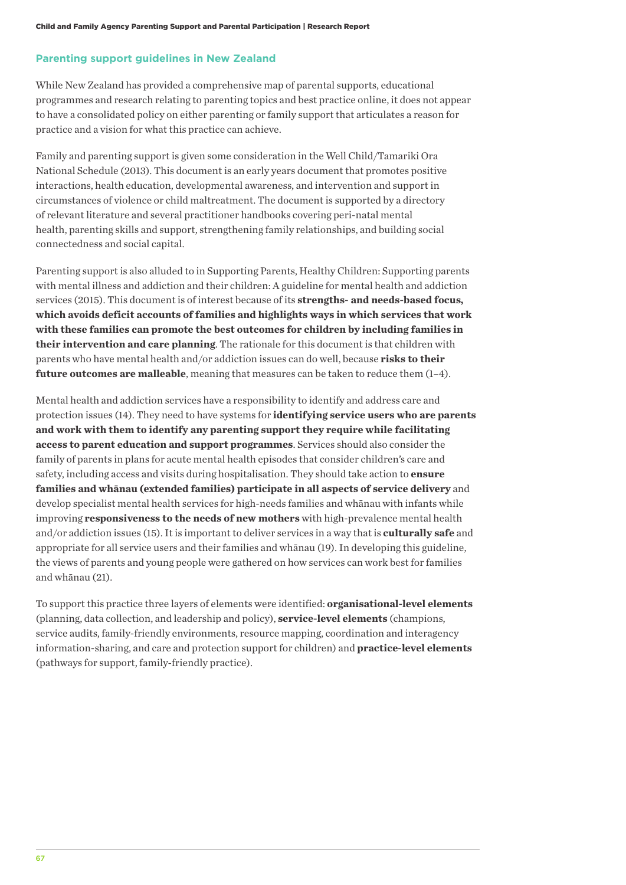## Parenting support guidelines in New Zealand

While New Zealand has provided a comprehensive map of parental supports, educational programmes and research relating to parenting topics and best practice online, it does not appear to have a consolidated policy on either parenting or family support that articulates a reason for practice and a vision for what this practice can achieve.

Family and parenting support is given some consideration in the Well Child/Tamariki Ora National Schedule (2013). This document is an early years document that promotes positive interactions, health education, developmental awareness, and intervention and support in circumstances of violence or child maltreatment. The document is supported by a directory of relevant literature and several practitioner handbooks covering peri-natal mental health, parenting skills and support, strengthening family relationships, and building social connectedness and social capital.

Parenting support is also alluded to in Supporting Parents, Healthy Children: Supporting parents with mental illness and addiction and their children: A guideline for mental health and addiction services (2015). This document is of interest because of its **strengths- and needs-based focus, which avoids deficit accounts of families and highlights ways in which services that work with these families can promote the best outcomes for children by including families in their intervention and care planning**. The rationale for this document is that children with parents who have mental health and/or addiction issues can do well, because **risks to their future outcomes are malleable**, meaning that measures can be taken to reduce them (1–4).

Mental health and addiction services have a responsibility to identify and address care and protection issues (14). They need to have systems for **identifying service users who are parents and work with them to identify any parenting support they require while facilitating access to parent education and support programmes**. Services should also consider the family of parents in plans for acute mental health episodes that consider children's care and safety, including access and visits during hospitalisation. They should take action to **ensure families and whānau (extended families) participate in all aspects of service delivery** and develop specialist mental health services for high-needs families and whānau with infants while improving **responsiveness to the needs of new mothers** with high-prevalence mental health and/or addiction issues (15). It is important to deliver services in a way that is **culturally safe** and appropriate for all service users and their families and whānau (19). In developing this guideline, the views of parents and young people were gathered on how services can work best for families and whānau (21).

To support this practice three layers of elements were identified: **organisational-level elements** (planning, data collection, and leadership and policy), **service-level elements** (champions, service audits, family-friendly environments, resource mapping, coordination and interagency information-sharing, and care and protection support for children) and **practice-level elements** (pathways for support, family-friendly practice).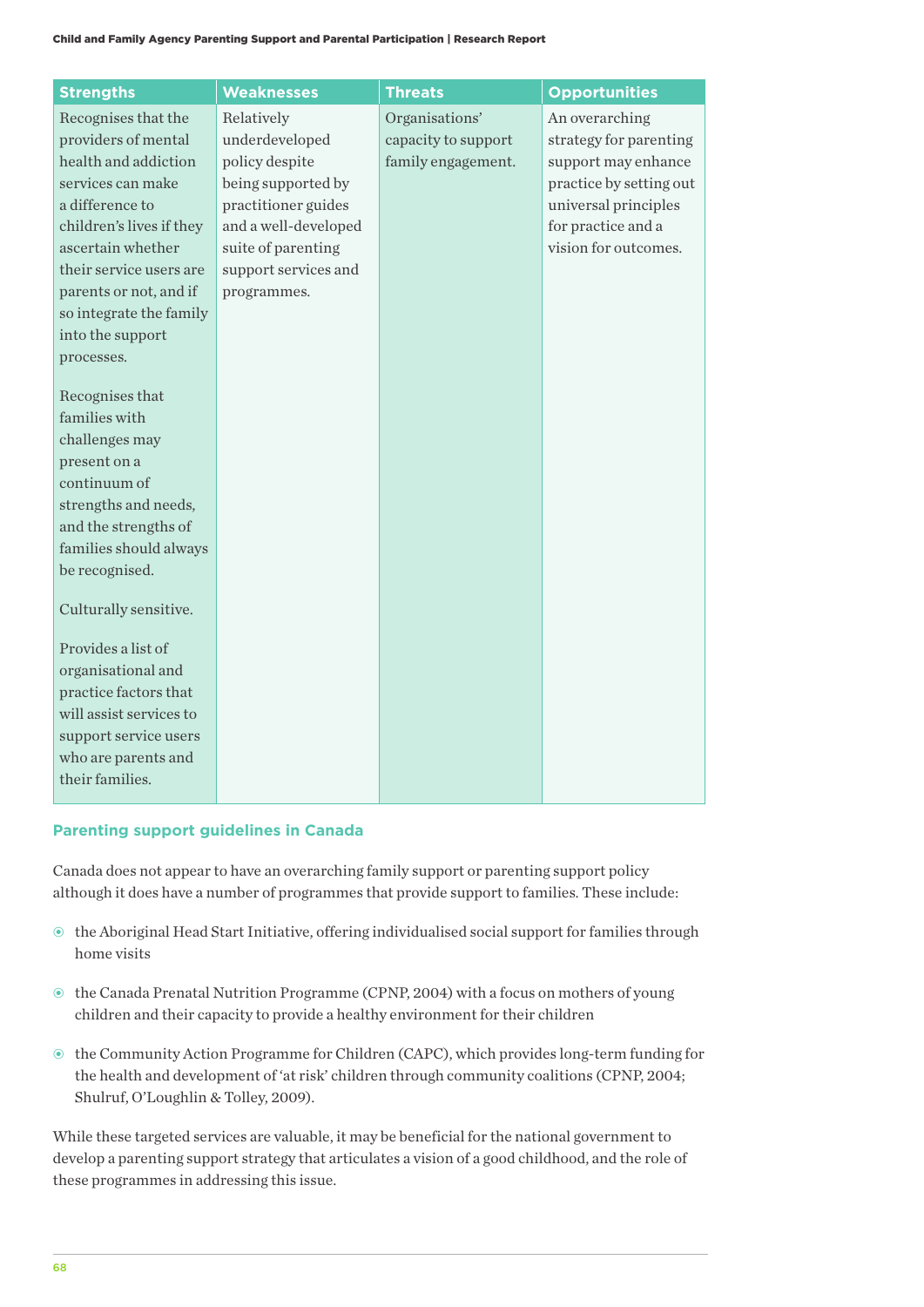| Strengths | Weaknesses | Threats | Opportunities |
| --- | --- | --- | --- |
| Recognises that the providers of mental health and addiction services can make a difference to children's lives if they ascertain whether their service users are parents or not, and if so integrate the family into the support processes.<br><br>Recognises that families with challenges may present on a continuum of strengths and needs, and the strengths of families should always be recognised.<br><br>Culturally sensitive.<br><br>Provides a list of organisational and practice factors that will assist services to support service users who are parents and their families. | Relatively underdeveloped policy despite being supported by practitioner guides and a well-developed suite of parenting support services and programmes. | Organisations' capacity to support family engagement. | An overarching strategy for parenting support may enhance practice by setting out universal principles for practice and a vision for outcomes. |

### Parenting support guidelines in Canada

Canada does not appear to have an overarching family support or parenting support policy although it does have a number of programmes that provide support to families. These include:

- the Aboriginal Head Start Initiative, offering individualised social support for families through home visits
- the Canada Prenatal Nutrition Programme (CPNP, 2004) with a focus on mothers of young children and their capacity to provide a healthy environment for their children
- the Community Action Programme for Children (CAPC), which provides long-term funding for the health and development of 'at risk' children through community coalitions (CPNP, 2004; Shulruf, O'Loughlin & Tolley, 2009).

While these targeted services are valuable, it may be beneficial for the national government to develop a parenting support strategy that articulates a vision of a good childhood, and the role of these programmes in addressing this issue.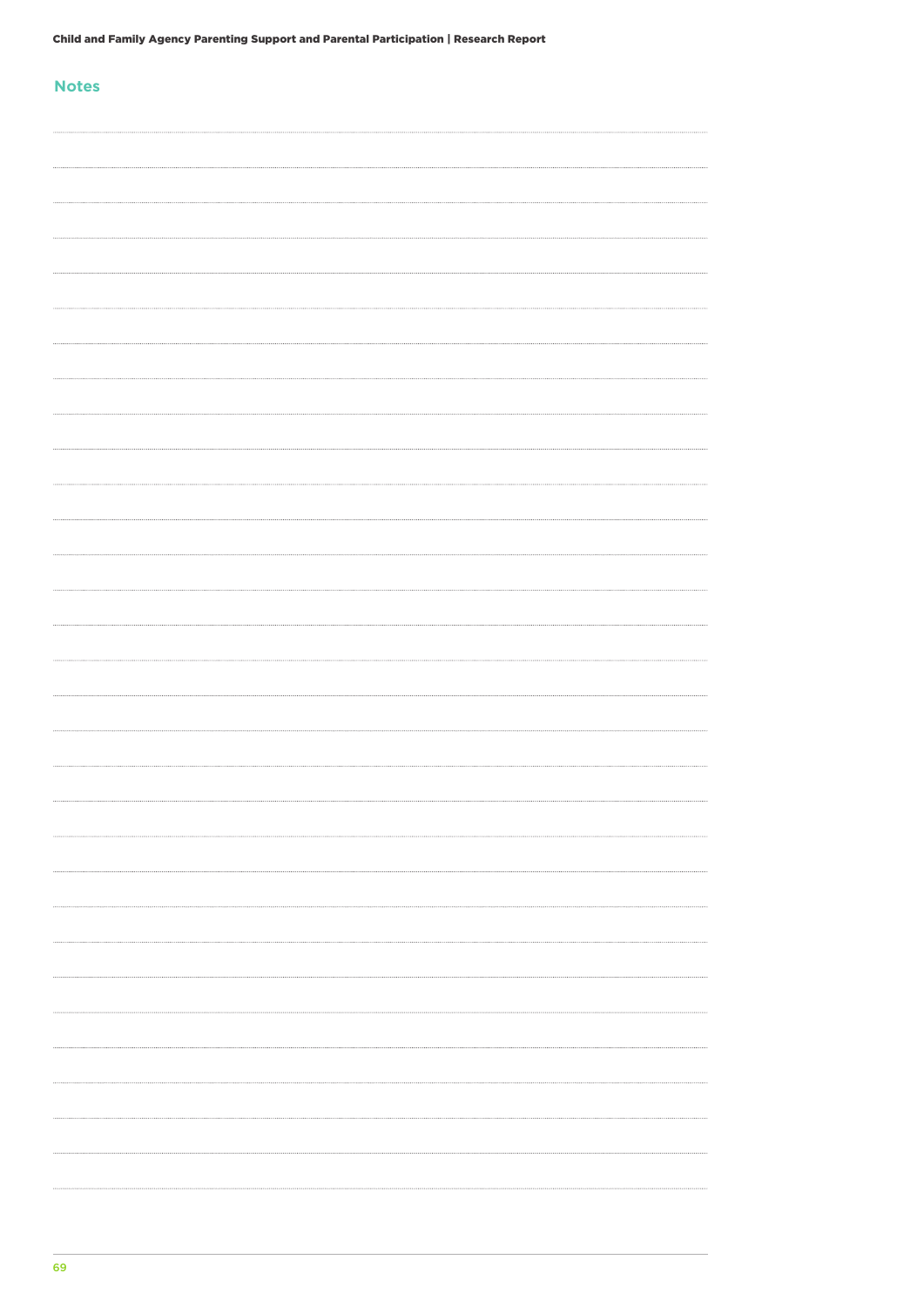## Notes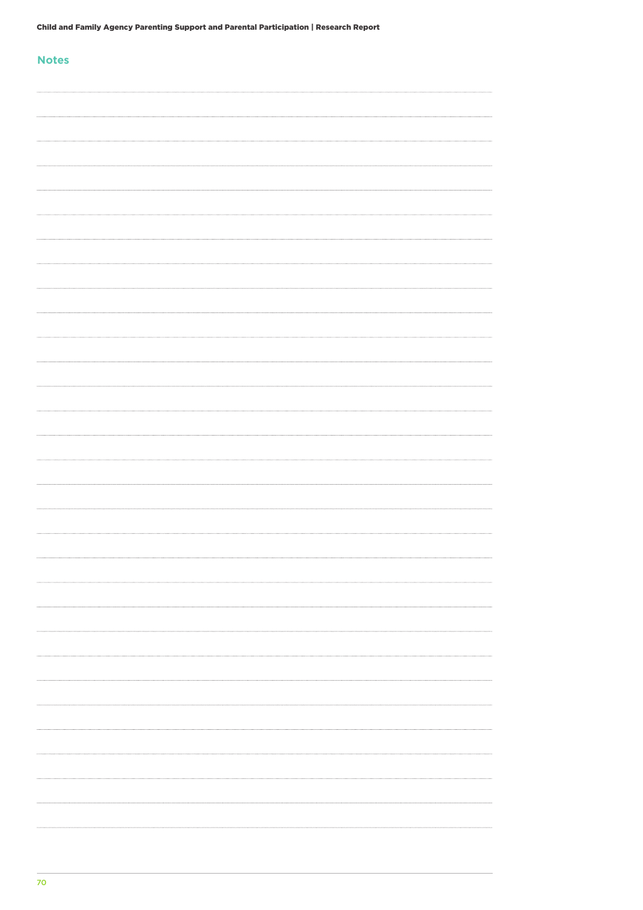## Notes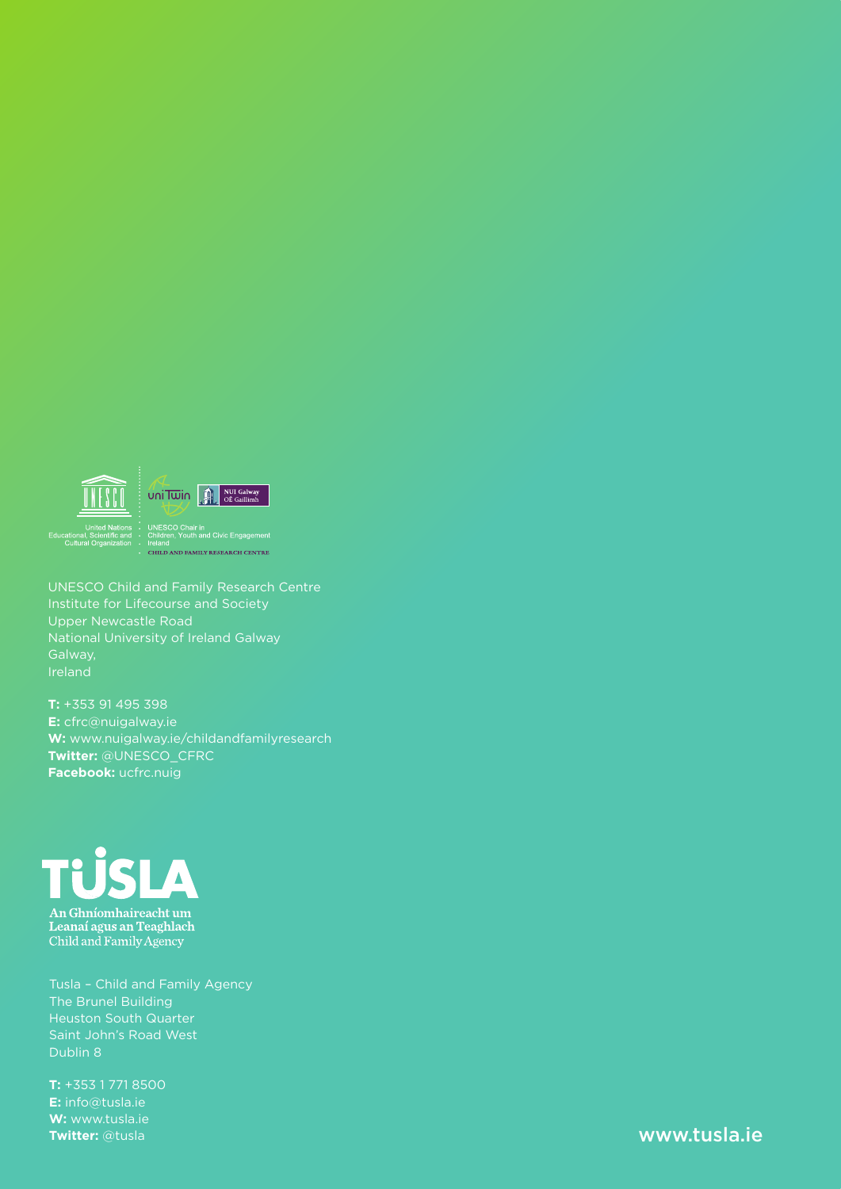United Nations
Educational, Scientific and
Cultural Organization

UNESCO Chair in
Children, Youth and Civic Engagement
Ireland

CHILD AND FAMILY RESEARCH CENTRE

NUI Galway
OÉ Gaillimh

UNESCO Child and Family Research Centre
Institute for Lifecourse and Society
Upper Newcastle Road
National University of Ireland Galway
Galway,
Ireland

**T:** +353 91 495 398
**E:** cfrc@nuigalway.ie
**W:** www.nuigalway.ie/childandfamilyresearch
**Twitter:** @UNESCO_CFRC
**Facebook:** ucfrc.nuig

TÚSLA
An Ghníomhaireacht um
Leanaí agus an Teaghlach
Child and Family Agency

Tusla – Child and Family Agency
The Brunel Building
Heuston South Quarter
Saint John's Road West
Dublin 8

**T:** +353 1 771 8500
**E:** info@tusla.ie
**W:** www.tusla.ie
**Twitter:** @tusla

www.tusla.ie